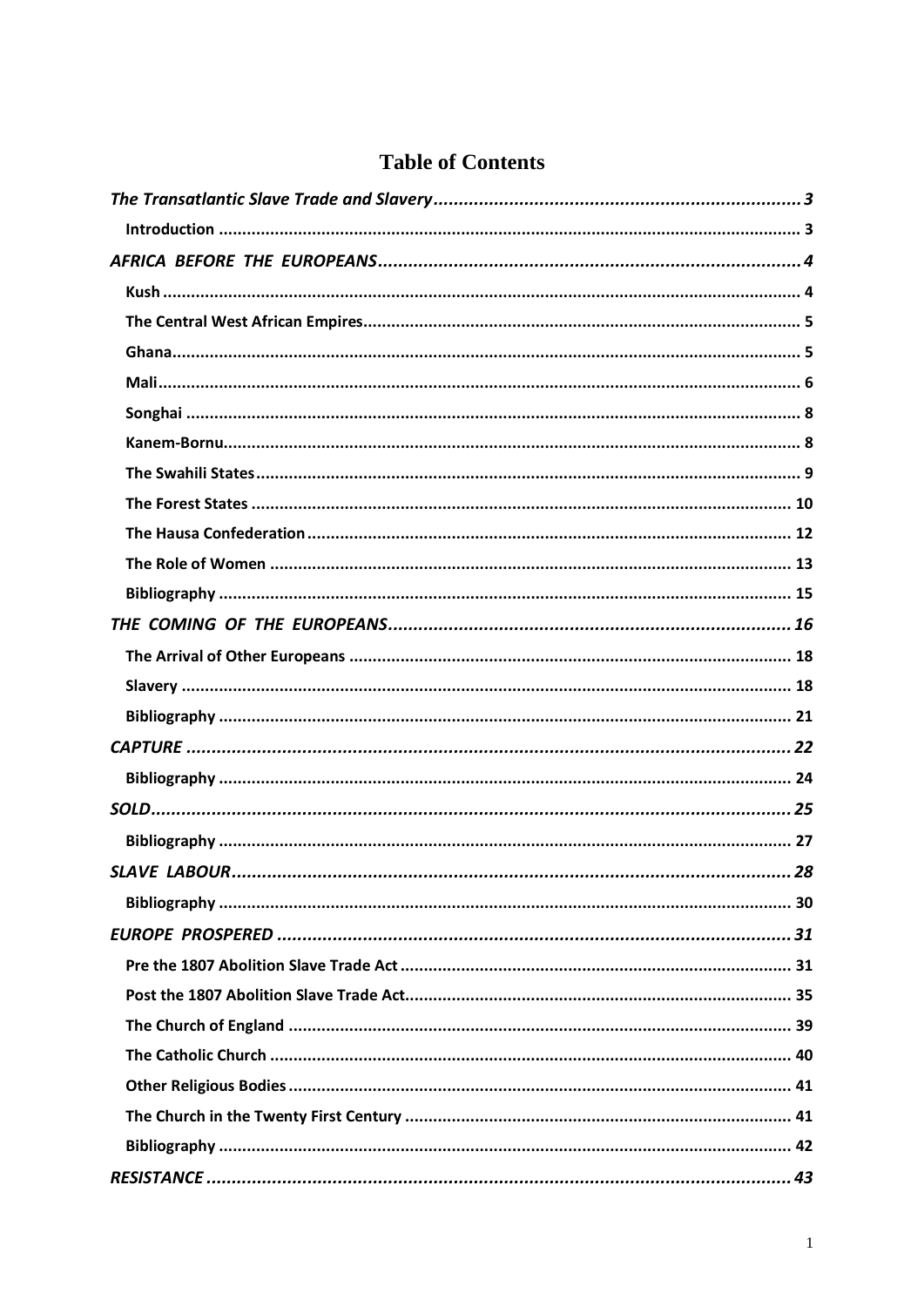# Table of Contents

*The Transatlantic Slave Trade and Slavery* ..... 3
- **Introduction** ..... 3

*AFRICA BEFORE THE EUROPEANS* ..... 4
- **Kush** ..... 4
- **The Central West African Empires** ..... 5
- **Ghana** ..... 5
- **Mali** ..... 6
- **Songhai** ..... 8
- **Kanem-Bornu** ..... 8
- **The Swahili States** ..... 9
- **The Forest States** ..... 10
- **The Hausa Confederation** ..... 12
- **The Role of Women** ..... 13
- **Bibliography** ..... 15

*THE COMING OF THE EUROPEANS* ..... 16
- **The Arrival of Other Europeans** ..... 18
- **Slavery** ..... 18
- **Bibliography** ..... 21

*CAPTURE* ..... 22
- **Bibliography** ..... 24

*SOLD* ..... 25
- **Bibliography** ..... 27

*SLAVE LABOUR* ..... 28
- **Bibliography** ..... 30

*EUROPE PROSPERED* ..... 31
- **Pre the 1807 Abolition Slave Trade Act** ..... 31
- **Post the 1807 Abolition Slave Trade Act** ..... 35
- **The Church of England** ..... 39
- **The Catholic Church** ..... 40
- **Other Religious Bodies** ..... 41
- **The Church in the Twenty First Century** ..... 41
- **Bibliography** ..... 42

*RESISTANCE* ..... 43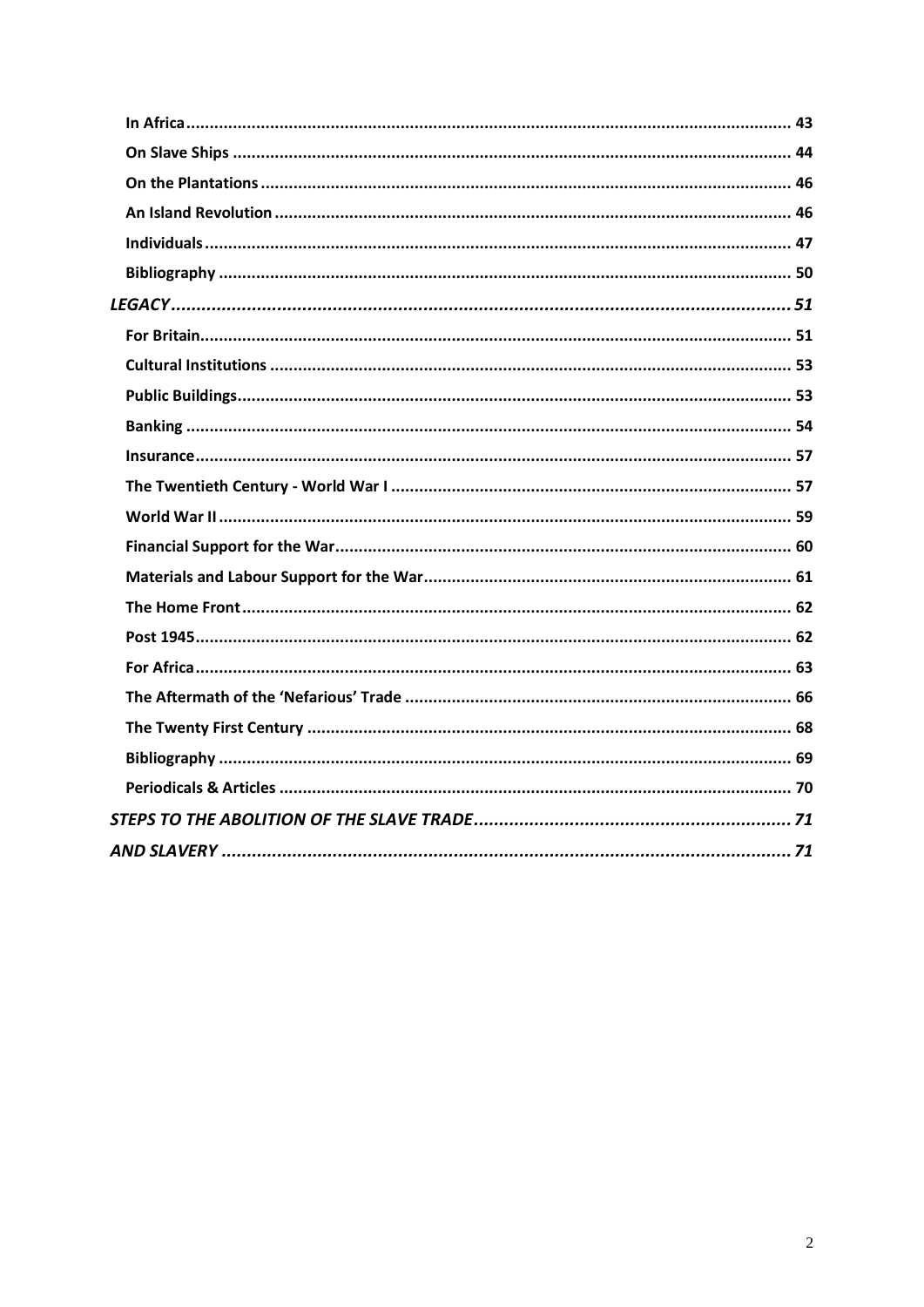**In Africa** ..... 43
**On Slave Ships** ..... 44
**On the Plantations** ..... 46
**An Island Revolution** ..... 46
**Individuals** ..... 47
**Bibliography** ..... 50

***LEGACY*** ..... ***51***

**For Britain** ..... 51
**Cultural Institutions** ..... 53
**Public Buildings** ..... 53
**Banking** ..... 54
**Insurance** ..... 57
**The Twentieth Century - World War I** ..... 57
**World War II** ..... 59
**Financial Support for the War** ..... 60
**Materials and Labour Support for the War** ..... 61
**The Home Front** ..... 62
**Post 1945** ..... 62
**For Africa** ..... 63
**The Aftermath of the 'Nefarious' Trade** ..... 66
**The Twenty First Century** ..... 68
**Bibliography** ..... 69
**Periodicals & Articles** ..... 70

***STEPS TO THE ABOLITION OF THE SLAVE TRADE*** ..... ***71***

***AND SLAVERY*** ..... ***71***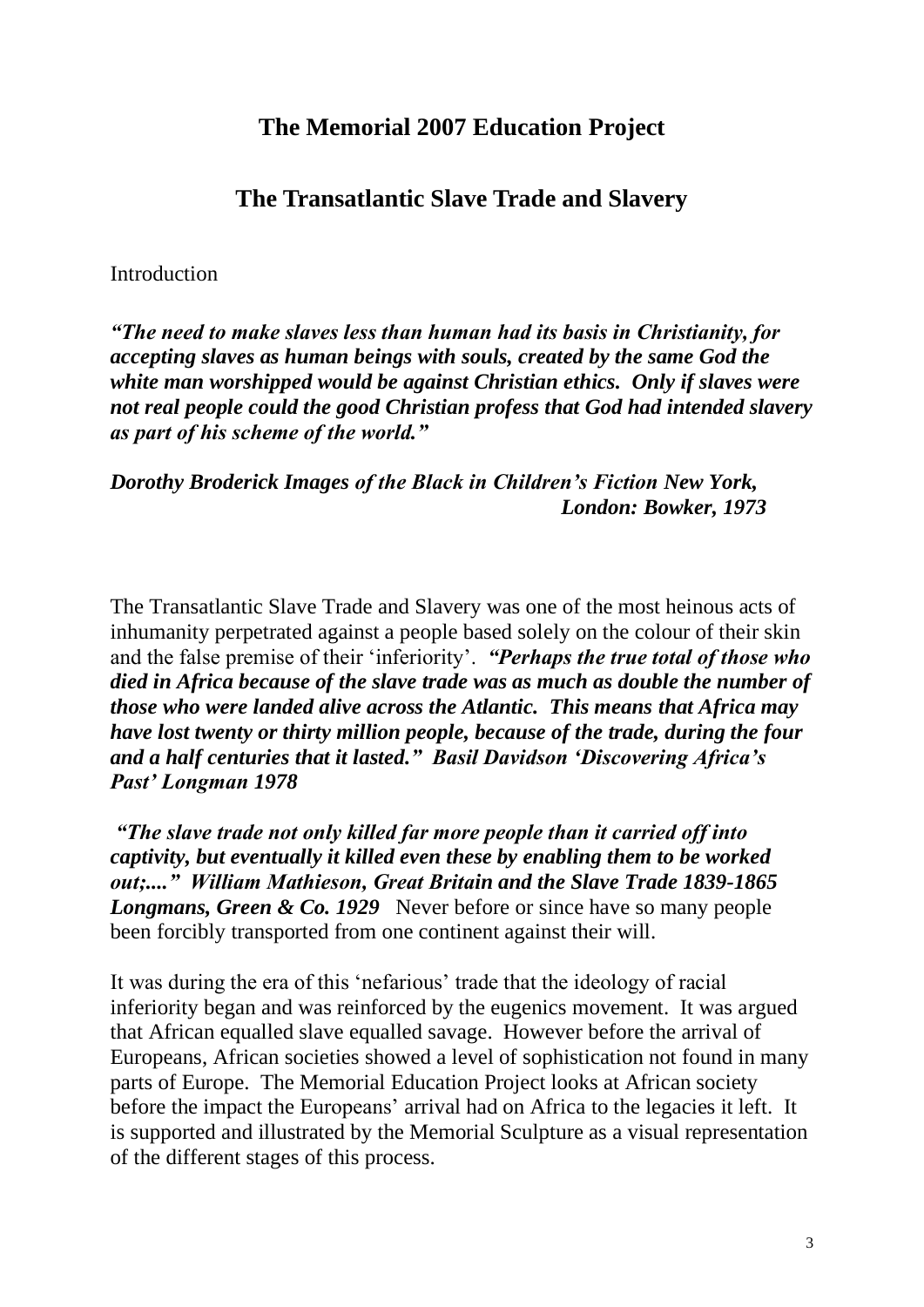## The Memorial 2007 Education Project

## The Transatlantic Slave Trade and Slavery

Introduction

***"The need to make slaves less than human had its basis in Christianity, for accepting slaves as human beings with souls, created by the same God the white man worshipped would be against Christian ethics. Only if slaves were not real people could the good Christian profess that God had intended slavery as part of his scheme of the world."***

***Dorothy Broderick Images of the Black in Children's Fiction New York, London: Bowker, 1973***

The Transatlantic Slave Trade and Slavery was one of the most heinous acts of inhumanity perpetrated against a people based solely on the colour of their skin and the false premise of their 'inferiority'. ***"Perhaps the true total of those who died in Africa because of the slave trade was as much as double the number of those who were landed alive across the Atlantic. This means that Africa may have lost twenty or thirty million people, because of the trade, during the four and a half centuries that it lasted." Basil Davidson 'Discovering Africa's Past' Longman 1978***

***"The slave trade not only killed far more people than it carried off into captivity, but eventually it killed even these by enabling them to be worked out;...." William Mathieson, Great Britain and the Slave Trade 1839-1865 Longmans, Green & Co. 1929*** Never before or since have so many people been forcibly transported from one continent against their will.

It was during the era of this 'nefarious' trade that the ideology of racial inferiority began and was reinforced by the eugenics movement. It was argued that African equalled slave equalled savage. However before the arrival of Europeans, African societies showed a level of sophistication not found in many parts of Europe. The Memorial Education Project looks at African society before the impact the Europeans' arrival had on Africa to the legacies it left. It is supported and illustrated by the Memorial Sculpture as a visual representation of the different stages of this process.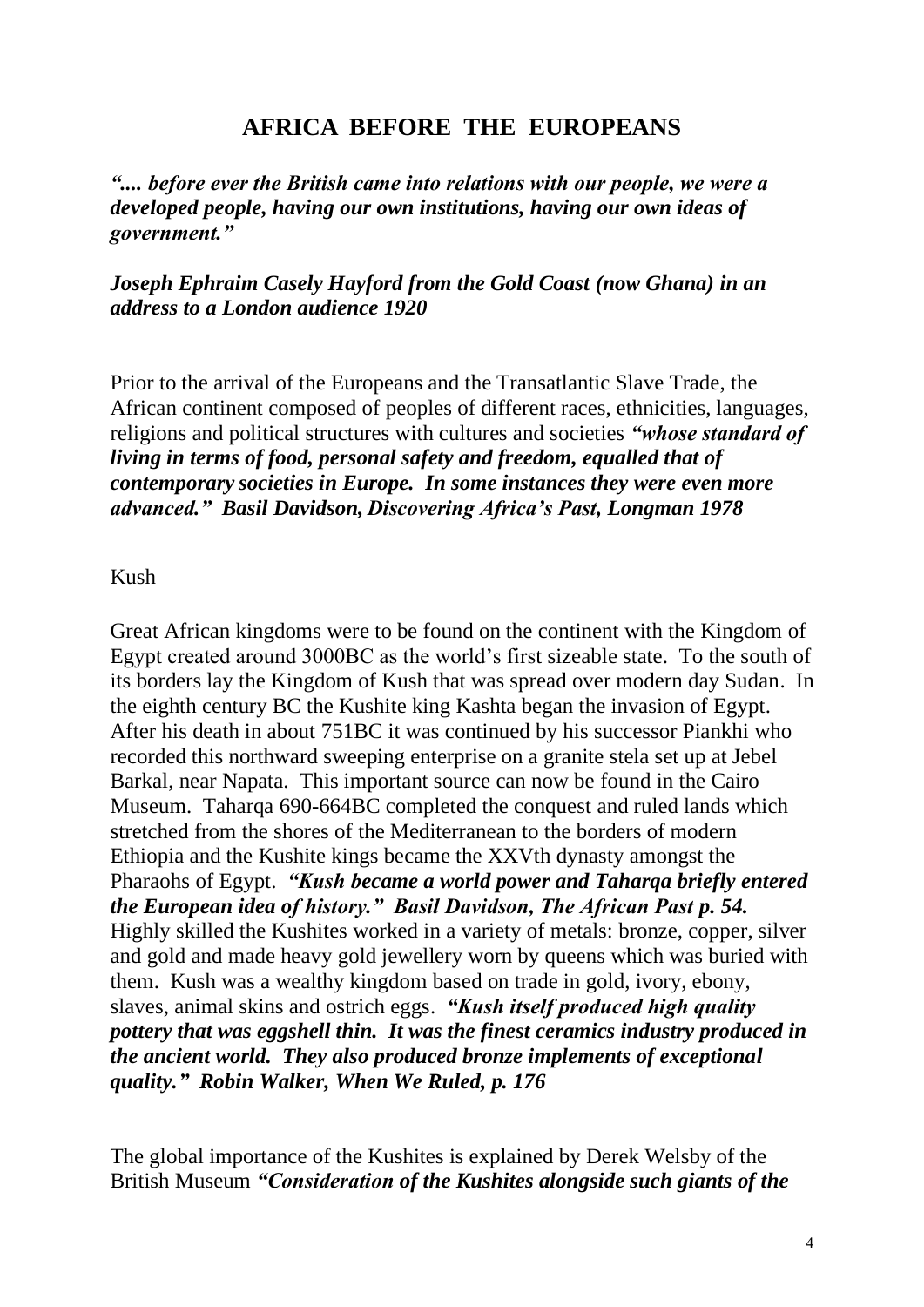# AFRICA BEFORE THE EUROPEANS

***".... before ever the British came into relations with our people, we were a developed people, having our own institutions, having our own ideas of government."***

***Joseph Ephraim Casely Hayford from the Gold Coast (now Ghana) in an address to a London audience 1920***

Prior to the arrival of the Europeans and the Transatlantic Slave Trade, the African continent composed of peoples of different races, ethnicities, languages, religions and political structures with cultures and societies ***"whose standard of living in terms of food, personal safety and freedom, equalled that of contemporary societies in Europe. In some instances they were even more advanced." Basil Davidson, Discovering Africa's Past, Longman 1978***

Kush

Great African kingdoms were to be found on the continent with the Kingdom of Egypt created around 3000BC as the world's first sizeable state. To the south of its borders lay the Kingdom of Kush that was spread over modern day Sudan. In the eighth century BC the Kushite king Kashta began the invasion of Egypt. After his death in about 751BC it was continued by his successor Piankhi who recorded this northward sweeping enterprise on a granite stela set up at Jebel Barkal, near Napata. This important source can now be found in the Cairo Museum. Taharqa 690-664BC completed the conquest and ruled lands which stretched from the shores of the Mediterranean to the borders of modern Ethiopia and the Kushite kings became the XXVth dynasty amongst the Pharaohs of Egypt. ***"Kush became a world power and Taharqa briefly entered the European idea of history." Basil Davidson, The African Past p. 54.*** Highly skilled the Kushites worked in a variety of metals: bronze, copper, silver and gold and made heavy gold jewellery worn by queens which was buried with them. Kush was a wealthy kingdom based on trade in gold, ivory, ebony, slaves, animal skins and ostrich eggs. ***"Kush itself produced high quality pottery that was eggshell thin. It was the finest ceramics industry produced in the ancient world. They also produced bronze implements of exceptional quality." Robin Walker, When We Ruled, p. 176***

The global importance of the Kushites is explained by Derek Welsby of the British Museum ***"Consideration of the Kushites alongside such giants of the***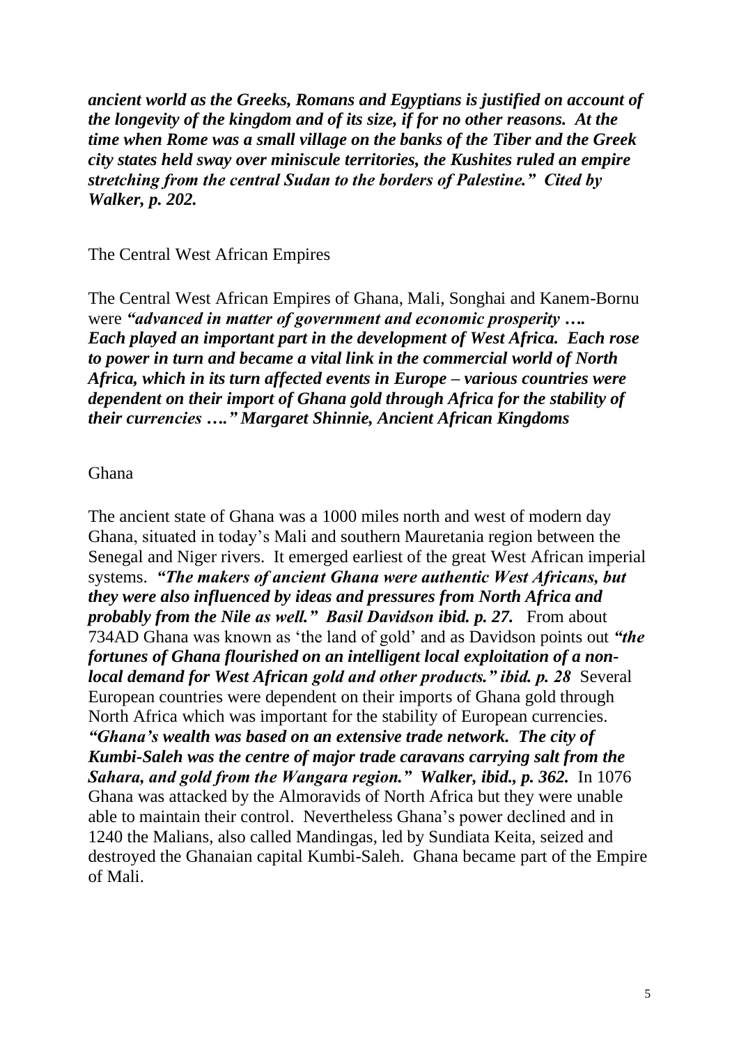***ancient world as the Greeks, Romans and Egyptians is justified on account of the longevity of the kingdom and of its size, if for no other reasons. At the time when Rome was a small village on the banks of the Tiber and the Greek city states held sway over miniscule territories, the Kushites ruled an empire stretching from the central Sudan to the borders of Palestine." Cited by Walker, p. 202.***

## The Central West African Empires

The Central West African Empires of Ghana, Mali, Songhai and Kanem-Bornu were ***"advanced in matter of government and economic prosperity …. Each played an important part in the development of West Africa. Each rose to power in turn and became a vital link in the commercial world of North Africa, which in its turn affected events in Europe – various countries were dependent on their import of Ghana gold through Africa for the stability of their currencies …." Margaret Shinnie, Ancient African Kingdoms***

### Ghana

The ancient state of Ghana was a 1000 miles north and west of modern day Ghana, situated in today's Mali and southern Mauretania region between the Senegal and Niger rivers. It emerged earliest of the great West African imperial systems. ***"The makers of ancient Ghana were authentic West Africans, but they were also influenced by ideas and pressures from North Africa and probably from the Nile as well." Basil Davidson ibid. p. 27.*** From about 734AD Ghana was known as 'the land of gold' and as Davidson points out ***"the fortunes of Ghana flourished on an intelligent local exploitation of a non-local demand for West African gold and other products." ibid. p. 28*** Several European countries were dependent on their imports of Ghana gold through North Africa which was important for the stability of European currencies. ***"Ghana's wealth was based on an extensive trade network. The city of Kumbi-Saleh was the centre of major trade caravans carrying salt from the Sahara, and gold from the Wangara region." Walker, ibid., p. 362.*** In 1076 Ghana was attacked by the Almoravids of North Africa but they were unable able to maintain their control. Nevertheless Ghana's power declined and in 1240 the Malians, also called Mandingas, led by Sundiata Keita, seized and destroyed the Ghanaian capital Kumbi-Saleh. Ghana became part of the Empire of Mali.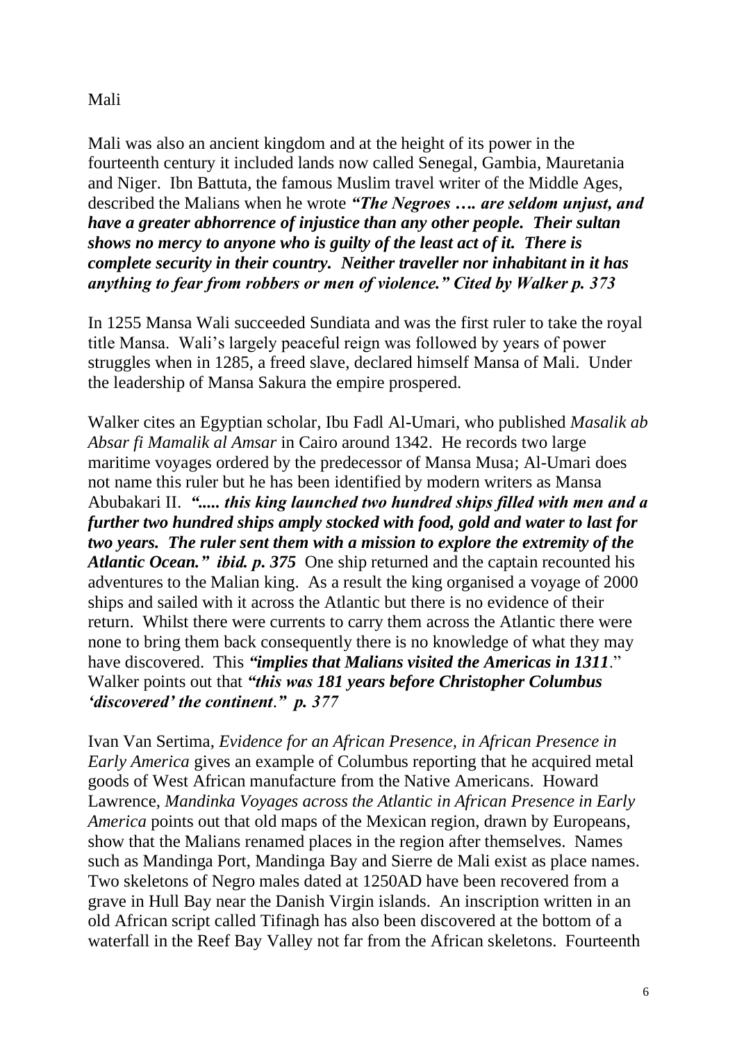Mali

Mali was also an ancient kingdom and at the height of its power in the fourteenth century it included lands now called Senegal, Gambia, Mauretania and Niger. Ibn Battuta, the famous Muslim travel writer of the Middle Ages, described the Malians when he wrote ***"The Negroes …. are seldom unjust, and have a greater abhorrence of injustice than any other people. Their sultan shows no mercy to anyone who is guilty of the least act of it. There is complete security in their country. Neither traveller nor inhabitant in it has anything to fear from robbers or men of violence." Cited by Walker p. 373***

In 1255 Mansa Wali succeeded Sundiata and was the first ruler to take the royal title Mansa. Wali's largely peaceful reign was followed by years of power struggles when in 1285, a freed slave, declared himself Mansa of Mali. Under the leadership of Mansa Sakura the empire prospered.

Walker cites an Egyptian scholar, Ibu Fadl Al-Umari, who published *Masalik ab Absar fi Mamalik al Amsar* in Cairo around 1342. He records two large maritime voyages ordered by the predecessor of Mansa Musa; Al-Umari does not name this ruler but he has been identified by modern writers as Mansa Abubakari II. ***"..... this king launched two hundred ships filled with men and a further two hundred ships amply stocked with food, gold and water to last for two years. The ruler sent them with a mission to explore the extremity of the Atlantic Ocean." ibid. p. 375*** One ship returned and the captain recounted his adventures to the Malian king. As a result the king organised a voyage of 2000 ships and sailed with it across the Atlantic but there is no evidence of their return. Whilst there were currents to carry them across the Atlantic there were none to bring them back consequently there is no knowledge of what they may have discovered. This ***"implies that Malians visited the Americas in 1311***." Walker points out that ***"this was 181 years before Christopher Columbus 'discovered' the continent." p. 377***

Ivan Van Sertima, *Evidence for an African Presence, in African Presence in Early America* gives an example of Columbus reporting that he acquired metal goods of West African manufacture from the Native Americans. Howard Lawrence, *Mandinka Voyages across the Atlantic in African Presence in Early America* points out that old maps of the Mexican region, drawn by Europeans, show that the Malians renamed places in the region after themselves. Names such as Mandinga Port, Mandinga Bay and Sierre de Mali exist as place names. Two skeletons of Negro males dated at 1250AD have been recovered from a grave in Hull Bay near the Danish Virgin islands. An inscription written in an old African script called Tifinagh has also been discovered at the bottom of a waterfall in the Reef Bay Valley not far from the African skeletons. Fourteenth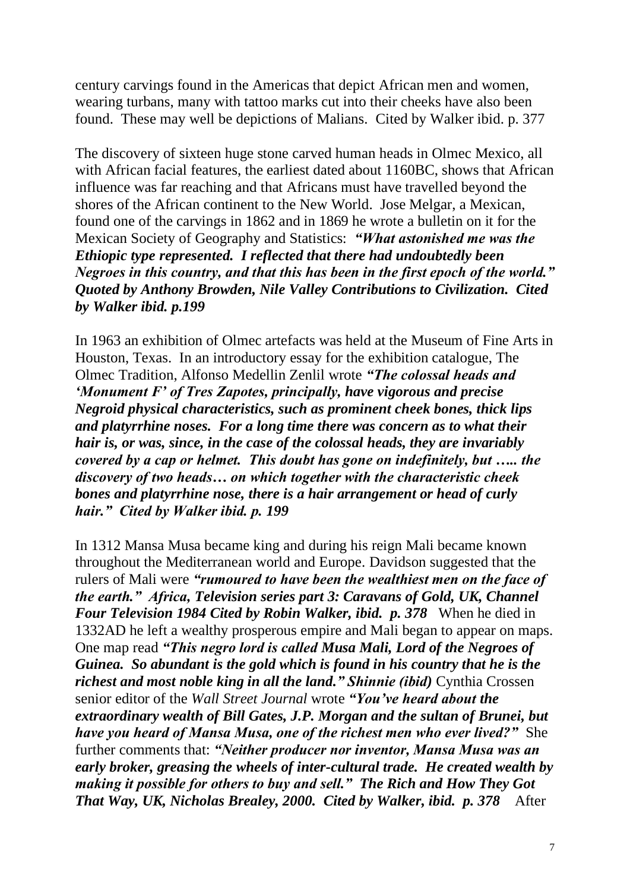century carvings found in the Americas that depict African men and women, wearing turbans, many with tattoo marks cut into their cheeks have also been found. These may well be depictions of Malians. Cited by Walker ibid. p. 377

The discovery of sixteen huge stone carved human heads in Olmec Mexico, all with African facial features, the earliest dated about 1160BC, shows that African influence was far reaching and that Africans must have travelled beyond the shores of the African continent to the New World. Jose Melgar, a Mexican, found one of the carvings in 1862 and in 1869 he wrote a bulletin on it for the Mexican Society of Geography and Statistics: ***"What astonished me was the Ethiopic type represented. I reflected that there had undoubtedly been Negroes in this country, and that this has been in the first epoch of the world." Quoted by Anthony Browden, Nile Valley Contributions to Civilization. Cited by Walker ibid. p.199***

In 1963 an exhibition of Olmec artefacts was held at the Museum of Fine Arts in Houston, Texas. In an introductory essay for the exhibition catalogue, The Olmec Tradition, Alfonso Medellin Zenlil wrote ***"The colossal heads and 'Monument F' of Tres Zapotes, principally, have vigorous and precise Negroid physical characteristics, such as prominent cheek bones, thick lips and platyrrhine noses. For a long time there was concern as to what their hair is, or was, since, in the case of the colossal heads, they are invariably covered by a cap or helmet. This doubt has gone on indefinitely, but ….. the discovery of two heads… on which together with the characteristic cheek bones and platyrrhine nose, there is a hair arrangement or head of curly hair." Cited by Walker ibid. p. 199***

In 1312 Mansa Musa became king and during his reign Mali became known throughout the Mediterranean world and Europe. Davidson suggested that the rulers of Mali were ***"rumoured to have been the wealthiest men on the face of the earth." Africa, Television series part 3: Caravans of Gold, UK, Channel Four Television 1984 Cited by Robin Walker, ibid. p. 378*** When he died in 1332AD he left a wealthy prosperous empire and Mali began to appear on maps. One map read ***"This negro lord is called Musa Mali, Lord of the Negroes of Guinea. So abundant is the gold which is found in his country that he is the richest and most noble king in all the land." Shinnie (ibid)*** Cynthia Crossen senior editor of the *Wall Street Journal* wrote ***"You've heard about the extraordinary wealth of Bill Gates, J.P. Morgan and the sultan of Brunei, but have you heard of Mansa Musa, one of the richest men who ever lived?"*** She further comments that: ***"Neither producer nor inventor, Mansa Musa was an early broker, greasing the wheels of inter-cultural trade. He created wealth by making it possible for others to buy and sell." The Rich and How They Got That Way, UK, Nicholas Brealey, 2000. Cited by Walker, ibid. p. 378*** After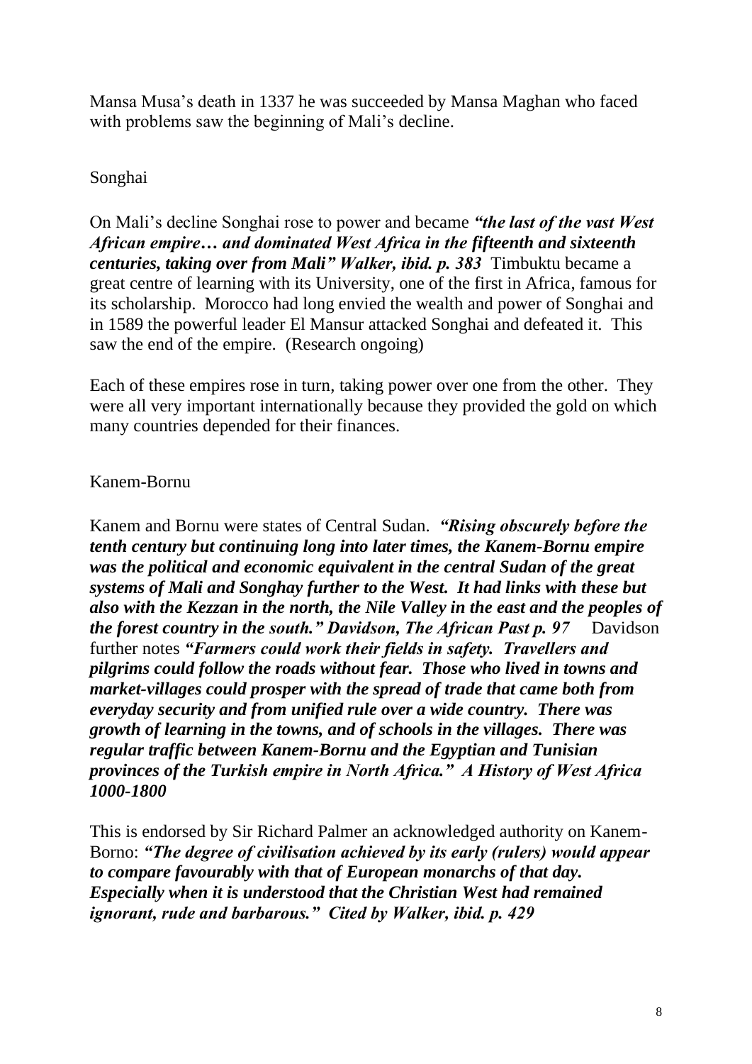Mansa Musa's death in 1337 he was succeeded by Mansa Maghan who faced with problems saw the beginning of Mali's decline.

## Songhai

On Mali's decline Songhai rose to power and became ***"the last of the vast West African empire… and dominated West Africa in the fifteenth and sixteenth centuries, taking over from Mali" Walker, ibid. p. 383*** Timbuktu became a great centre of learning with its University, one of the first in Africa, famous for its scholarship. Morocco had long envied the wealth and power of Songhai and in 1589 the powerful leader El Mansur attacked Songhai and defeated it. This saw the end of the empire. (Research ongoing)

Each of these empires rose in turn, taking power over one from the other. They were all very important internationally because they provided the gold on which many countries depended for their finances.

## Kanem-Bornu

Kanem and Bornu were states of Central Sudan. ***"Rising obscurely before the tenth century but continuing long into later times, the Kanem-Bornu empire was the political and economic equivalent in the central Sudan of the great systems of Mali and Songhay further to the West. It had links with these but also with the Kezzan in the north, the Nile Valley in the east and the peoples of the forest country in the south." Davidson, The African Past p. 97*** Davidson further notes ***"Farmers could work their fields in safety. Travellers and pilgrims could follow the roads without fear. Those who lived in towns and market-villages could prosper with the spread of trade that came both from everyday security and from unified rule over a wide country. There was growth of learning in the towns, and of schools in the villages. There was regular traffic between Kanem-Bornu and the Egyptian and Tunisian provinces of the Turkish empire in North Africa." A History of West Africa 1000-1800***

This is endorsed by Sir Richard Palmer an acknowledged authority on Kanem-Borno: ***"The degree of civilisation achieved by its early (rulers) would appear to compare favourably with that of European monarchs of that day. Especially when it is understood that the Christian West had remained ignorant, rude and barbarous." Cited by Walker, ibid. p. 429***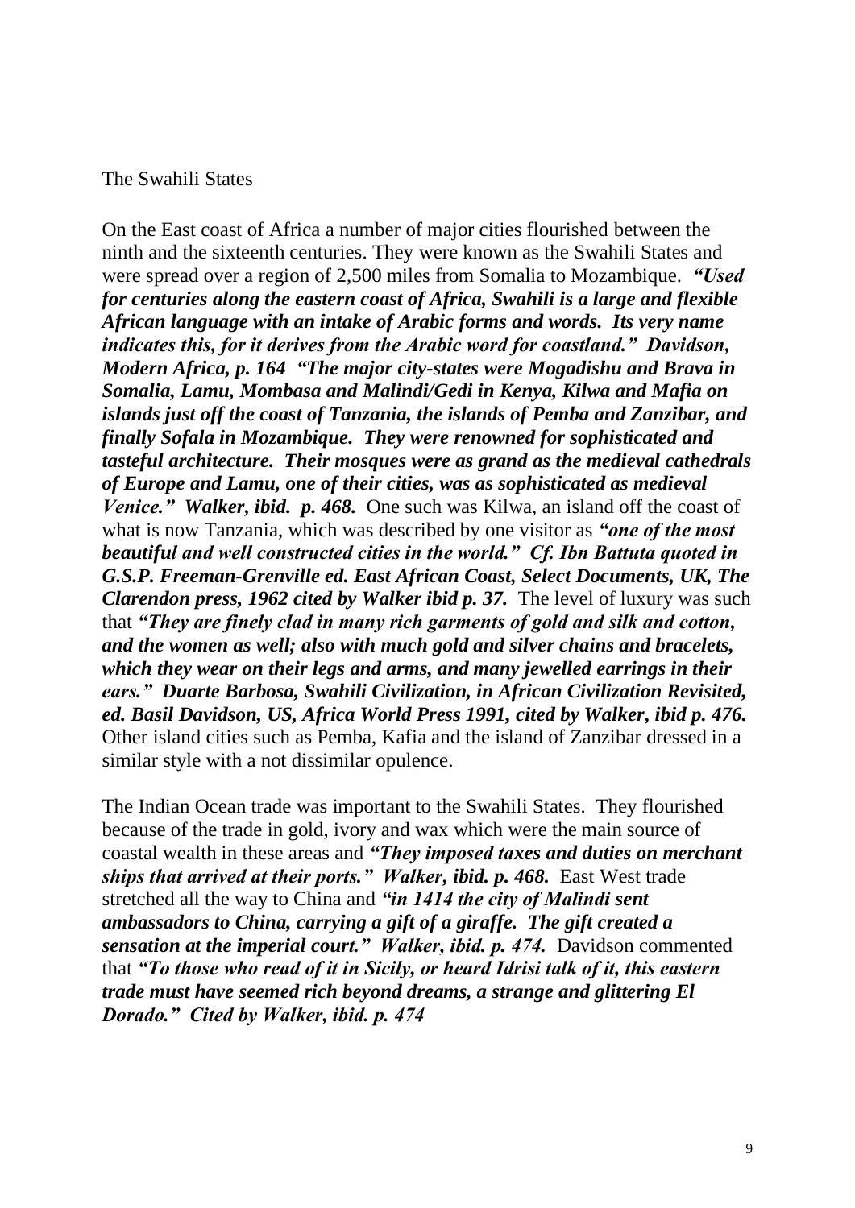The Swahili States

On the East coast of Africa a number of major cities flourished between the ninth and the sixteenth centuries. They were known as the Swahili States and were spread over a region of 2,500 miles from Somalia to Mozambique. ***"Used for centuries along the eastern coast of Africa, Swahili is a large and flexible African language with an intake of Arabic forms and words. Its very name indicates this, for it derives from the Arabic word for coastland." Davidson, Modern Africa, p. 164 "The major city-states were Mogadishu and Brava in Somalia, Lamu, Mombasa and Malindi/Gedi in Kenya, Kilwa and Mafia on islands just off the coast of Tanzania, the islands of Pemba and Zanzibar, and finally Sofala in Mozambique. They were renowned for sophisticated and tasteful architecture. Their mosques were as grand as the medieval cathedrals of Europe and Lamu, one of their cities, was as sophisticated as medieval Venice." Walker, ibid. p. 468.*** One such was Kilwa, an island off the coast of what is now Tanzania, which was described by one visitor as ***"one of the most beautiful and well constructed cities in the world." Cf. Ibn Battuta quoted in G.S.P. Freeman-Grenville ed. East African Coast, Select Documents, UK, The Clarendon press, 1962 cited by Walker ibid p. 37.*** The level of luxury was such that ***"They are finely clad in many rich garments of gold and silk and cotton, and the women as well; also with much gold and silver chains and bracelets, which they wear on their legs and arms, and many jewelled earrings in their ears." Duarte Barbosa, Swahili Civilization, in African Civilization Revisited, ed. Basil Davidson, US, Africa World Press 1991, cited by Walker, ibid p. 476.*** Other island cities such as Pemba, Kafia and the island of Zanzibar dressed in a similar style with a not dissimilar opulence.

The Indian Ocean trade was important to the Swahili States. They flourished because of the trade in gold, ivory and wax which were the main source of coastal wealth in these areas and ***"They imposed taxes and duties on merchant ships that arrived at their ports." Walker, ibid. p. 468.*** East West trade stretched all the way to China and ***"in 1414 the city of Malindi sent ambassadors to China, carrying a gift of a giraffe. The gift created a sensation at the imperial court." Walker, ibid. p. 474.*** Davidson commented that ***"To those who read of it in Sicily, or heard Idrisi talk of it, this eastern trade must have seemed rich beyond dreams, a strange and glittering El Dorado." Cited by Walker, ibid. p. 474***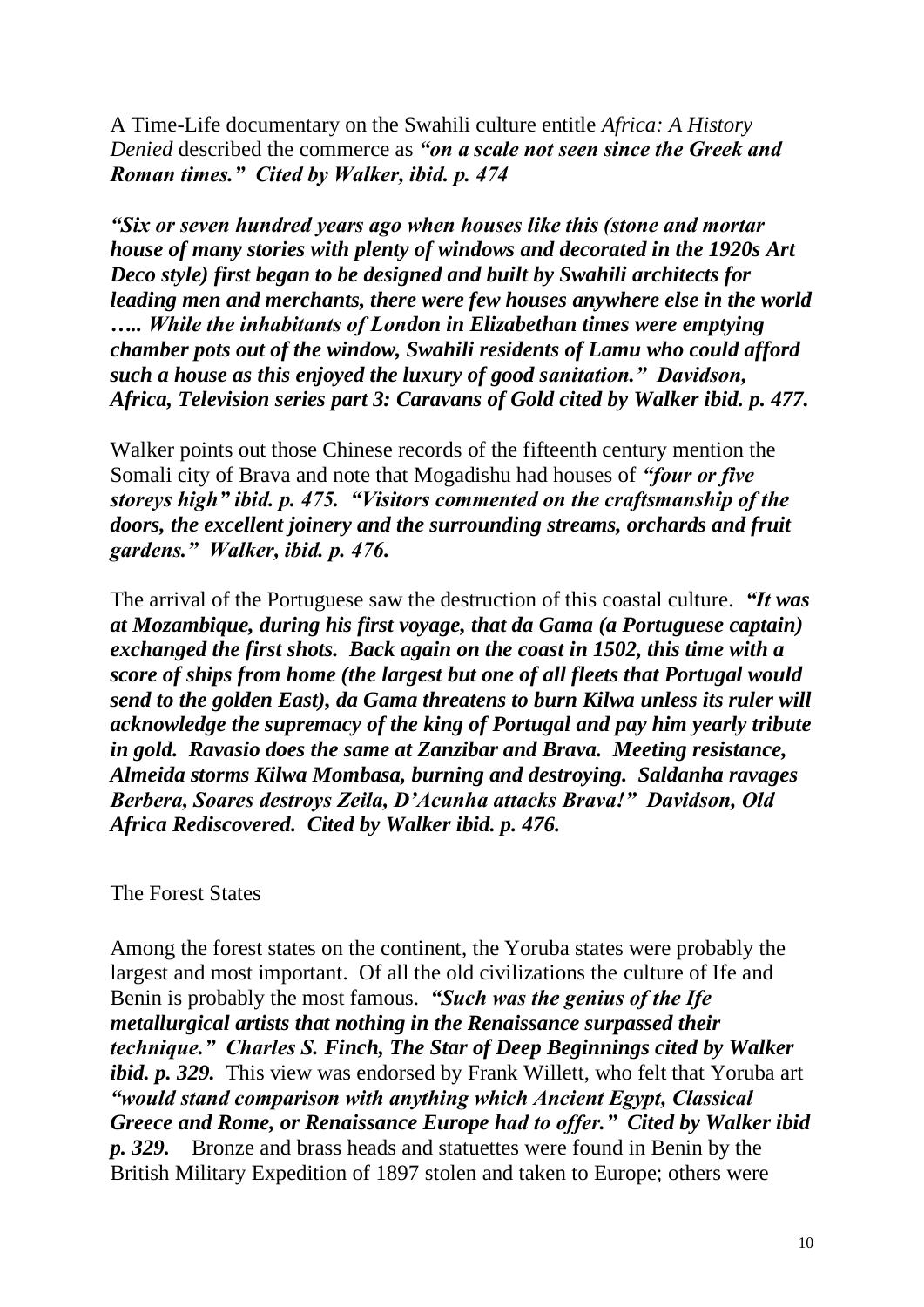A Time-Life documentary on the Swahili culture entitle *Africa: A History Denied* described the commerce as ***"on a scale not seen since the Greek and Roman times." Cited by Walker, ibid. p. 474***

***"Six or seven hundred years ago when houses like this (stone and mortar house of many stories with plenty of windows and decorated in the 1920s Art Deco style) first began to be designed and built by Swahili architects for leading men and merchants, there were few houses anywhere else in the world ….. While the inhabitants of London in Elizabethan times were emptying chamber pots out of the window, Swahili residents of Lamu who could afford such a house as this enjoyed the luxury of good sanitation." Davidson, Africa, Television series part 3: Caravans of Gold cited by Walker ibid. p. 477.***

Walker points out those Chinese records of the fifteenth century mention the Somali city of Brava and note that Mogadishu had houses of ***"four or five storeys high" ibid. p. 475. "Visitors commented on the craftsmanship of the doors, the excellent joinery and the surrounding streams, orchards and fruit gardens." Walker, ibid. p. 476.***

The arrival of the Portuguese saw the destruction of this coastal culture. ***"It was at Mozambique, during his first voyage, that da Gama (a Portuguese captain) exchanged the first shots. Back again on the coast in 1502, this time with a score of ships from home (the largest but one of all fleets that Portugal would send to the golden East), da Gama threatens to burn Kilwa unless its ruler will acknowledge the supremacy of the king of Portugal and pay him yearly tribute in gold. Ravasio does the same at Zanzibar and Brava. Meeting resistance, Almeida storms Kilwa Mombasa, burning and destroying. Saldanha ravages Berbera, Soares destroys Zeila, D'Acunha attacks Brava!" Davidson, Old Africa Rediscovered. Cited by Walker ibid. p. 476.***

The Forest States

Among the forest states on the continent, the Yoruba states were probably the largest and most important. Of all the old civilizations the culture of Ife and Benin is probably the most famous. ***"Such was the genius of the Ife metallurgical artists that nothing in the Renaissance surpassed their technique." Charles S. Finch, The Star of Deep Beginnings cited by Walker ibid. p. 329.*** This view was endorsed by Frank Willett, who felt that Yoruba art ***"would stand comparison with anything which Ancient Egypt, Classical Greece and Rome, or Renaissance Europe had to offer." Cited by Walker ibid p. 329.*** Bronze and brass heads and statuettes were found in Benin by the British Military Expedition of 1897 stolen and taken to Europe; others were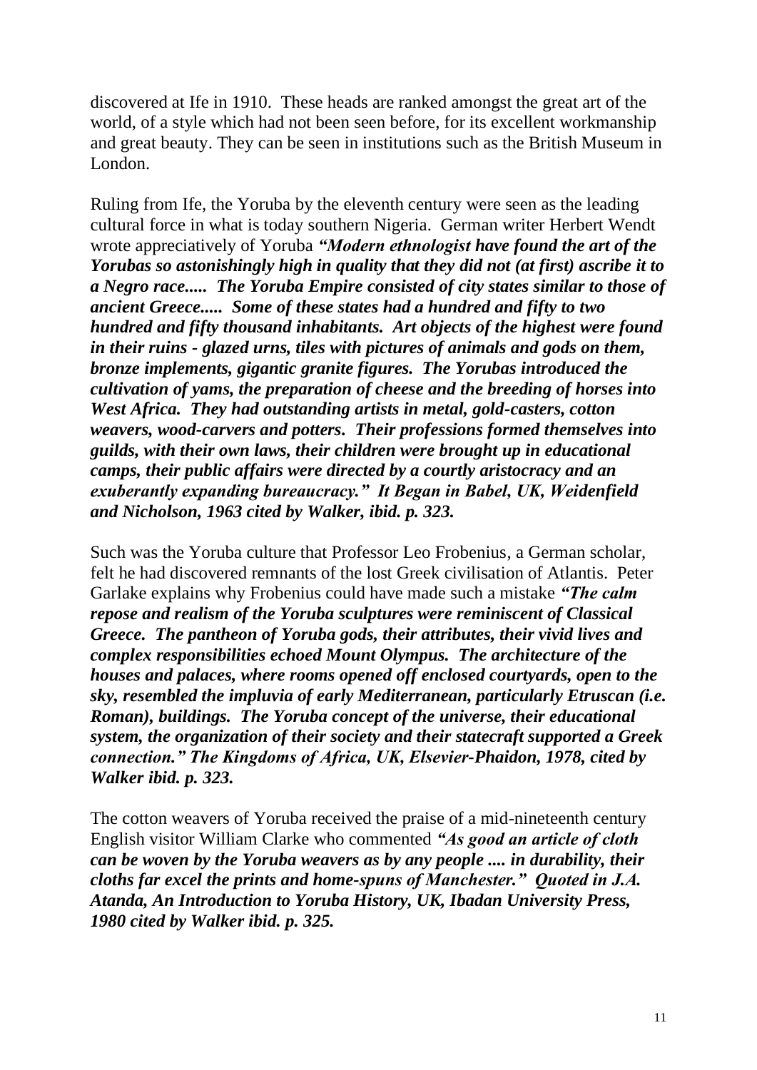discovered at Ife in 1910. These heads are ranked amongst the great art of the world, of a style which had not been seen before, for its excellent workmanship and great beauty. They can be seen in institutions such as the British Museum in London.

Ruling from Ife, the Yoruba by the eleventh century were seen as the leading cultural force in what is today southern Nigeria. German writer Herbert Wendt wrote appreciatively of Yoruba ***"Modern ethnologist have found the art of the Yorubas so astonishingly high in quality that they did not (at first) ascribe it to a Negro race..... The Yoruba Empire consisted of city states similar to those of ancient Greece..... Some of these states had a hundred and fifty to two hundred and fifty thousand inhabitants. Art objects of the highest were found in their ruins - glazed urns, tiles with pictures of animals and gods on them, bronze implements, gigantic granite figures. The Yorubas introduced the cultivation of yams, the preparation of cheese and the breeding of horses into West Africa. They had outstanding artists in metal, gold-casters, cotton weavers, wood-carvers and potters. Their professions formed themselves into guilds, with their own laws, their children were brought up in educational camps, their public affairs were directed by a courtly aristocracy and an exuberantly expanding bureaucracy." It Began in Babel, UK, Weidenfield and Nicholson, 1963 cited by Walker, ibid. p. 323.***

Such was the Yoruba culture that Professor Leo Frobenius, a German scholar, felt he had discovered remnants of the lost Greek civilisation of Atlantis. Peter Garlake explains why Frobenius could have made such a mistake ***"The calm repose and realism of the Yoruba sculptures were reminiscent of Classical Greece. The pantheon of Yoruba gods, their attributes, their vivid lives and complex responsibilities echoed Mount Olympus. The architecture of the houses and palaces, where rooms opened off enclosed courtyards, open to the sky, resembled the impluvia of early Mediterranean, particularly Etruscan (i.e. Roman), buildings. The Yoruba concept of the universe, their educational system, the organization of their society and their statecraft supported a Greek connection." The Kingdoms of Africa, UK, Elsevier-Phaidon, 1978, cited by Walker ibid. p. 323.***

The cotton weavers of Yoruba received the praise of a mid-nineteenth century English visitor William Clarke who commented ***"As good an article of cloth can be woven by the Yoruba weavers as by any people .... in durability, their cloths far excel the prints and home-spuns of Manchester." Quoted in J.A. Atanda, An Introduction to Yoruba History, UK, Ibadan University Press, 1980 cited by Walker ibid. p. 325.***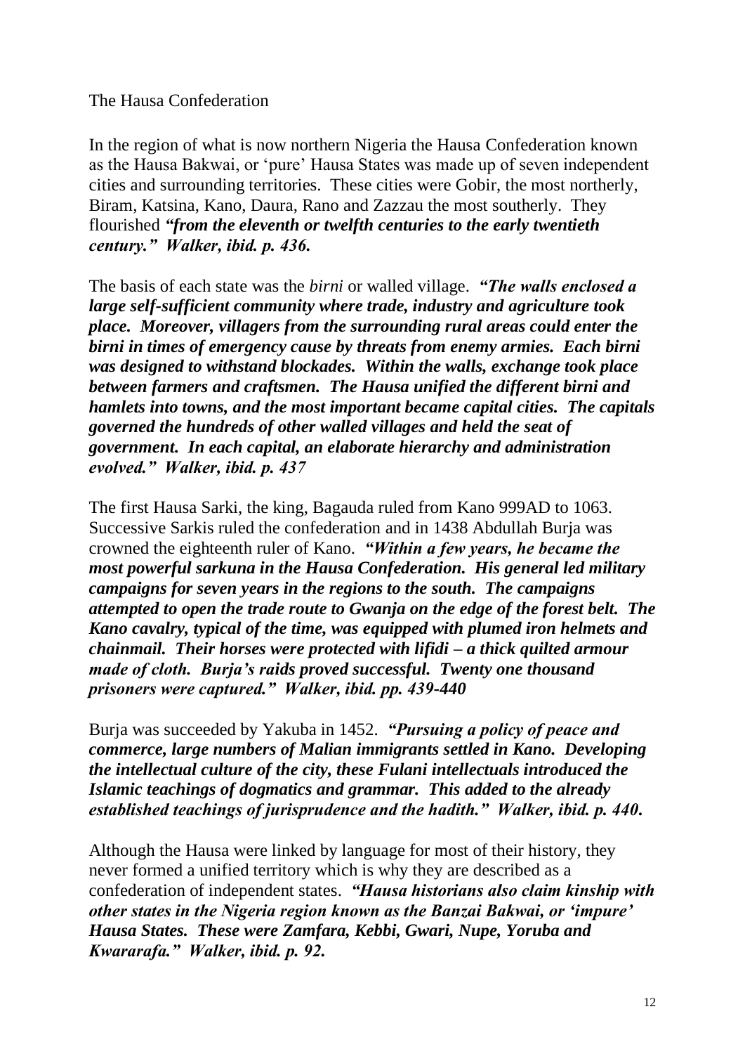The Hausa Confederation

In the region of what is now northern Nigeria the Hausa Confederation known as the Hausa Bakwai, or 'pure' Hausa States was made up of seven independent cities and surrounding territories. These cities were Gobir, the most northerly, Biram, Katsina, Kano, Daura, Rano and Zazzau the most southerly. They flourished ***"from the eleventh or twelfth centuries to the early twentieth century." Walker, ibid. p. 436.***

The basis of each state was the *birni* or walled village. ***"The walls enclosed a large self-sufficient community where trade, industry and agriculture took place. Moreover, villagers from the surrounding rural areas could enter the birni in times of emergency cause by threats from enemy armies. Each birni was designed to withstand blockades. Within the walls, exchange took place between farmers and craftsmen. The Hausa unified the different birni and hamlets into towns, and the most important became capital cities. The capitals governed the hundreds of other walled villages and held the seat of government. In each capital, an elaborate hierarchy and administration evolved." Walker, ibid. p. 437***

The first Hausa Sarki, the king, Bagauda ruled from Kano 999AD to 1063. Successive Sarkis ruled the confederation and in 1438 Abdullah Burja was crowned the eighteenth ruler of Kano. ***"Within a few years, he became the most powerful sarkuna in the Hausa Confederation. His general led military campaigns for seven years in the regions to the south. The campaigns attempted to open the trade route to Gwanja on the edge of the forest belt. The Kano cavalry, typical of the time, was equipped with plumed iron helmets and chainmail. Their horses were protected with lifidi – a thick quilted armour made of cloth. Burja's raids proved successful. Twenty one thousand prisoners were captured." Walker, ibid. pp. 439-440***

Burja was succeeded by Yakuba in 1452. ***"Pursuing a policy of peace and commerce, large numbers of Malian immigrants settled in Kano. Developing the intellectual culture of the city, these Fulani intellectuals introduced the Islamic teachings of dogmatics and grammar. This added to the already established teachings of jurisprudence and the hadith." Walker, ibid. p. 440.***

Although the Hausa were linked by language for most of their history, they never formed a unified territory which is why they are described as a confederation of independent states. ***"Hausa historians also claim kinship with other states in the Nigeria region known as the Banzai Bakwai, or 'impure' Hausa States. These were Zamfara, Kebbi, Gwari, Nupe, Yoruba and Kwararafa." Walker, ibid. p. 92.***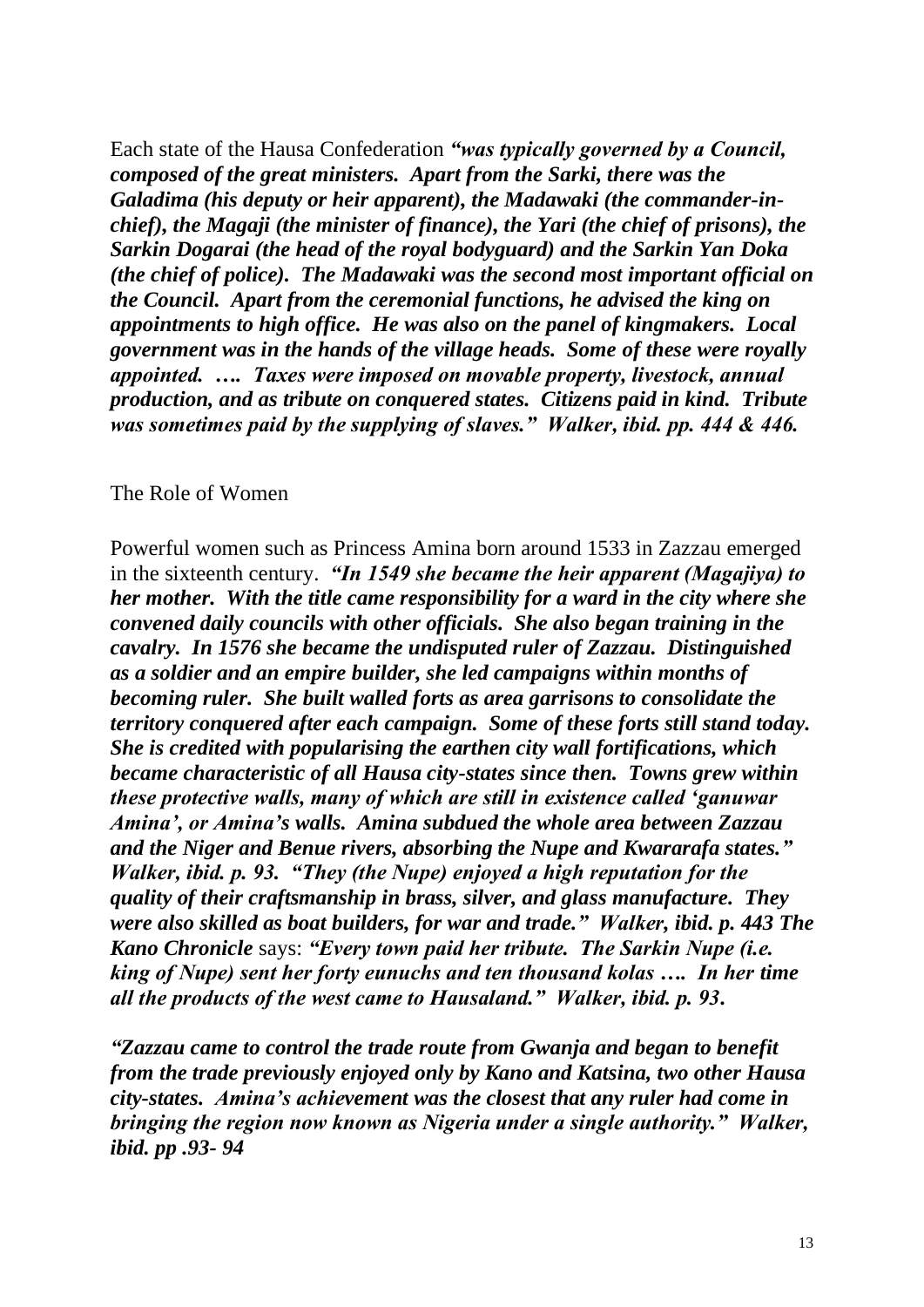Each state of the Hausa Confederation ***"was typically governed by a Council, composed of the great ministers. Apart from the Sarki, there was the Galadima (his deputy or heir apparent), the Madawaki (the commander-in-chief), the Magaji (the minister of finance), the Yari (the chief of prisons), the Sarkin Dogarai (the head of the royal bodyguard) and the Sarkin Yan Doka (the chief of police). The Madawaki was the second most important official on the Council. Apart from the ceremonial functions, he advised the king on appointments to high office. He was also on the panel of kingmakers. Local government was in the hands of the village heads. Some of these were royally appointed. …. Taxes were imposed on movable property, livestock, annual production, and as tribute on conquered states. Citizens paid in kind. Tribute was sometimes paid by the supplying of slaves." Walker, ibid. pp. 444 & 446.***

The Role of Women

Powerful women such as Princess Amina born around 1533 in Zazzau emerged in the sixteenth century. ***"In 1549 she became the heir apparent (Magajiya) to her mother. With the title came responsibility for a ward in the city where she convened daily councils with other officials. She also began training in the cavalry. In 1576 she became the undisputed ruler of Zazzau. Distinguished as a soldier and an empire builder, she led campaigns within months of becoming ruler. She built walled forts as area garrisons to consolidate the territory conquered after each campaign. Some of these forts still stand today. She is credited with popularising the earthen city wall fortifications, which became characteristic of all Hausa city-states since then. Towns grew within these protective walls, many of which are still in existence called 'ganuwar Amina', or Amina's walls. Amina subdued the whole area between Zazzau and the Niger and Benue rivers, absorbing the Nupe and Kwararafa states." Walker, ibid. p. 93. "They (the Nupe) enjoyed a high reputation for the quality of their craftsmanship in brass, silver, and glass manufacture. They were also skilled as boat builders, for war and trade." Walker, ibid. p. 443 The Kano Chronicle*** says: ***"Every town paid her tribute. The Sarkin Nupe (i.e. king of Nupe) sent her forty eunuchs and ten thousand kolas …. In her time all the products of the west came to Hausaland." Walker, ibid. p. 93.***

***"Zazzau came to control the trade route from Gwanja and began to benefit from the trade previously enjoyed only by Kano and Katsina, two other Hausa city-states. Amina's achievement was the closest that any ruler had come in bringing the region now known as Nigeria under a single authority." Walker, ibid. pp .93- 94***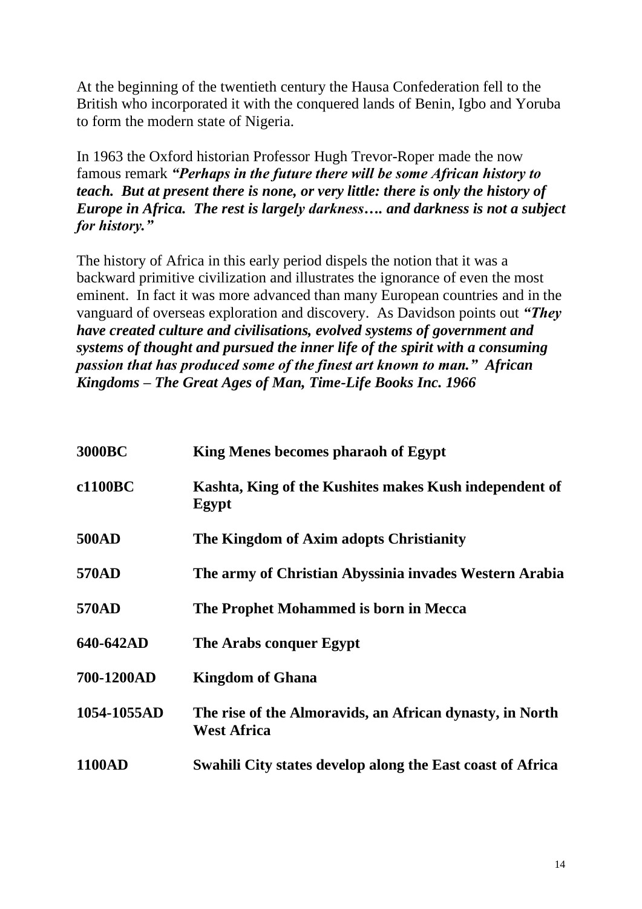At the beginning of the twentieth century the Hausa Confederation fell to the British who incorporated it with the conquered lands of Benin, Igbo and Yoruba to form the modern state of Nigeria.

In 1963 the Oxford historian Professor Hugh Trevor-Roper made the now famous remark ***"Perhaps in the future there will be some African history to teach. But at present there is none, or very little: there is only the history of Europe in Africa. The rest is largely darkness…. and darkness is not a subject for history."***

The history of Africa in this early period dispels the notion that it was a backward primitive civilization and illustrates the ignorance of even the most eminent. In fact it was more advanced than many European countries and in the vanguard of overseas exploration and discovery. As Davidson points out ***"They have created culture and civilisations, evolved systems of government and systems of thought and pursued the inner life of the spirit with a consuming passion that has produced some of the finest art known to man." African Kingdoms – The Great Ages of Man, Time-Life Books Inc. 1966***

| | |
|---|---|
| **3000BC** | **King Menes becomes pharaoh of Egypt** |
| **c1100BC** | **Kashta, King of the Kushites makes Kush independent of Egypt** |
| **500AD** | **The Kingdom of Axim adopts Christianity** |
| **570AD** | **The army of Christian Abyssinia invades Western Arabia** |
| **570AD** | **The Prophet Mohammed is born in Mecca** |
| **640-642AD** | **The Arabs conquer Egypt** |
| **700-1200AD** | **Kingdom of Ghana** |
| **1054-1055AD** | **The rise of the Almoravids, an African dynasty, in North West Africa** |
| **1100AD** | **Swahili City states develop along the East coast of Africa** |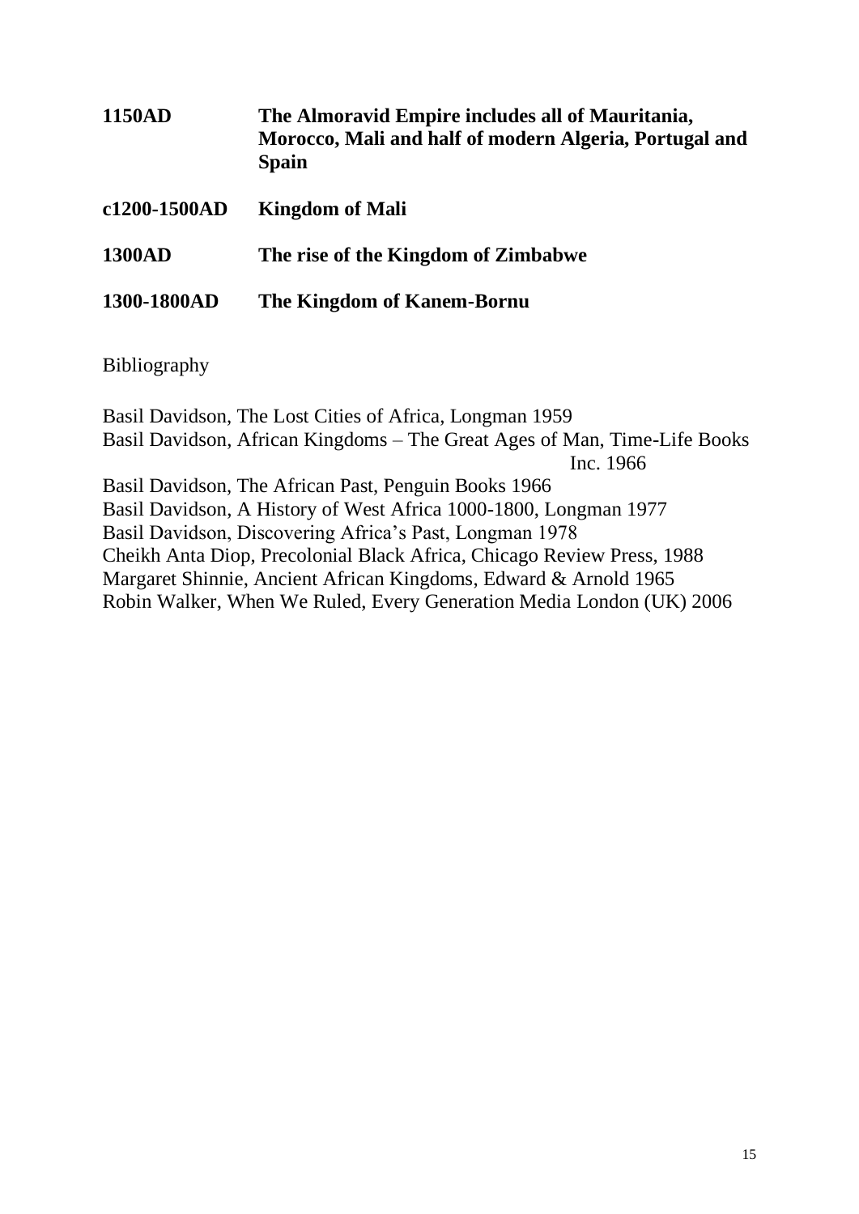**1150AD** **The Almoravid Empire includes all of Mauritania, Morocco, Mali and half of modern Algeria, Portugal and Spain**

**c1200-1500AD** **Kingdom of Mali**

**1300AD** **The rise of the Kingdom of Zimbabwe**

**1300-1800AD** **The Kingdom of Kanem-Bornu**

Bibliography

Basil Davidson, The Lost Cities of Africa, Longman 1959
Basil Davidson, African Kingdoms – The Great Ages of Man, Time-Life Books Inc. 1966
Basil Davidson, The African Past, Penguin Books 1966
Basil Davidson, A History of West Africa 1000-1800, Longman 1977
Basil Davidson, Discovering Africa's Past, Longman 1978
Cheikh Anta Diop, Precolonial Black Africa, Chicago Review Press, 1988
Margaret Shinnie, Ancient African Kingdoms, Edward & Arnold 1965
Robin Walker, When We Ruled, Every Generation Media London (UK) 2006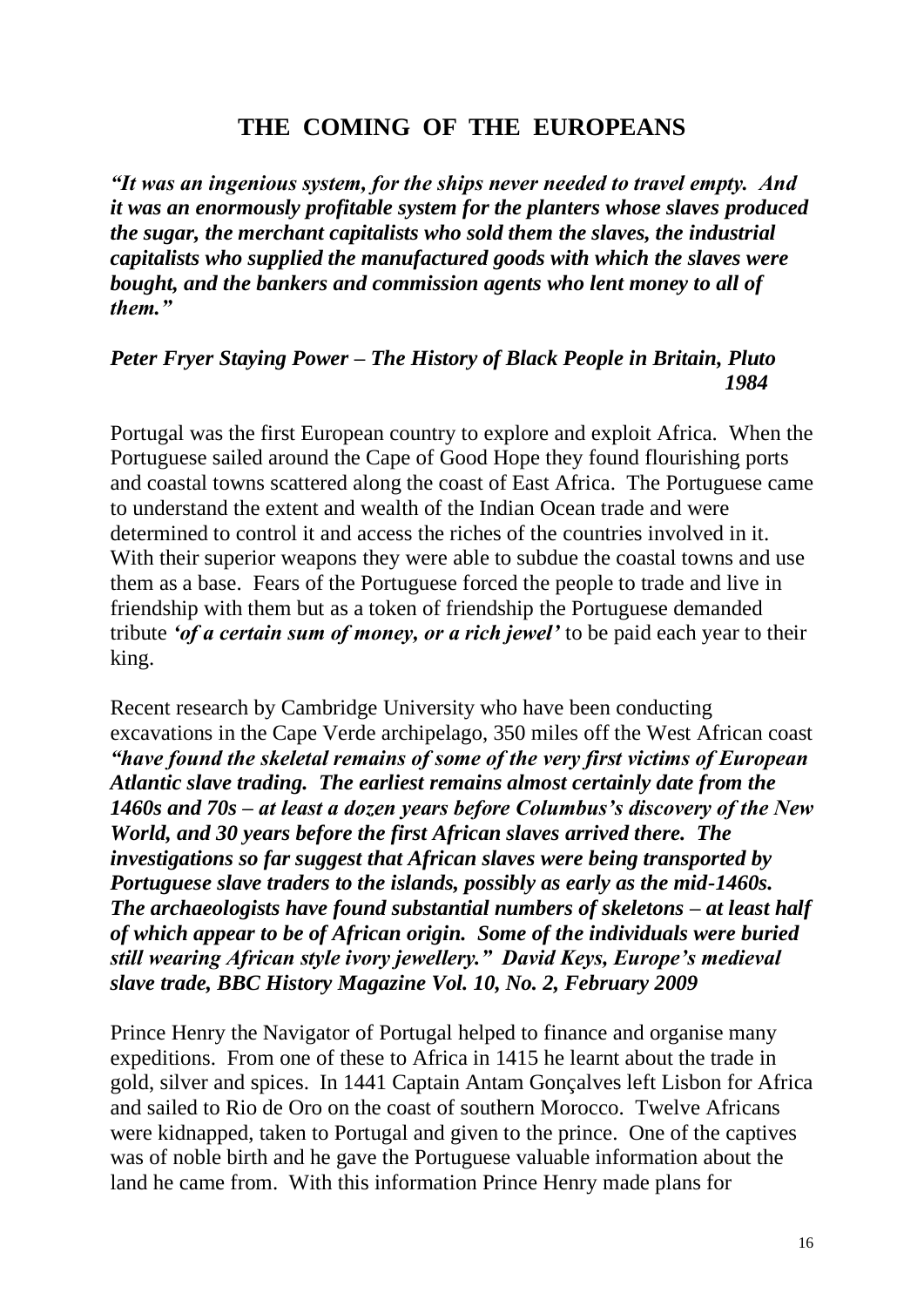# THE COMING OF THE EUROPEANS

***"It was an ingenious system, for the ships never needed to travel empty. And it was an enormously profitable system for the planters whose slaves produced the sugar, the merchant capitalists who sold them the slaves, the industrial capitalists who supplied the manufactured goods with which the slaves were bought, and the bankers and commission agents who lent money to all of them."***

***Peter Fryer Staying Power – The History of Black People in Britain, Pluto 1984***

Portugal was the first European country to explore and exploit Africa. When the Portuguese sailed around the Cape of Good Hope they found flourishing ports and coastal towns scattered along the coast of East Africa. The Portuguese came to understand the extent and wealth of the Indian Ocean trade and were determined to control it and access the riches of the countries involved in it. With their superior weapons they were able to subdue the coastal towns and use them as a base. Fears of the Portuguese forced the people to trade and live in friendship with them but as a token of friendship the Portuguese demanded tribute ***'of a certain sum of money, or a rich jewel'*** to be paid each year to their king.

Recent research by Cambridge University who have been conducting excavations in the Cape Verde archipelago, 350 miles off the West African coast ***"have found the skeletal remains of some of the very first victims of European Atlantic slave trading. The earliest remains almost certainly date from the 1460s and 70s – at least a dozen years before Columbus's discovery of the New World, and 30 years before the first African slaves arrived there. The investigations so far suggest that African slaves were being transported by Portuguese slave traders to the islands, possibly as early as the mid-1460s. The archaeologists have found substantial numbers of skeletons – at least half of which appear to be of African origin. Some of the individuals were buried still wearing African style ivory jewellery." David Keys, Europe's medieval slave trade, BBC History Magazine Vol. 10, No. 2, February 2009***

Prince Henry the Navigator of Portugal helped to finance and organise many expeditions. From one of these to Africa in 1415 he learnt about the trade in gold, silver and spices. In 1441 Captain Antam Gonçalves left Lisbon for Africa and sailed to Rio de Oro on the coast of southern Morocco. Twelve Africans were kidnapped, taken to Portugal and given to the prince. One of the captives was of noble birth and he gave the Portuguese valuable information about the land he came from. With this information Prince Henry made plans for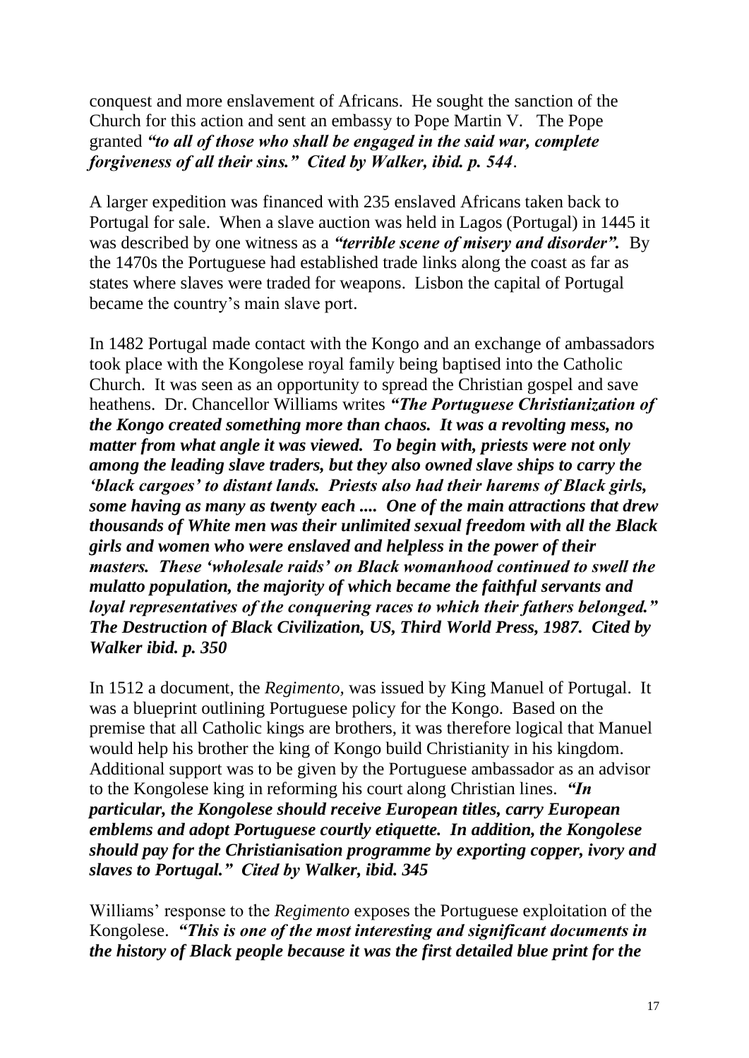conquest and more enslavement of Africans. He sought the sanction of the Church for this action and sent an embassy to Pope Martin V. The Pope granted ***"to all of those who shall be engaged in the said war, complete forgiveness of all their sins." Cited by Walker, ibid. p. 544***.

A larger expedition was financed with 235 enslaved Africans taken back to Portugal for sale. When a slave auction was held in Lagos (Portugal) in 1445 it was described by one witness as a ***"terrible scene of misery and disorder".*** By the 1470s the Portuguese had established trade links along the coast as far as states where slaves were traded for weapons. Lisbon the capital of Portugal became the country's main slave port.

In 1482 Portugal made contact with the Kongo and an exchange of ambassadors took place with the Kongolese royal family being baptised into the Catholic Church. It was seen as an opportunity to spread the Christian gospel and save heathens. Dr. Chancellor Williams writes ***"The Portuguese Christianization of the Kongo created something more than chaos. It was a revolting mess, no matter from what angle it was viewed. To begin with, priests were not only among the leading slave traders, but they also owned slave ships to carry the 'black cargoes' to distant lands. Priests also had their harems of Black girls, some having as many as twenty each .... One of the main attractions that drew thousands of White men was their unlimited sexual freedom with all the Black girls and women who were enslaved and helpless in the power of their masters. These 'wholesale raids' on Black womanhood continued to swell the mulatto population, the majority of which became the faithful servants and loyal representatives of the conquering races to which their fathers belonged." The Destruction of Black Civilization, US, Third World Press, 1987. Cited by Walker ibid. p. 350***

In 1512 a document, the *Regimento,* was issued by King Manuel of Portugal. It was a blueprint outlining Portuguese policy for the Kongo. Based on the premise that all Catholic kings are brothers, it was therefore logical that Manuel would help his brother the king of Kongo build Christianity in his kingdom. Additional support was to be given by the Portuguese ambassador as an advisor to the Kongolese king in reforming his court along Christian lines. ***"In particular, the Kongolese should receive European titles, carry European emblems and adopt Portuguese courtly etiquette. In addition, the Kongolese should pay for the Christianisation programme by exporting copper, ivory and slaves to Portugal." Cited by Walker, ibid. 345***

Williams' response to the *Regimento* exposes the Portuguese exploitation of the Kongolese. ***"This is one of the most interesting and significant documents in the history of Black people because it was the first detailed blue print for the***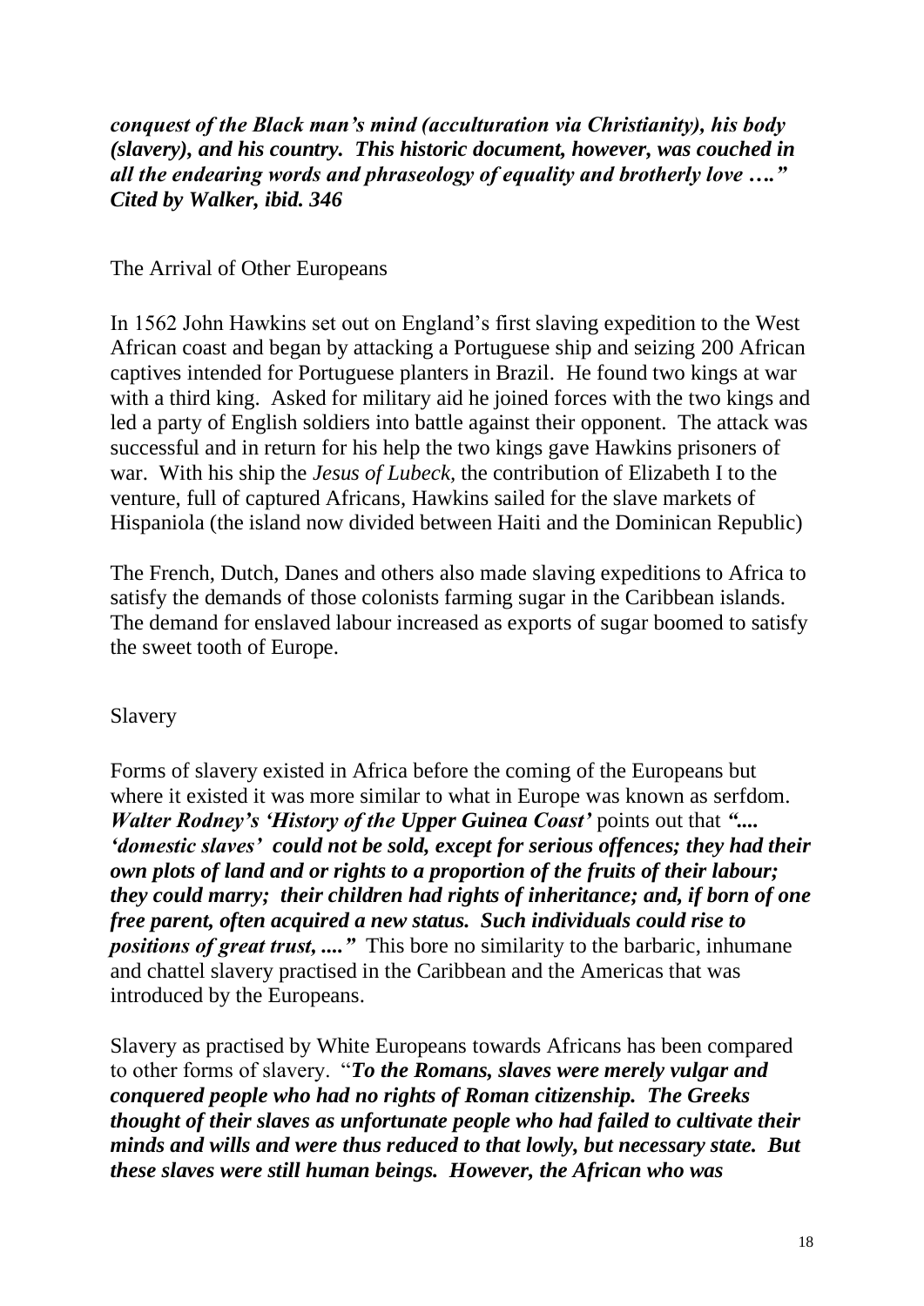***conquest of the Black man's mind (acculturation via Christianity), his body (slavery), and his country. This historic document, however, was couched in all the endearing words and phraseology of equality and brotherly love …." Cited by Walker, ibid. 346***

## The Arrival of Other Europeans

In 1562 John Hawkins set out on England's first slaving expedition to the West African coast and began by attacking a Portuguese ship and seizing 200 African captives intended for Portuguese planters in Brazil. He found two kings at war with a third king. Asked for military aid he joined forces with the two kings and led a party of English soldiers into battle against their opponent. The attack was successful and in return for his help the two kings gave Hawkins prisoners of war. With his ship the *Jesus of Lubeck,* the contribution of Elizabeth I to the venture, full of captured Africans, Hawkins sailed for the slave markets of Hispaniola (the island now divided between Haiti and the Dominican Republic)

The French, Dutch, Danes and others also made slaving expeditions to Africa to satisfy the demands of those colonists farming sugar in the Caribbean islands. The demand for enslaved labour increased as exports of sugar boomed to satisfy the sweet tooth of Europe.

## Slavery

Forms of slavery existed in Africa before the coming of the Europeans but where it existed it was more similar to what in Europe was known as serfdom. ***Walter Rodney's 'History of the Upper Guinea Coast'*** points out that ***".... 'domestic slaves' could not be sold, except for serious offences; they had their own plots of land and or rights to a proportion of the fruits of their labour; they could marry; their children had rights of inheritance; and, if born of one free parent, often acquired a new status. Such individuals could rise to positions of great trust, ...."*** This bore no similarity to the barbaric, inhumane and chattel slavery practised in the Caribbean and the Americas that was introduced by the Europeans.

Slavery as practised by White Europeans towards Africans has been compared to other forms of slavery. "***To the Romans, slaves were merely vulgar and conquered people who had no rights of Roman citizenship. The Greeks thought of their slaves as unfortunate people who had failed to cultivate their minds and wills and were thus reduced to that lowly, but necessary state. But these slaves were still human beings. However, the African who was***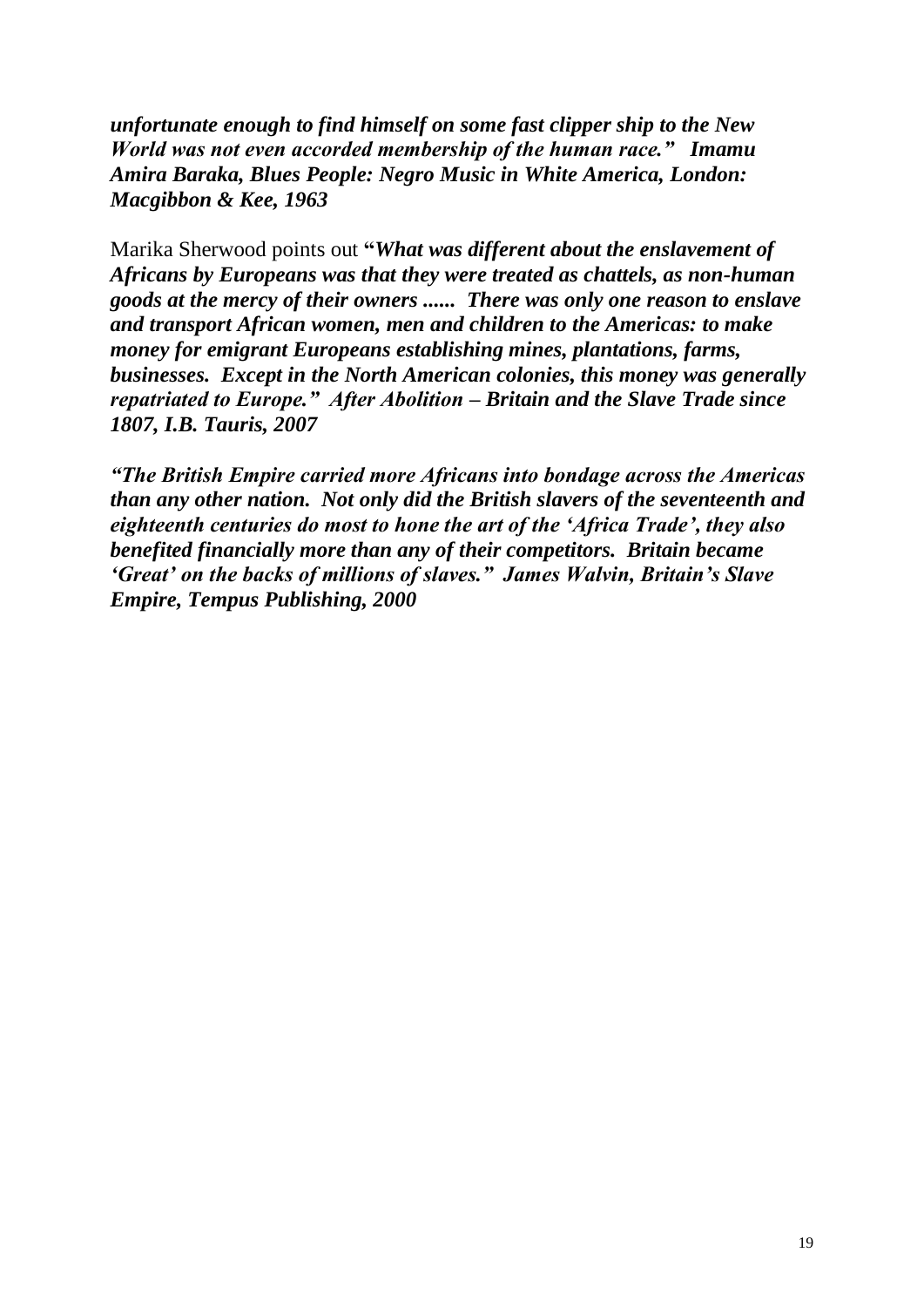***unfortunate enough to find himself on some fast clipper ship to the New World was not even accorded membership of the human race."  Imamu Amira Baraka, Blues People: Negro Music in White America, London: Macgibbon & Kee, 1963***

Marika Sherwood points out **"*What was different about the enslavement of Africans by Europeans was that they were treated as chattels, as non-human goods at the mercy of their owners ......  There was only one reason to enslave and transport African women, men and children to the Americas: to make money for emigrant Europeans establishing mines, plantations, farms, businesses.  Except in the North American colonies, this money was generally repatriated to Europe."  After Abolition – Britain and the Slave Trade since 1807, I.B. Tauris, 2007***

***"The British Empire carried more Africans into bondage across the Americas than any other nation.  Not only did the British slavers of the seventeenth and eighteenth centuries do most to hone the art of the 'Africa Trade', they also benefited financially more than any of their competitors.  Britain became 'Great' on the backs of millions of slaves."  James Walvin, Britain's Slave Empire, Tempus Publishing, 2000***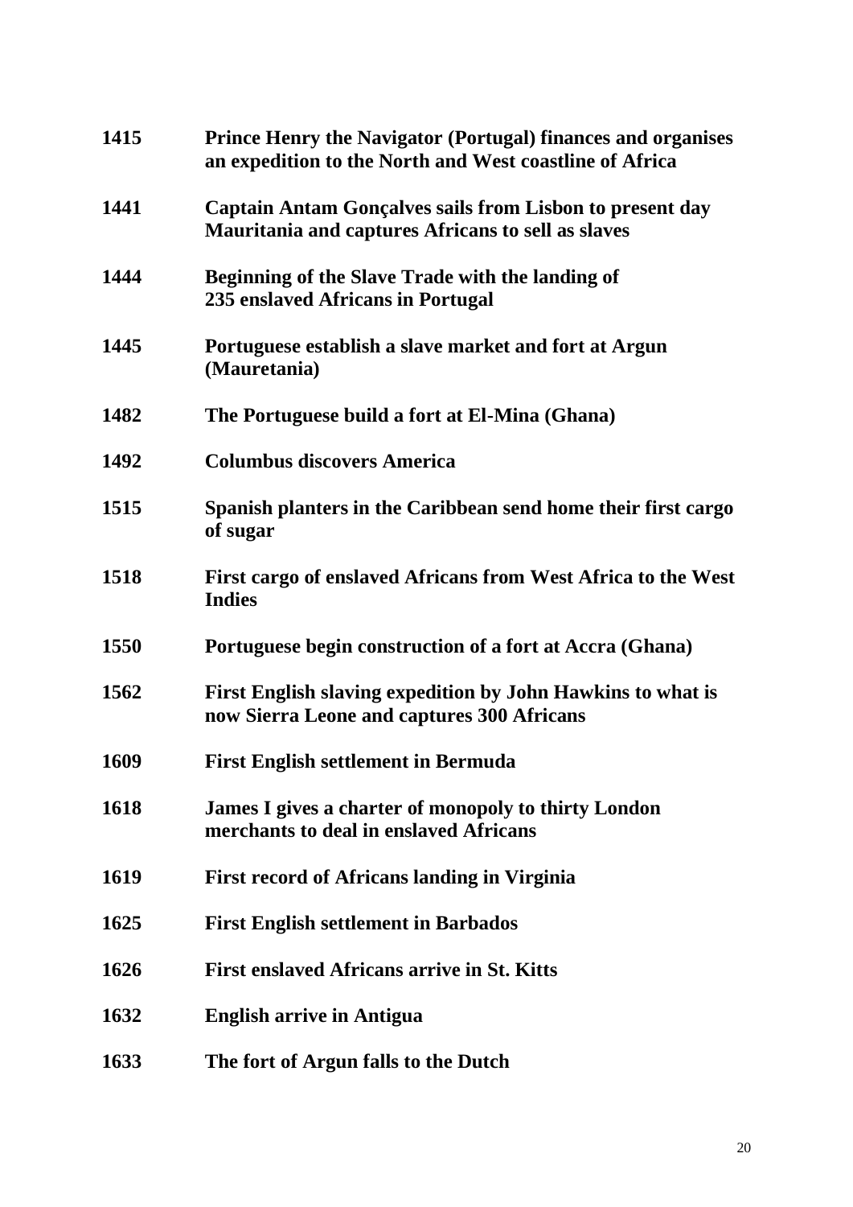**1415** **Prince Henry the Navigator (Portugal) finances and organises an expedition to the North and West coastline of Africa**

**1441** **Captain Antam Gonçalves sails from Lisbon to present day Mauritania and captures Africans to sell as slaves**

**1444** **Beginning of the Slave Trade with the landing of 235 enslaved Africans in Portugal**

**1445** **Portuguese establish a slave market and fort at Argun (Mauretania)**

**1482** **The Portuguese build a fort at El-Mina (Ghana)**

**1492** **Columbus discovers America**

**1515** **Spanish planters in the Caribbean send home their first cargo of sugar**

**1518** **First cargo of enslaved Africans from West Africa to the West Indies**

**1550** **Portuguese begin construction of a fort at Accra (Ghana)**

**1562** **First English slaving expedition by John Hawkins to what is now Sierra Leone and captures 300 Africans**

**1609** **First English settlement in Bermuda**

**1618** **James I gives a charter of monopoly to thirty London merchants to deal in enslaved Africans**

**1619** **First record of Africans landing in Virginia**

**1625** **First English settlement in Barbados**

**1626** **First enslaved Africans arrive in St. Kitts**

**1632** **English arrive in Antigua**

**1633** **The fort of Argun falls to the Dutch**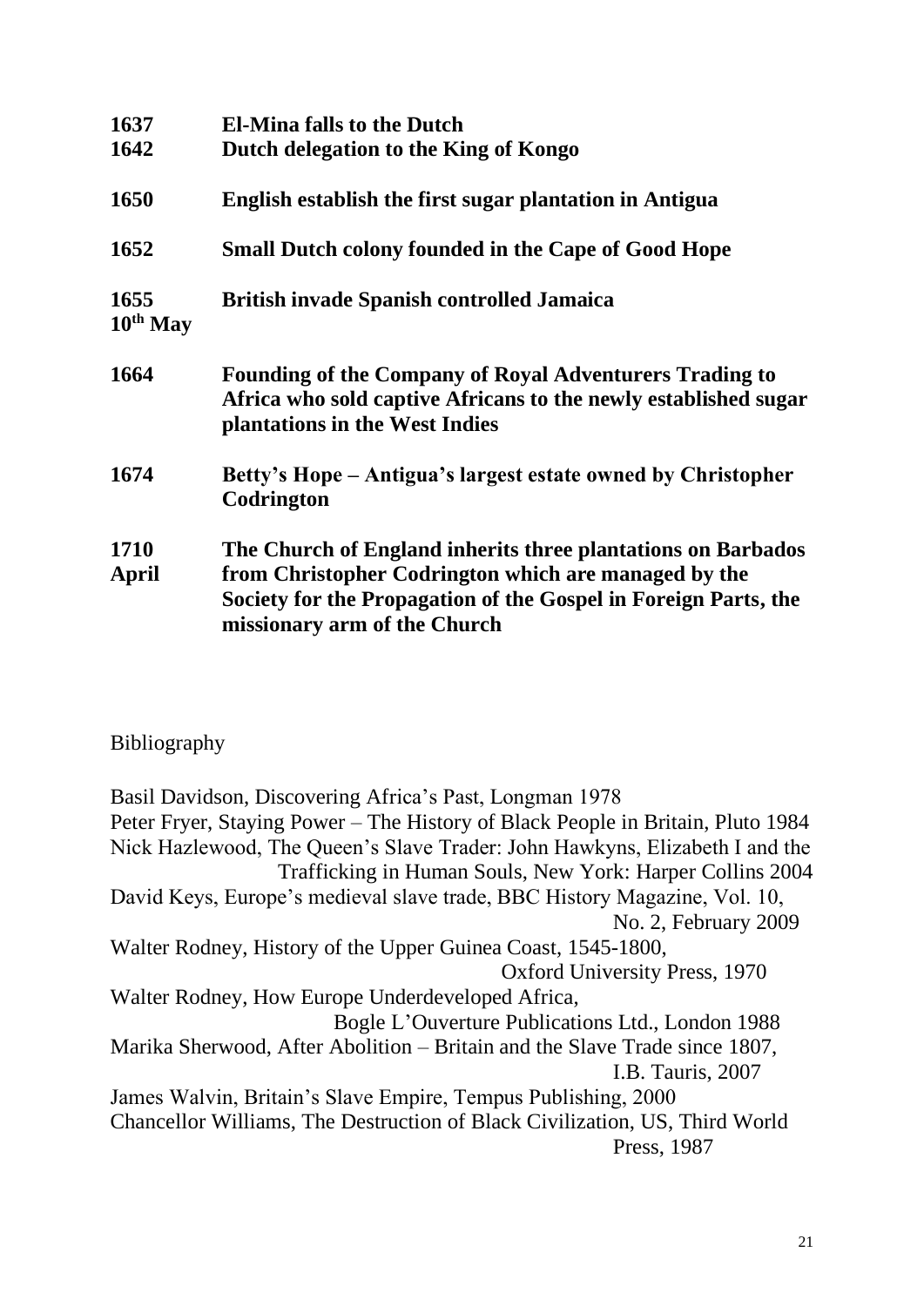| | |
|---|---|
| **1637** | **El-Mina falls to the Dutch** |
| **1642** | **Dutch delegation to the King of Kongo** |
| **1650** | **English establish the first sugar plantation in Antigua** |
| **1652** | **Small Dutch colony founded in the Cape of Good Hope** |
| **1655 10th May** | **British invade Spanish controlled Jamaica** |
| **1664** | **Founding of the Company of Royal Adventurers Trading to Africa who sold captive Africans to the newly established sugar plantations in the West Indies** |
| **1674** | **Betty's Hope – Antigua's largest estate owned by Christopher Codrington** |
| **1710 April** | **The Church of England inherits three plantations on Barbados from Christopher Codrington which are managed by the Society for the Propagation of the Gospel in Foreign Parts, the missionary arm of the Church** |

Bibliography

Basil Davidson, Discovering Africa's Past, Longman 1978

Peter Fryer, Staying Power – The History of Black People in Britain, Pluto 1984

Nick Hazlewood, The Queen's Slave Trader: John Hawkyns, Elizabeth I and the Trafficking in Human Souls, New York: Harper Collins 2004

David Keys, Europe's medieval slave trade, BBC History Magazine, Vol. 10, No. 2, February 2009

Walter Rodney, History of the Upper Guinea Coast, 1545-1800, Oxford University Press, 1970

Walter Rodney, How Europe Underdeveloped Africa, Bogle L'Ouverture Publications Ltd., London 1988

Marika Sherwood, After Abolition – Britain and the Slave Trade since 1807, I.B. Tauris, 2007

James Walvin, Britain's Slave Empire, Tempus Publishing, 2000

Chancellor Williams, The Destruction of Black Civilization, US, Third World Press, 1987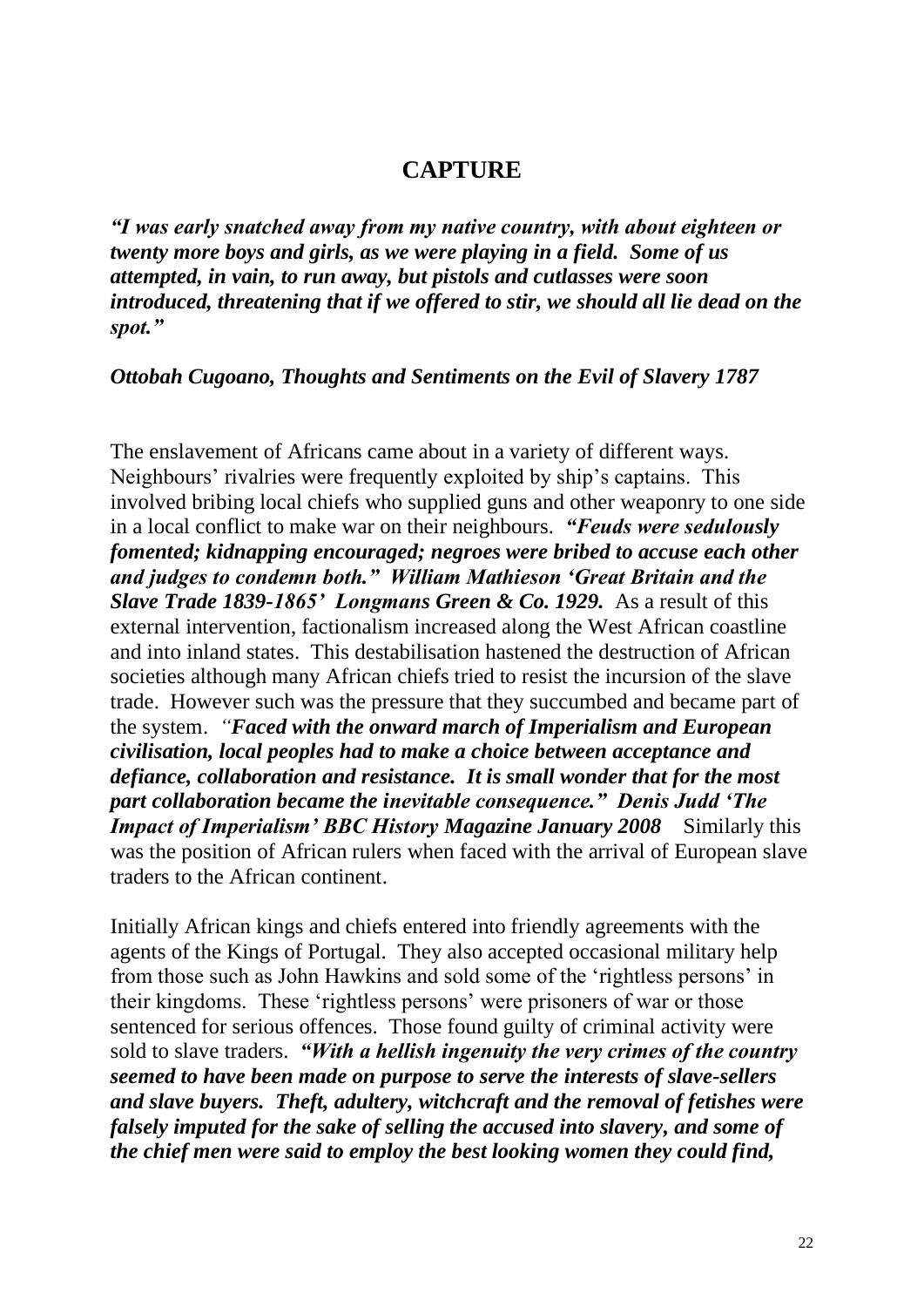## CAPTURE

***"I was early snatched away from my native country, with about eighteen or twenty more boys and girls, as we were playing in a field. Some of us attempted, in vain, to run away, but pistols and cutlasses were soon introduced, threatening that if we offered to stir, we should all lie dead on the spot."***

***Ottobah Cugoano, Thoughts and Sentiments on the Evil of Slavery 1787***

The enslavement of Africans came about in a variety of different ways. Neighbours' rivalries were frequently exploited by ship's captains. This involved bribing local chiefs who supplied guns and other weaponry to one side in a local conflict to make war on their neighbours. ***"Feuds were sedulously fomented; kidnapping encouraged; negroes were bribed to accuse each other and judges to condemn both." William Mathieson 'Great Britain and the Slave Trade 1839-1865' Longmans Green & Co. 1929.*** As a result of this external intervention, factionalism increased along the West African coastline and into inland states. This destabilisation hastened the destruction of African societies although many African chiefs tried to resist the incursion of the slave trade. However such was the pressure that they succumbed and became part of the system. ***"Faced with the onward march of Imperialism and European civilisation, local peoples had to make a choice between acceptance and defiance, collaboration and resistance. It is small wonder that for the most part collaboration became the inevitable consequence." Denis Judd 'The Impact of Imperialism' BBC History Magazine January 2008*** Similarly this was the position of African rulers when faced with the arrival of European slave traders to the African continent.

Initially African kings and chiefs entered into friendly agreements with the agents of the Kings of Portugal. They also accepted occasional military help from those such as John Hawkins and sold some of the 'rightless persons' in their kingdoms. These 'rightless persons' were prisoners of war or those sentenced for serious offences. Those found guilty of criminal activity were sold to slave traders. ***"With a hellish ingenuity the very crimes of the country seemed to have been made on purpose to serve the interests of slave-sellers and slave buyers. Theft, adultery, witchcraft and the removal of fetishes were falsely imputed for the sake of selling the accused into slavery, and some of the chief men were said to employ the best looking women they could find,***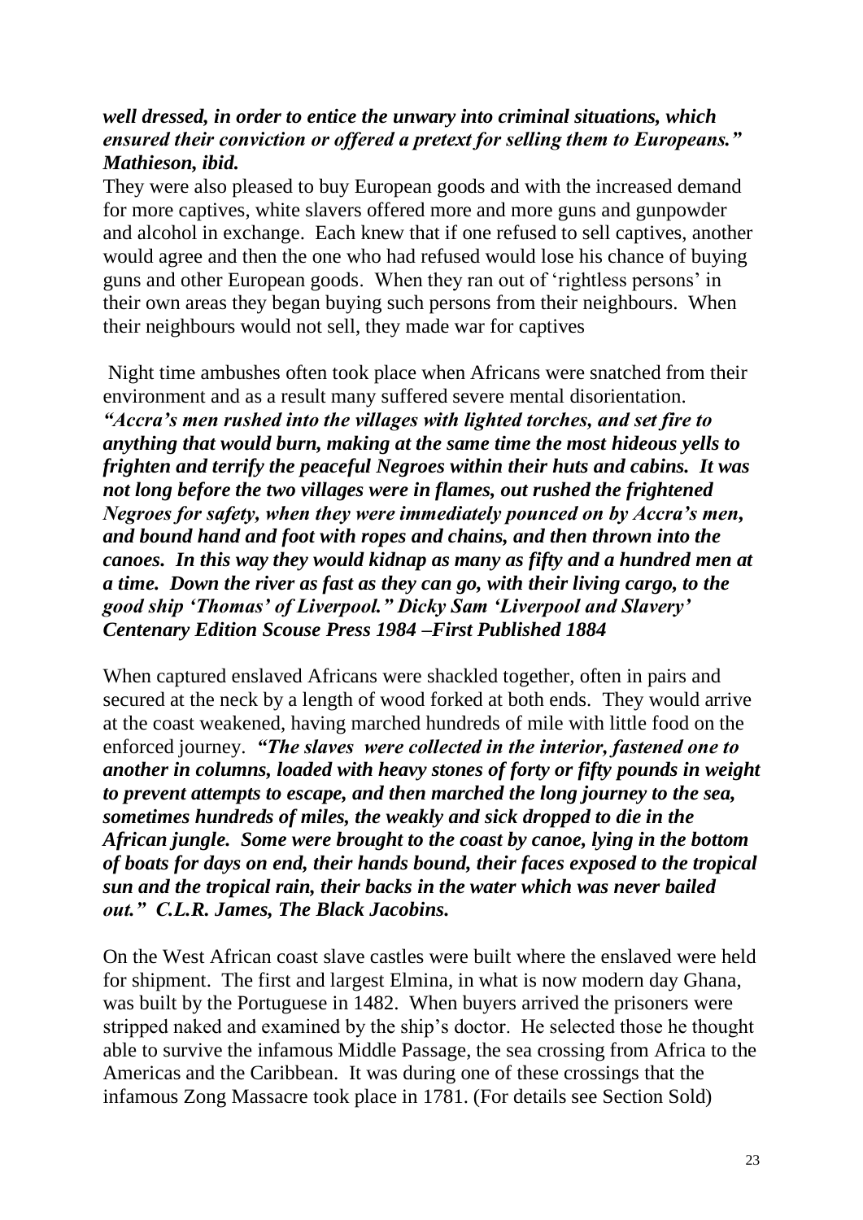***well dressed, in order to entice the unwary into criminal situations, which ensured their conviction or offered a pretext for selling them to Europeans." Mathieson, ibid.***

They were also pleased to buy European goods and with the increased demand for more captives, white slavers offered more and more guns and gunpowder and alcohol in exchange. Each knew that if one refused to sell captives, another would agree and then the one who had refused would lose his chance of buying guns and other European goods. When they ran out of 'rightless persons' in their own areas they began buying such persons from their neighbours. When their neighbours would not sell, they made war for captives

Night time ambushes often took place when Africans were snatched from their environment and as a result many suffered severe mental disorientation. ***"Accra's men rushed into the villages with lighted torches, and set fire to anything that would burn, making at the same time the most hideous yells to frighten and terrify the peaceful Negroes within their huts and cabins. It was not long before the two villages were in flames, out rushed the frightened Negroes for safety, when they were immediately pounced on by Accra's men, and bound hand and foot with ropes and chains, and then thrown into the canoes. In this way they would kidnap as many as fifty and a hundred men at a time. Down the river as fast as they can go, with their living cargo, to the good ship 'Thomas' of Liverpool." Dicky Sam 'Liverpool and Slavery' Centenary Edition Scouse Press 1984 –First Published 1884***

When captured enslaved Africans were shackled together, often in pairs and secured at the neck by a length of wood forked at both ends. They would arrive at the coast weakened, having marched hundreds of mile with little food on the enforced journey. ***"The slaves were collected in the interior, fastened one to another in columns, loaded with heavy stones of forty or fifty pounds in weight to prevent attempts to escape, and then marched the long journey to the sea, sometimes hundreds of miles, the weakly and sick dropped to die in the African jungle. Some were brought to the coast by canoe, lying in the bottom of boats for days on end, their hands bound, their faces exposed to the tropical sun and the tropical rain, their backs in the water which was never bailed out." C.L.R. James, The Black Jacobins.***

On the West African coast slave castles were built where the enslaved were held for shipment. The first and largest Elmina, in what is now modern day Ghana, was built by the Portuguese in 1482. When buyers arrived the prisoners were stripped naked and examined by the ship's doctor. He selected those he thought able to survive the infamous Middle Passage, the sea crossing from Africa to the Americas and the Caribbean. It was during one of these crossings that the infamous Zong Massacre took place in 1781. (For details see Section Sold)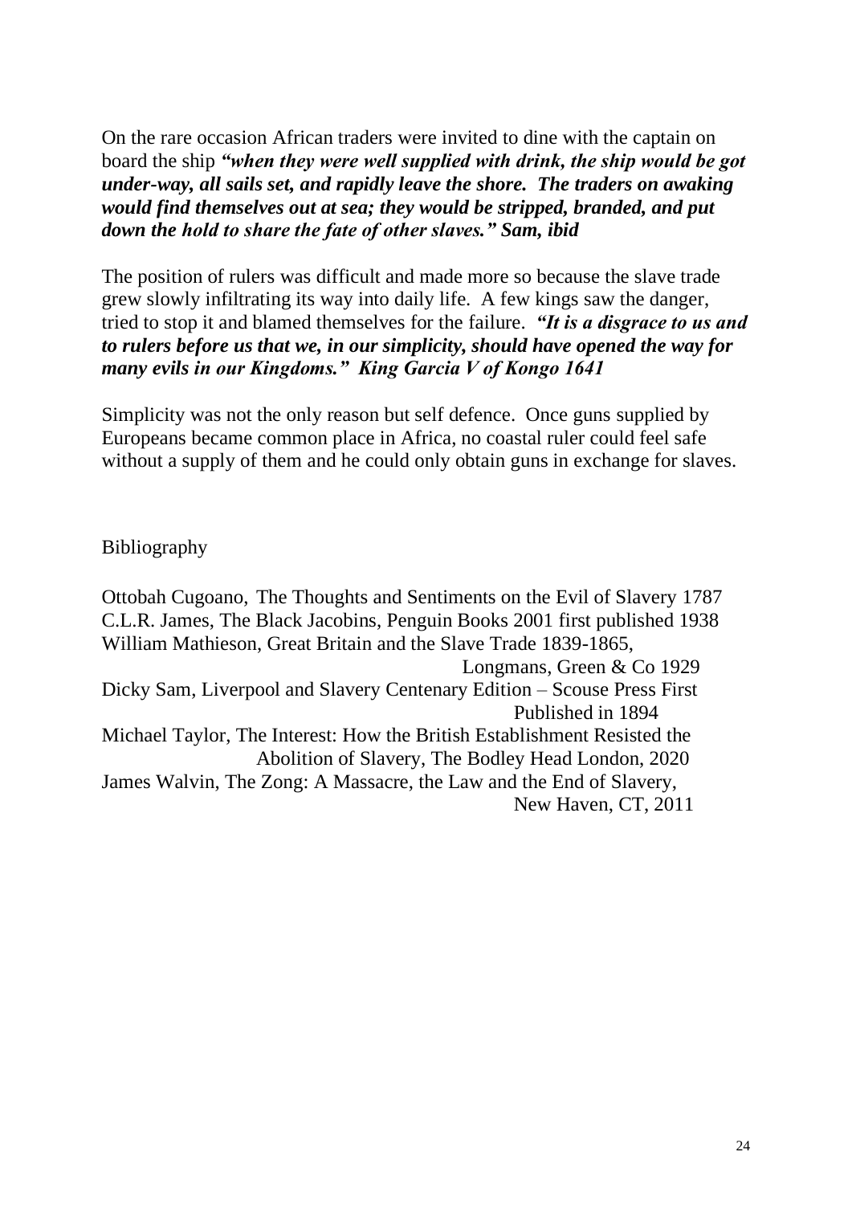On the rare occasion African traders were invited to dine with the captain on board the ship ***"when they were well supplied with drink, the ship would be got under-way, all sails set, and rapidly leave the shore. The traders on awaking would find themselves out at sea; they would be stripped, branded, and put down the hold to share the fate of other slaves." Sam, ibid***

The position of rulers was difficult and made more so because the slave trade grew slowly infiltrating its way into daily life. A few kings saw the danger, tried to stop it and blamed themselves for the failure. ***"It is a disgrace to us and to rulers before us that we, in our simplicity, should have opened the way for many evils in our Kingdoms." King Garcia V of Kongo 1641***

Simplicity was not the only reason but self defence. Once guns supplied by Europeans became common place in Africa, no coastal ruler could feel safe without a supply of them and he could only obtain guns in exchange for slaves.

Bibliography

Ottobah Cugoano, The Thoughts and Sentiments on the Evil of Slavery 1787
C.L.R. James, The Black Jacobins, Penguin Books 2001 first published 1938
William Mathieson, Great Britain and the Slave Trade 1839-1865, Longmans, Green & Co 1929
Dicky Sam, Liverpool and Slavery Centenary Edition – Scouse Press First Published in 1894
Michael Taylor, The Interest: How the British Establishment Resisted the Abolition of Slavery, The Bodley Head London, 2020
James Walvin, The Zong: A Massacre, the Law and the End of Slavery, New Haven, CT, 2011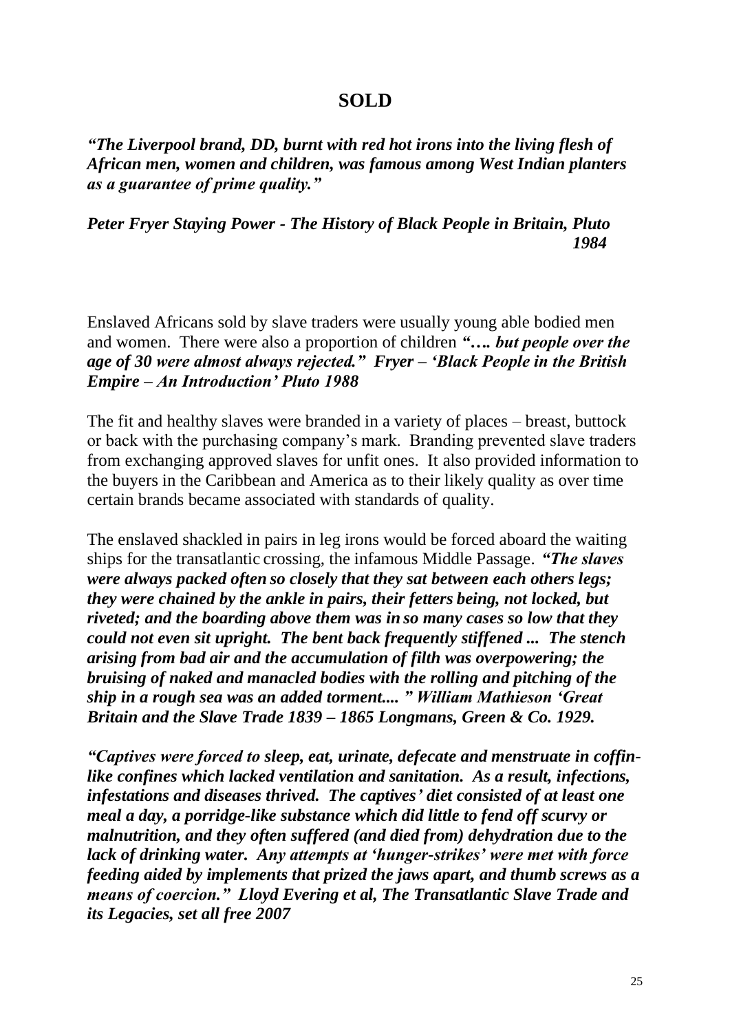# SOLD

***"The Liverpool brand, DD, burnt with red hot irons into the living flesh of African men, women and children, was famous among West Indian planters as a guarantee of prime quality."***

***Peter Fryer Staying Power - The History of Black People in Britain, Pluto 1984***

Enslaved Africans sold by slave traders were usually young able bodied men and women. There were also a proportion of children ***"…. but people over the age of 30 were almost always rejected." Fryer – 'Black People in the British Empire – An Introduction' Pluto 1988***

The fit and healthy slaves were branded in a variety of places – breast, buttock or back with the purchasing company's mark. Branding prevented slave traders from exchanging approved slaves for unfit ones. It also provided information to the buyers in the Caribbean and America as to their likely quality as over time certain brands became associated with standards of quality.

The enslaved shackled in pairs in leg irons would be forced aboard the waiting ships for the transatlantic crossing, the infamous Middle Passage. ***"The slaves were always packed often so closely that they sat between each others legs; they were chained by the ankle in pairs, their fetters being, not locked, but riveted; and the boarding above them was in so many cases so low that they could not even sit upright. The bent back frequently stiffened ... The stench arising from bad air and the accumulation of filth was overpowering; the bruising of naked and manacled bodies with the rolling and pitching of the ship in a rough sea was an added torment.... " William Mathieson 'Great Britain and the Slave Trade 1839 – 1865 Longmans, Green & Co. 1929.***

***"Captives were forced to sleep, eat, urinate, defecate and menstruate in coffin-like confines which lacked ventilation and sanitation. As a result, infections, infestations and diseases thrived. The captives' diet consisted of at least one meal a day, a porridge-like substance which did little to fend off scurvy or malnutrition, and they often suffered (and died from) dehydration due to the lack of drinking water. Any attempts at 'hunger-strikes' were met with force feeding aided by implements that prized the jaws apart, and thumb screws as a means of coercion." Lloyd Evering et al, The Transatlantic Slave Trade and its Legacies, set all free 2007***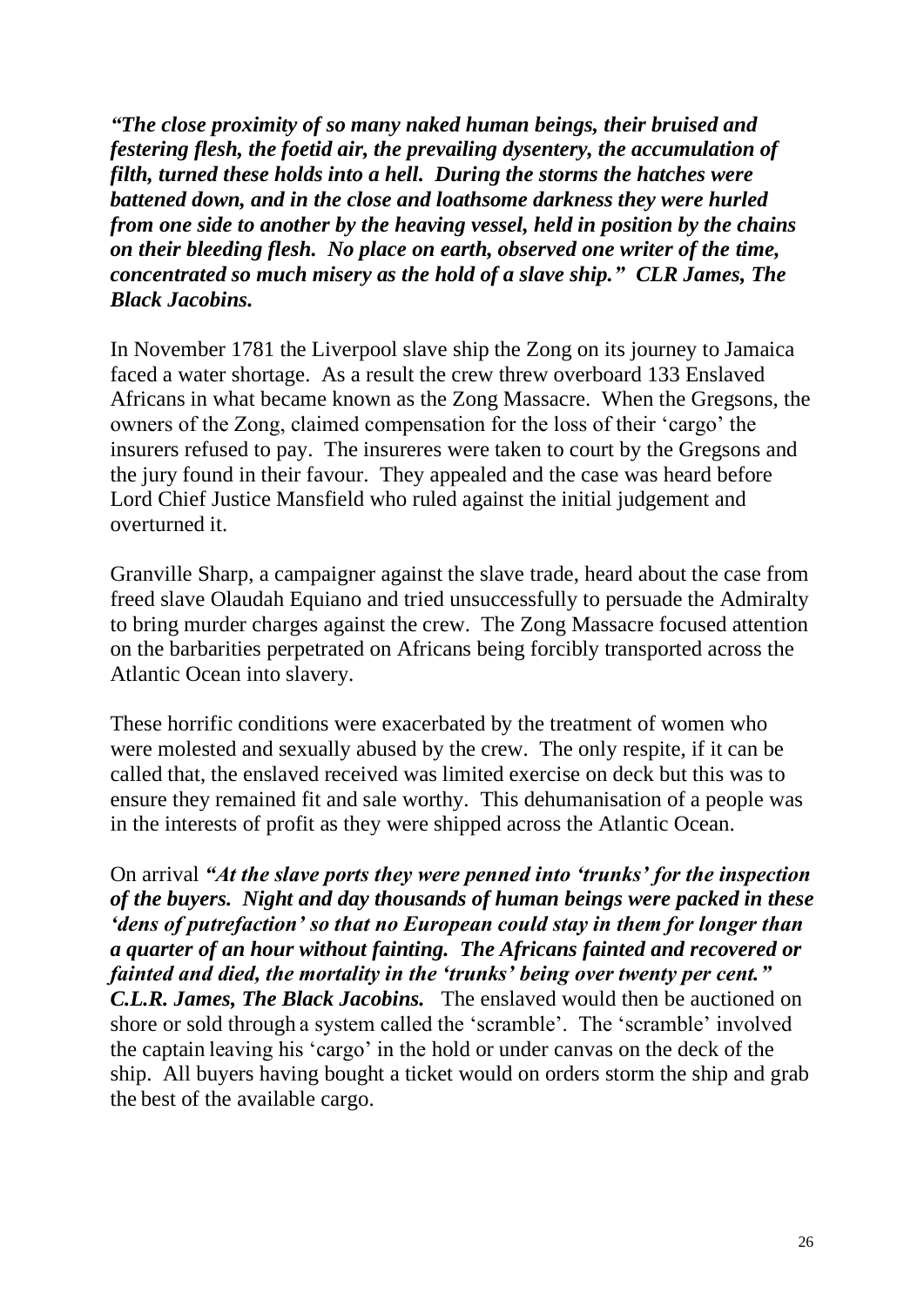***"The close proximity of so many naked human beings, their bruised and festering flesh, the foetid air, the prevailing dysentery, the accumulation of filth, turned these holds into a hell. During the storms the hatches were battened down, and in the close and loathsome darkness they were hurled from one side to another by the heaving vessel, held in position by the chains on their bleeding flesh. No place on earth, observed one writer of the time, concentrated so much misery as the hold of a slave ship." CLR James, The Black Jacobins.***

In November 1781 the Liverpool slave ship the Zong on its journey to Jamaica faced a water shortage. As a result the crew threw overboard 133 Enslaved Africans in what became known as the Zong Massacre. When the Gregsons, the owners of the Zong, claimed compensation for the loss of their 'cargo' the insurers refused to pay. The insureres were taken to court by the Gregsons and the jury found in their favour. They appealed and the case was heard before Lord Chief Justice Mansfield who ruled against the initial judgement and overturned it.

Granville Sharp, a campaigner against the slave trade, heard about the case from freed slave Olaudah Equiano and tried unsuccessfully to persuade the Admiralty to bring murder charges against the crew. The Zong Massacre focused attention on the barbarities perpetrated on Africans being forcibly transported across the Atlantic Ocean into slavery.

These horrific conditions were exacerbated by the treatment of women who were molested and sexually abused by the crew. The only respite, if it can be called that, the enslaved received was limited exercise on deck but this was to ensure they remained fit and sale worthy. This dehumanisation of a people was in the interests of profit as they were shipped across the Atlantic Ocean.

On arrival ***"At the slave ports they were penned into 'trunks' for the inspection of the buyers. Night and day thousands of human beings were packed in these 'dens of putrefaction' so that no European could stay in them for longer than a quarter of an hour without fainting. The Africans fainted and recovered or fainted and died, the mortality in the 'trunks' being over twenty per cent." C.L.R. James, The Black Jacobins.*** The enslaved would then be auctioned on shore or sold through a system called the 'scramble'. The 'scramble' involved the captain leaving his 'cargo' in the hold or under canvas on the deck of the ship. All buyers having bought a ticket would on orders storm the ship and grab the best of the available cargo.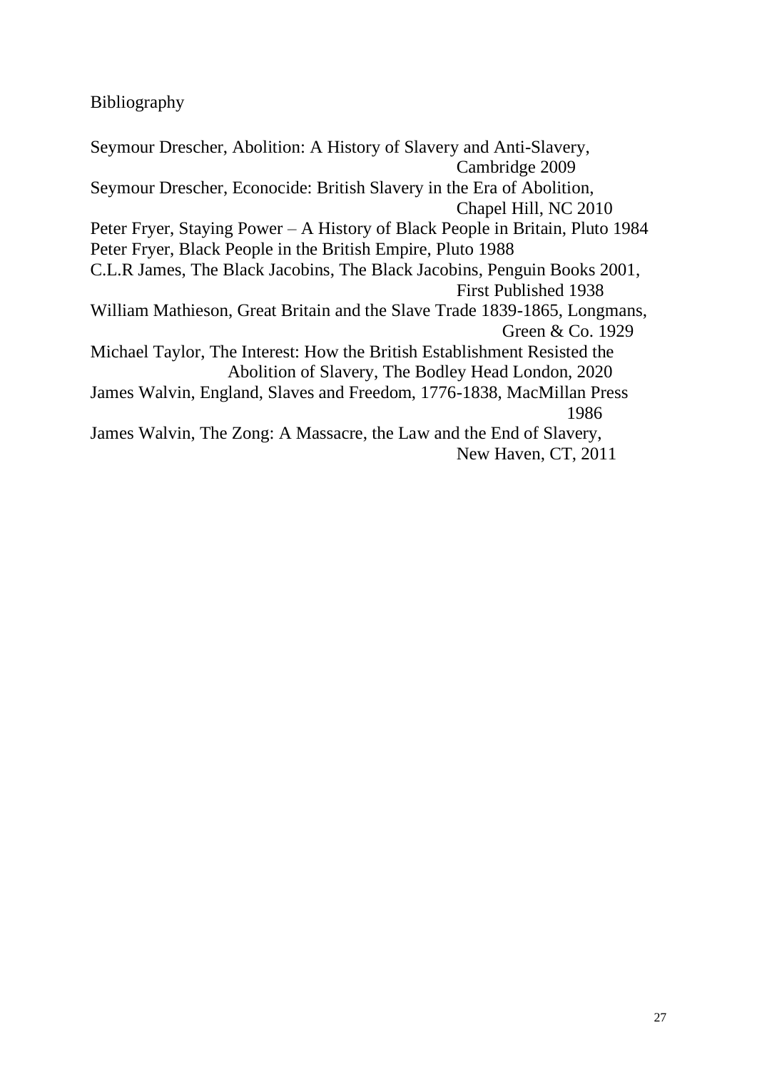# Bibliography

Seymour Drescher, Abolition: A History of Slavery and Anti-Slavery, Cambridge 2009

Seymour Drescher, Econocide: British Slavery in the Era of Abolition, Chapel Hill, NC 2010

Peter Fryer, Staying Power – A History of Black People in Britain, Pluto 1984

Peter Fryer, Black People in the British Empire, Pluto 1988

C.L.R James, The Black Jacobins, The Black Jacobins, Penguin Books 2001, First Published 1938

William Mathieson, Great Britain and the Slave Trade 1839-1865, Longmans, Green & Co. 1929

Michael Taylor, The Interest: How the British Establishment Resisted the Abolition of Slavery, The Bodley Head London, 2020

James Walvin, England, Slaves and Freedom, 1776-1838, MacMillan Press 1986

James Walvin, The Zong: A Massacre, the Law and the End of Slavery, New Haven, CT, 2011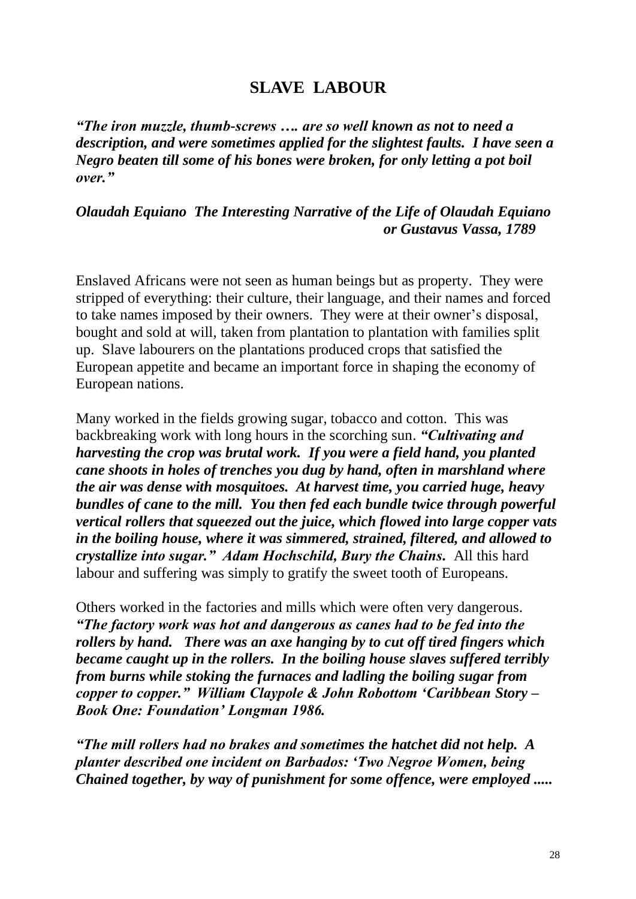# SLAVE LABOUR

***"The iron muzzle, thumb-screws …. are so well known as not to need a description, and were sometimes applied for the slightest faults. I have seen a Negro beaten till some of his bones were broken, for only letting a pot boil over."***

***Olaudah Equiano The Interesting Narrative of the Life of Olaudah Equiano or Gustavus Vassa, 1789***

Enslaved Africans were not seen as human beings but as property. They were stripped of everything: their culture, their language, and their names and forced to take names imposed by their owners. They were at their owner's disposal, bought and sold at will, taken from plantation to plantation with families split up. Slave labourers on the plantations produced crops that satisfied the European appetite and became an important force in shaping the economy of European nations.

Many worked in the fields growing sugar, tobacco and cotton. This was backbreaking work with long hours in the scorching sun. ***"Cultivating and harvesting the crop was brutal work. If you were a field hand, you planted cane shoots in holes of trenches you dug by hand, often in marshland where the air was dense with mosquitoes. At harvest time, you carried huge, heavy bundles of cane to the mill. You then fed each bundle twice through powerful vertical rollers that squeezed out the juice, which flowed into large copper vats in the boiling house, where it was simmered, strained, filtered, and allowed to crystallize into sugar." Adam Hochschild, Bury the Chains.*** All this hard labour and suffering was simply to gratify the sweet tooth of Europeans.

Others worked in the factories and mills which were often very dangerous. ***"The factory work was hot and dangerous as canes had to be fed into the rollers by hand. There was an axe hanging by to cut off tired fingers which became caught up in the rollers. In the boiling house slaves suffered terribly from burns while stoking the furnaces and ladling the boiling sugar from copper to copper." William Claypole & John Robottom 'Caribbean Story – Book One: Foundation' Longman 1986.***

***"The mill rollers had no brakes and sometimes the hatchet did not help. A planter described one incident on Barbados: 'Two Negroe Women, being Chained together, by way of punishment for some offence, were employed .....***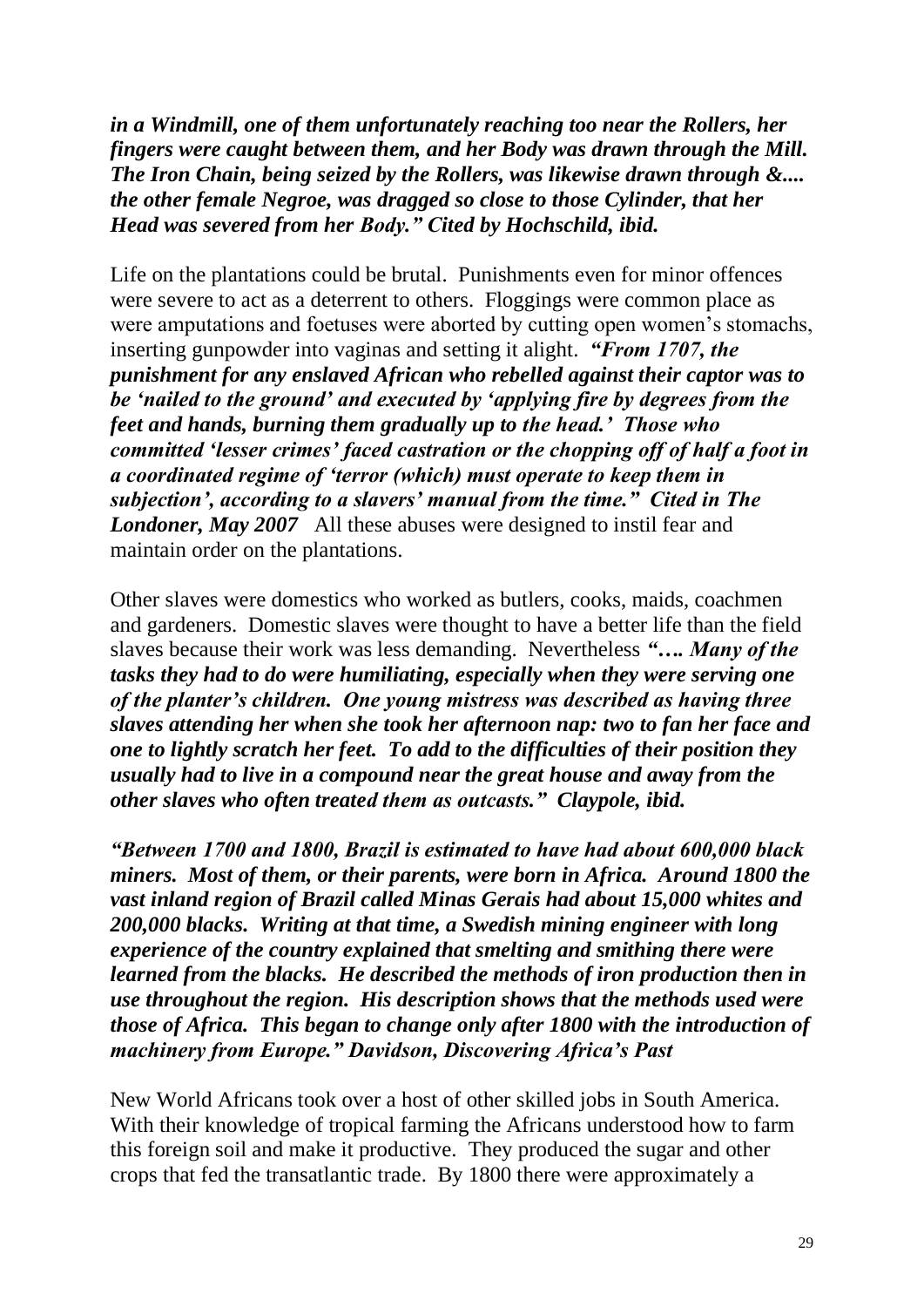***in a Windmill, one of them unfortunately reaching too near the Rollers, her fingers were caught between them, and her Body was drawn through the Mill. The Iron Chain, being seized by the Rollers, was likewise drawn through &.... the other female Negroe, was dragged so close to those Cylinder, that her Head was severed from her Body." Cited by Hochschild, ibid.***

Life on the plantations could be brutal. Punishments even for minor offences were severe to act as a deterrent to others. Floggings were common place as were amputations and foetuses were aborted by cutting open women's stomachs, inserting gunpowder into vaginas and setting it alight. ***"From 1707, the punishment for any enslaved African who rebelled against their captor was to be 'nailed to the ground' and executed by 'applying fire by degrees from the feet and hands, burning them gradually up to the head.' Those who committed 'lesser crimes' faced castration or the chopping off of half a foot in a coordinated regime of 'terror (which) must operate to keep them in subjection', according to a slavers' manual from the time." Cited in The Londoner, May 2007*** All these abuses were designed to instil fear and maintain order on the plantations.

Other slaves were domestics who worked as butlers, cooks, maids, coachmen and gardeners. Domestic slaves were thought to have a better life than the field slaves because their work was less demanding. Nevertheless ***"…. Many of the tasks they had to do were humiliating, especially when they were serving one of the planter's children. One young mistress was described as having three slaves attending her when she took her afternoon nap: two to fan her face and one to lightly scratch her feet. To add to the difficulties of their position they usually had to live in a compound near the great house and away from the other slaves who often treated them as outcasts." Claypole, ibid.***

***"Between 1700 and 1800, Brazil is estimated to have had about 600,000 black miners. Most of them, or their parents, were born in Africa. Around 1800 the vast inland region of Brazil called Minas Gerais had about 15,000 whites and 200,000 blacks. Writing at that time, a Swedish mining engineer with long experience of the country explained that smelting and smithing there were learned from the blacks. He described the methods of iron production then in use throughout the region. His description shows that the methods used were those of Africa. This began to change only after 1800 with the introduction of machinery from Europe." Davidson, Discovering Africa's Past***

New World Africans took over a host of other skilled jobs in South America. With their knowledge of tropical farming the Africans understood how to farm this foreign soil and make it productive. They produced the sugar and other crops that fed the transatlantic trade. By 1800 there were approximately a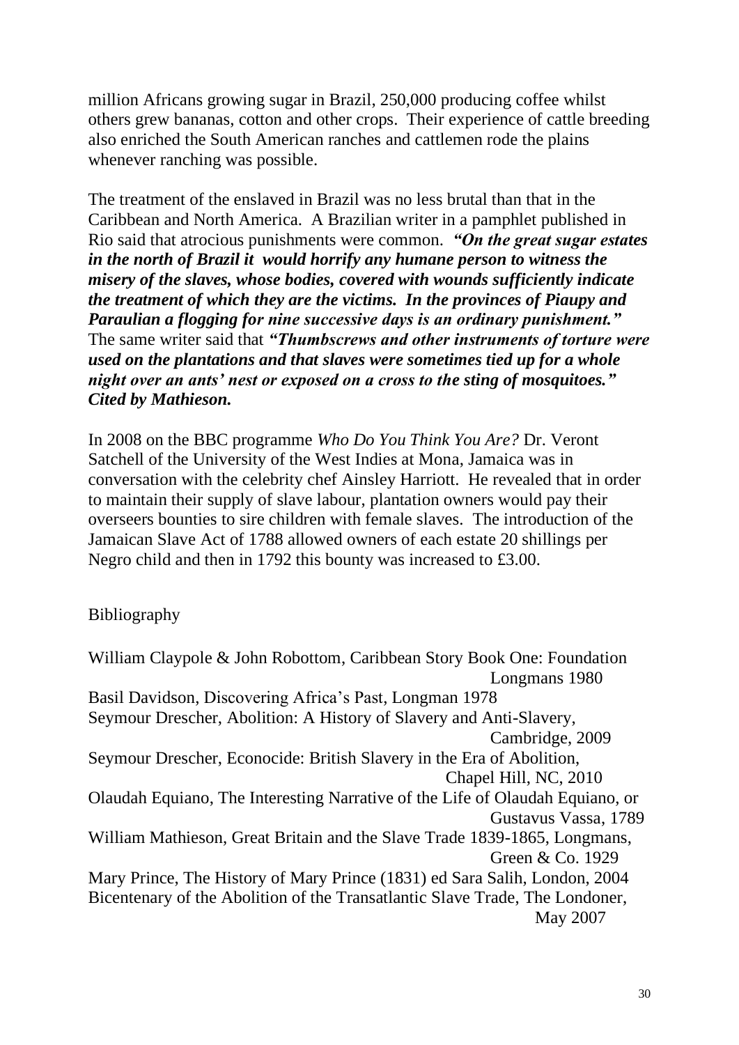million Africans growing sugar in Brazil, 250,000 producing coffee whilst others grew bananas, cotton and other crops. Their experience of cattle breeding also enriched the South American ranches and cattlemen rode the plains whenever ranching was possible.

The treatment of the enslaved in Brazil was no less brutal than that in the Caribbean and North America. A Brazilian writer in a pamphlet published in Rio said that atrocious punishments were common. ***"On the great sugar estates in the north of Brazil it would horrify any humane person to witness the misery of the slaves, whose bodies, covered with wounds sufficiently indicate the treatment of which they are the victims. In the provinces of Piaupy and Paraulian a flogging for nine successive days is an ordinary punishment."*** The same writer said that ***"Thumbscrews and other instruments of torture were used on the plantations and that slaves were sometimes tied up for a whole night over an ants' nest or exposed on a cross to the sting of mosquitoes." Cited by Mathieson.***

In 2008 on the BBC programme *Who Do You Think You Are?* Dr. Veront Satchell of the University of the West Indies at Mona, Jamaica was in conversation with the celebrity chef Ainsley Harriott. He revealed that in order to maintain their supply of slave labour, plantation owners would pay their overseers bounties to sire children with female slaves. The introduction of the Jamaican Slave Act of 1788 allowed owners of each estate 20 shillings per Negro child and then in 1792 this bounty was increased to £3.00.

Bibliography

William Claypole & John Robottom, Caribbean Story Book One: Foundation Longmans 1980
Basil Davidson, Discovering Africa's Past, Longman 1978
Seymour Drescher, Abolition: A History of Slavery and Anti-Slavery, Cambridge, 2009
Seymour Drescher, Econocide: British Slavery in the Era of Abolition, Chapel Hill, NC, 2010
Olaudah Equiano, The Interesting Narrative of the Life of Olaudah Equiano, or Gustavus Vassa, 1789
William Mathieson, Great Britain and the Slave Trade 1839-1865, Longmans, Green & Co. 1929
Mary Prince, The History of Mary Prince (1831) ed Sara Salih, London, 2004
Bicentenary of the Abolition of the Transatlantic Slave Trade, The Londoner, May 2007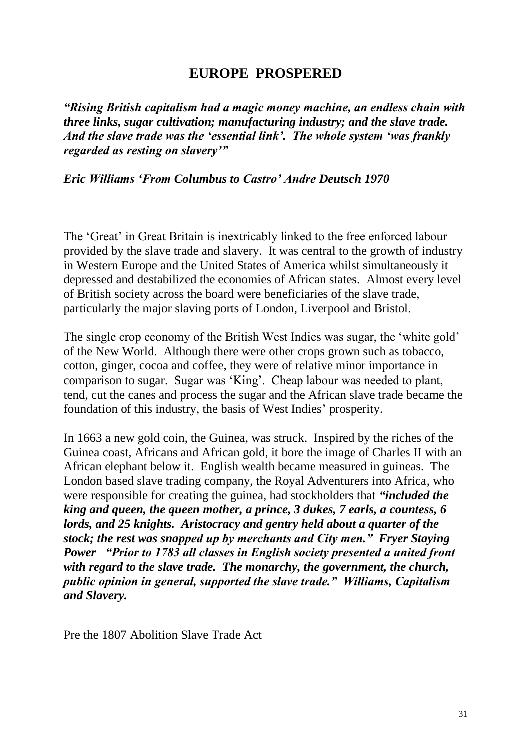# EUROPE PROSPERED

***"Rising British capitalism had a magic money machine, an endless chain with three links, sugar cultivation; manufacturing industry; and the slave trade. And the slave trade was the 'essential link'. The whole system 'was frankly regarded as resting on slavery'"***

***Eric Williams 'From Columbus to Castro' Andre Deutsch 1970***

The 'Great' in Great Britain is inextricably linked to the free enforced labour provided by the slave trade and slavery. It was central to the growth of industry in Western Europe and the United States of America whilst simultaneously it depressed and destabilized the economies of African states. Almost every level of British society across the board were beneficiaries of the slave trade, particularly the major slaving ports of London, Liverpool and Bristol.

The single crop economy of the British West Indies was sugar, the 'white gold' of the New World. Although there were other crops grown such as tobacco, cotton, ginger, cocoa and coffee, they were of relative minor importance in comparison to sugar. Sugar was 'King'. Cheap labour was needed to plant, tend, cut the canes and process the sugar and the African slave trade became the foundation of this industry, the basis of West Indies' prosperity.

In 1663 a new gold coin, the Guinea, was struck. Inspired by the riches of the Guinea coast, Africans and African gold, it bore the image of Charles II with an African elephant below it. English wealth became measured in guineas. The London based slave trading company, the Royal Adventurers into Africa, who were responsible for creating the guinea, had stockholders that ***"included the king and queen, the queen mother, a prince, 3 dukes, 7 earls, a countess, 6 lords, and 25 knights. Aristocracy and gentry held about a quarter of the stock; the rest was snapped up by merchants and City men." Fryer Staying Power "Prior to 1783 all classes in English society presented a united front with regard to the slave trade. The monarchy, the government, the church, public opinion in general, supported the slave trade." Williams, Capitalism and Slavery.***

Pre the 1807 Abolition Slave Trade Act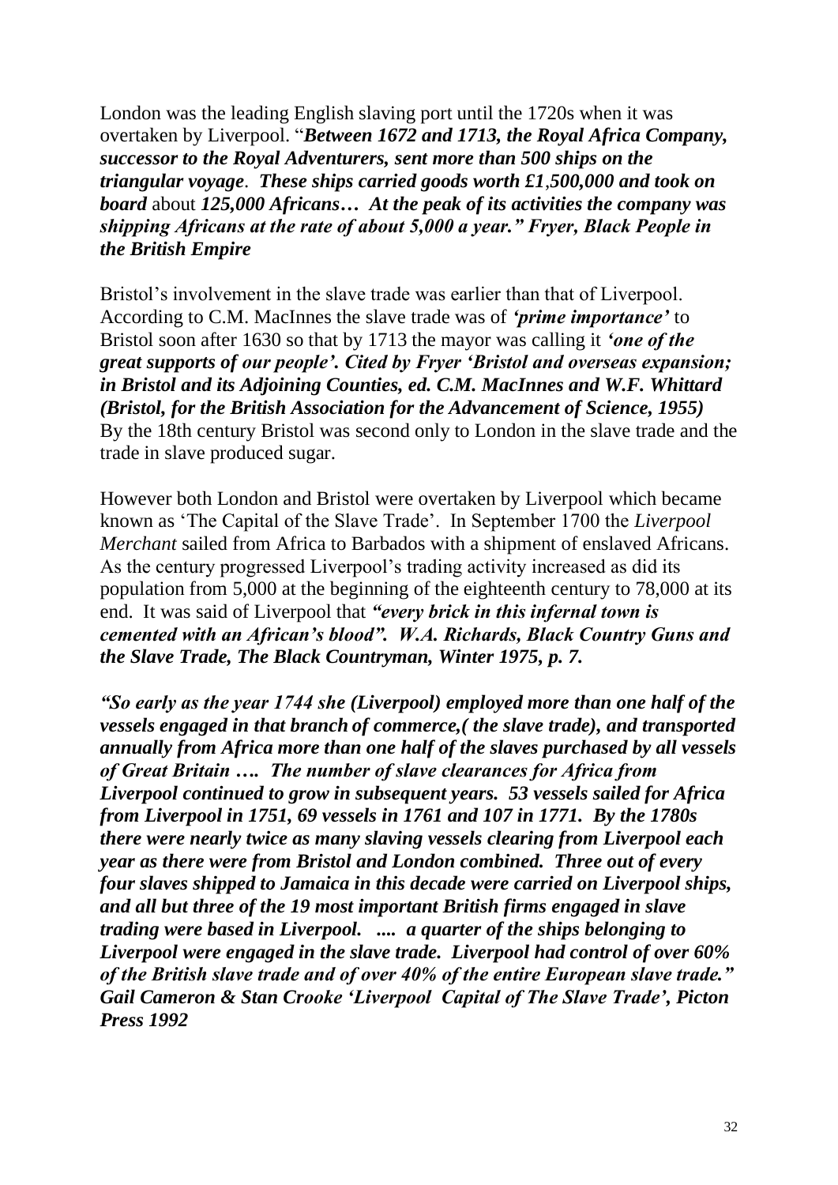London was the leading English slaving port until the 1720s when it was overtaken by Liverpool. "***Between 1672 and 1713, the Royal Africa Company, successor to the Royal Adventurers, sent more than 500 ships on the triangular voyage***. ***These ships carried goods worth £1,500,000 and took on board*** about ***125,000 Africans… At the peak of its activities the company was shipping Africans at the rate of about 5,000 a year." Fryer, Black People in the British Empire***

Bristol's involvement in the slave trade was earlier than that of Liverpool. According to C.M. MacInnes the slave trade was of ***'prime importance'*** to Bristol soon after 1630 so that by 1713 the mayor was calling it ***'one of the great supports of our people'. Cited by Fryer 'Bristol and overseas expansion; in Bristol and its Adjoining Counties, ed. C.M. MacInnes and W.F. Whittard (Bristol, for the British Association for the Advancement of Science, 1955)*** By the 18th century Bristol was second only to London in the slave trade and the trade in slave produced sugar.

However both London and Bristol were overtaken by Liverpool which became known as 'The Capital of the Slave Trade'. In September 1700 the *Liverpool Merchant* sailed from Africa to Barbados with a shipment of enslaved Africans. As the century progressed Liverpool's trading activity increased as did its population from 5,000 at the beginning of the eighteenth century to 78,000 at its end. It was said of Liverpool that ***"every brick in this infernal town is cemented with an African's blood". W.A. Richards, Black Country Guns and the Slave Trade, The Black Countryman, Winter 1975, p. 7.***

***"So early as the year 1744 she (Liverpool) employed more than one half of the vessels engaged in that branch of commerce,( the slave trade), and transported annually from Africa more than one half of the slaves purchased by all vessels of Great Britain …. The number of slave clearances for Africa from Liverpool continued to grow in subsequent years. 53 vessels sailed for Africa from Liverpool in 1751, 69 vessels in 1761 and 107 in 1771. By the 1780s there were nearly twice as many slaving vessels clearing from Liverpool each year as there were from Bristol and London combined. Three out of every four slaves shipped to Jamaica in this decade were carried on Liverpool ships, and all but three of the 19 most important British firms engaged in slave trading were based in Liverpool. .... a quarter of the ships belonging to Liverpool were engaged in the slave trade. Liverpool had control of over 60% of the British slave trade and of over 40% of the entire European slave trade." Gail Cameron & Stan Crooke 'Liverpool Capital of The Slave Trade', Picton Press 1992***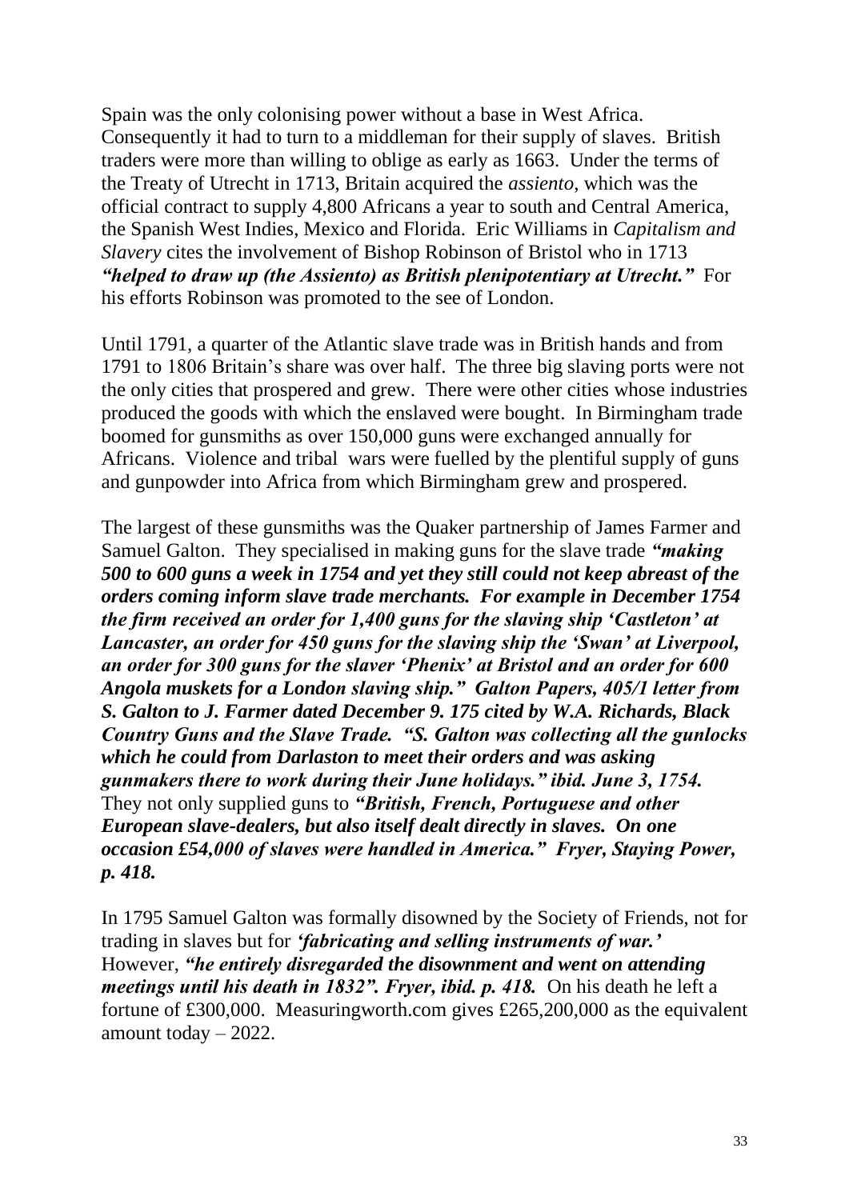Spain was the only colonising power without a base in West Africa. Consequently it had to turn to a middleman for their supply of slaves. British traders were more than willing to oblige as early as 1663. Under the terms of the Treaty of Utrecht in 1713, Britain acquired the *assiento*, which was the official contract to supply 4,800 Africans a year to south and Central America, the Spanish West Indies, Mexico and Florida. Eric Williams in *Capitalism and Slavery* cites the involvement of Bishop Robinson of Bristol who in 1713 ***"helped to draw up (the Assiento) as British plenipotentiary at Utrecht."*** For his efforts Robinson was promoted to the see of London.

Until 1791, a quarter of the Atlantic slave trade was in British hands and from 1791 to 1806 Britain's share was over half. The three big slaving ports were not the only cities that prospered and grew. There were other cities whose industries produced the goods with which the enslaved were bought. In Birmingham trade boomed for gunsmiths as over 150,000 guns were exchanged annually for Africans. Violence and tribal wars were fuelled by the plentiful supply of guns and gunpowder into Africa from which Birmingham grew and prospered.

The largest of these gunsmiths was the Quaker partnership of James Farmer and Samuel Galton. They specialised in making guns for the slave trade ***"making 500 to 600 guns a week in 1754 and yet they still could not keep abreast of the orders coming inform slave trade merchants. For example in December 1754 the firm received an order for 1,400 guns for the slaving ship 'Castleton' at Lancaster, an order for 450 guns for the slaving ship the 'Swan' at Liverpool, an order for 300 guns for the slaver 'Phenix' at Bristol and an order for 600 Angola muskets for a London slaving ship." Galton Papers, 405/1 letter from S. Galton to J. Farmer dated December 9. 175 cited by W.A. Richards, Black Country Guns and the Slave Trade. "S. Galton was collecting all the gunlocks which he could from Darlaston to meet their orders and was asking gunmakers there to work during their June holidays." ibid. June 3, 1754.*** They not only supplied guns to ***"British, French, Portuguese and other European slave-dealers, but also itself dealt directly in slaves. On one occasion £54,000 of slaves were handled in America." Fryer, Staying Power, p. 418.***

In 1795 Samuel Galton was formally disowned by the Society of Friends, not for trading in slaves but for ***'fabricating and selling instruments of war.'*** However, ***"he entirely disregarded the disownment and went on attending meetings until his death in 1832". Fryer, ibid. p. 418.*** On his death he left a fortune of £300,000. Measuringworth.com gives £265,200,000 as the equivalent amount today – 2022.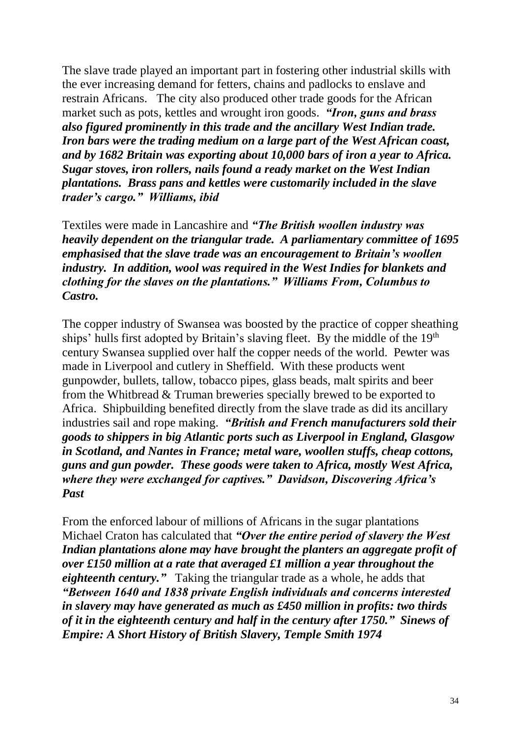The slave trade played an important part in fostering other industrial skills with the ever increasing demand for fetters, chains and padlocks to enslave and restrain Africans. The city also produced other trade goods for the African market such as pots, kettles and wrought iron goods. ***"Iron, guns and brass also figured prominently in this trade and the ancillary West Indian trade. Iron bars were the trading medium on a large part of the West African coast, and by 1682 Britain was exporting about 10,000 bars of iron a year to Africa. Sugar stoves, iron rollers, nails found a ready market on the West Indian plantations. Brass pans and kettles were customarily included in the slave trader's cargo." Williams, ibid***

Textiles were made in Lancashire and ***"The British woollen industry was heavily dependent on the triangular trade. A parliamentary committee of 1695 emphasised that the slave trade was an encouragement to Britain's woollen industry. In addition, wool was required in the West Indies for blankets and clothing for the slaves on the plantations." Williams From, Columbus to Castro.***

The copper industry of Swansea was boosted by the practice of copper sheathing ships' hulls first adopted by Britain's slaving fleet. By the middle of the 19th century Swansea supplied over half the copper needs of the world. Pewter was made in Liverpool and cutlery in Sheffield. With these products went gunpowder, bullets, tallow, tobacco pipes, glass beads, malt spirits and beer from the Whitbread & Truman breweries specially brewed to be exported to Africa. Shipbuilding benefited directly from the slave trade as did its ancillary industries sail and rope making. ***"British and French manufacturers sold their goods to shippers in big Atlantic ports such as Liverpool in England, Glasgow in Scotland, and Nantes in France; metal ware, woollen stuffs, cheap cottons, guns and gun powder. These goods were taken to Africa, mostly West Africa, where they were exchanged for captives." Davidson, Discovering Africa's Past***

From the enforced labour of millions of Africans in the sugar plantations Michael Craton has calculated that ***"Over the entire period of slavery the West Indian plantations alone may have brought the planters an aggregate profit of over £150 million at a rate that averaged £1 million a year throughout the eighteenth century."*** Taking the triangular trade as a whole, he adds that ***"Between 1640 and 1838 private English individuals and concerns interested in slavery may have generated as much as £450 million in profits: two thirds of it in the eighteenth century and half in the century after 1750." Sinews of Empire: A Short History of British Slavery, Temple Smith 1974***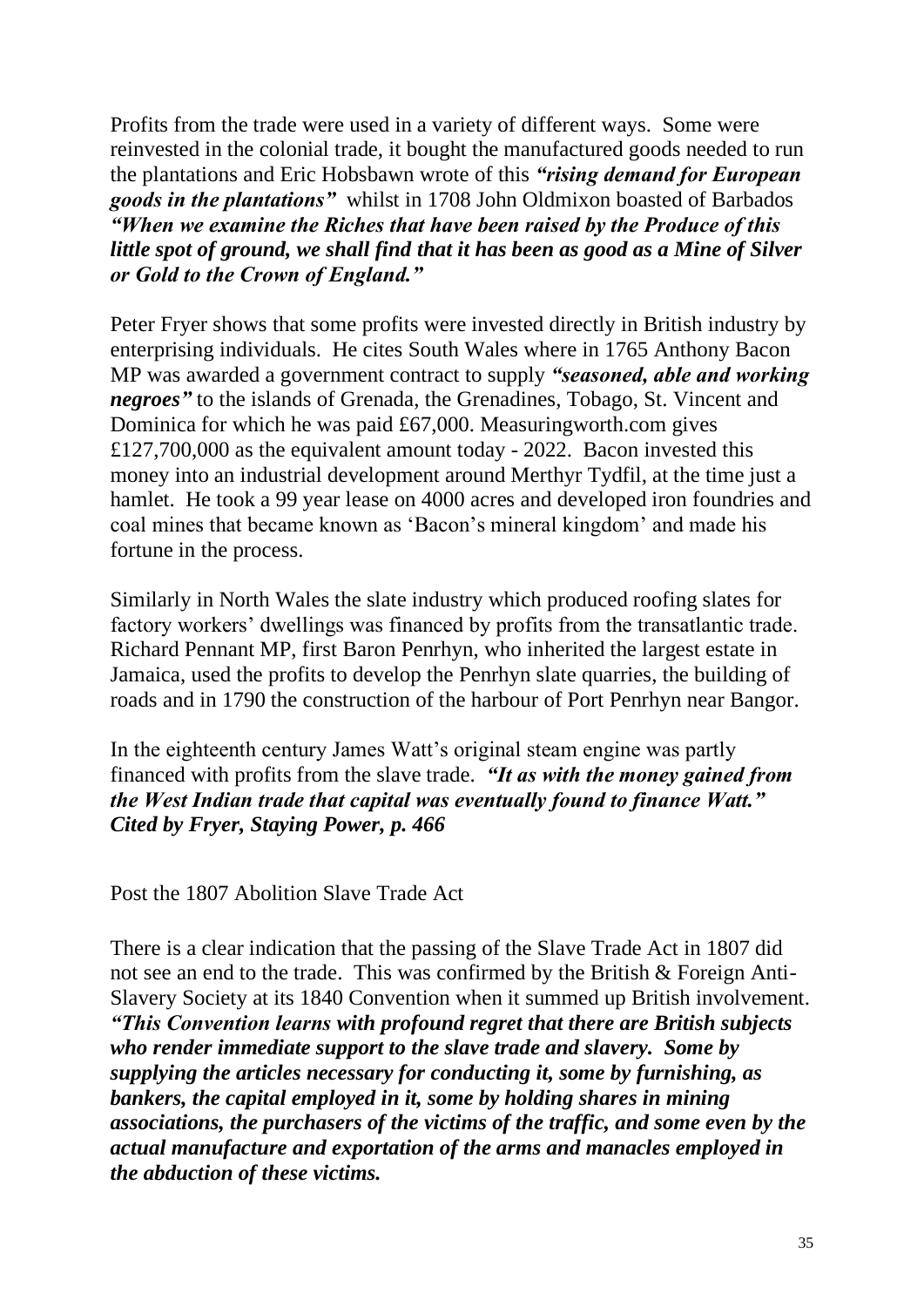Profits from the trade were used in a variety of different ways. Some were reinvested in the colonial trade, it bought the manufactured goods needed to run the plantations and Eric Hobsbawn wrote of this ***"rising demand for European goods in the plantations"*** whilst in 1708 John Oldmixon boasted of Barbados ***"When we examine the Riches that have been raised by the Produce of this little spot of ground, we shall find that it has been as good as a Mine of Silver or Gold to the Crown of England."***

Peter Fryer shows that some profits were invested directly in British industry by enterprising individuals. He cites South Wales where in 1765 Anthony Bacon MP was awarded a government contract to supply ***"seasoned, able and working negroes"*** to the islands of Grenada, the Grenadines, Tobago, St. Vincent and Dominica for which he was paid £67,000. Measuringworth.com gives £127,700,000 as the equivalent amount today - 2022. Bacon invested this money into an industrial development around Merthyr Tydfil, at the time just a hamlet. He took a 99 year lease on 4000 acres and developed iron foundries and coal mines that became known as 'Bacon's mineral kingdom' and made his fortune in the process.

Similarly in North Wales the slate industry which produced roofing slates for factory workers' dwellings was financed by profits from the transatlantic trade. Richard Pennant MP, first Baron Penrhyn, who inherited the largest estate in Jamaica, used the profits to develop the Penrhyn slate quarries, the building of roads and in 1790 the construction of the harbour of Port Penrhyn near Bangor.

In the eighteenth century James Watt's original steam engine was partly financed with profits from the slave trade. ***"It as with the money gained from the West Indian trade that capital was eventually found to finance Watt." Cited by Fryer, Staying Power, p. 466***

Post the 1807 Abolition Slave Trade Act

There is a clear indication that the passing of the Slave Trade Act in 1807 did not see an end to the trade. This was confirmed by the British & Foreign Anti-Slavery Society at its 1840 Convention when it summed up British involvement. ***"This Convention learns with profound regret that there are British subjects who render immediate support to the slave trade and slavery. Some by supplying the articles necessary for conducting it, some by furnishing, as bankers, the capital employed in it, some by holding shares in mining associations, the purchasers of the victims of the traffic, and some even by the actual manufacture and exportation of the arms and manacles employed in the abduction of these victims.***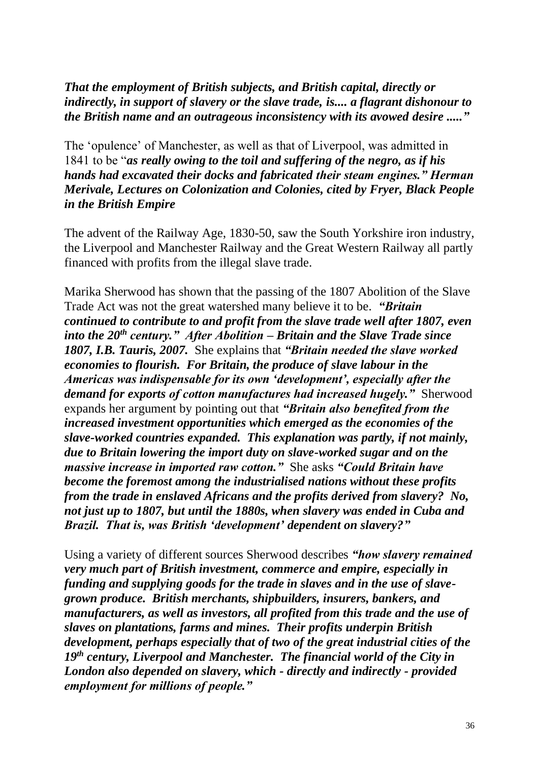***That the employment of British subjects, and British capital, directly or indirectly, in support of slavery or the slave trade, is.... a flagrant dishonour to the British name and an outrageous inconsistency with its avowed desire .....”***

The ‘opulence’ of Manchester, as well as that of Liverpool, was admitted in 1841 to be “***as really owing to the toil and suffering of the negro, as if his hands had excavated their docks and fabricated their steam engines.” Herman Merivale, Lectures on Colonization and Colonies, cited by Fryer, Black People in the British Empire***

The advent of the Railway Age, 1830-50, saw the South Yorkshire iron industry, the Liverpool and Manchester Railway and the Great Western Railway all partly financed with profits from the illegal slave trade.

Marika Sherwood has shown that the passing of the 1807 Abolition of the Slave Trade Act was not the great watershed many believe it to be. ***“Britain continued to contribute to and profit from the slave trade well after 1807, even into the 20th century.” After Abolition – Britain and the Slave Trade since 1807, I.B. Tauris, 2007.*** She explains that ***“Britain needed the slave worked economies to flourish. For Britain, the produce of slave labour in the Americas was indispensable for its own ‘development’, especially after the demand for exports of cotton manufactures had increased hugely.”*** Sherwood expands her argument by pointing out that ***“Britain also benefited from the increased investment opportunities which emerged as the economies of the slave-worked countries expanded. This explanation was partly, if not mainly, due to Britain lowering the import duty on slave-worked sugar and on the massive increase in imported raw cotton.”*** She asks ***“Could Britain have become the foremost among the industrialised nations without these profits from the trade in enslaved Africans and the profits derived from slavery? No, not just up to 1807, but until the 1880s, when slavery was ended in Cuba and Brazil. That is, was British ‘development’ dependent on slavery?”***

Using a variety of different sources Sherwood describes ***“how slavery remained very much part of British investment, commerce and empire, especially in funding and supplying goods for the trade in slaves and in the use of slave-grown produce. British merchants, shipbuilders, insurers, bankers, and manufacturers, as well as investors, all profited from this trade and the use of slaves on plantations, farms and mines. Their profits underpin British development, perhaps especially that of two of the great industrial cities of the 19th century, Liverpool and Manchester. The financial world of the City in London also depended on slavery, which - directly and indirectly - provided employment for millions of people.”***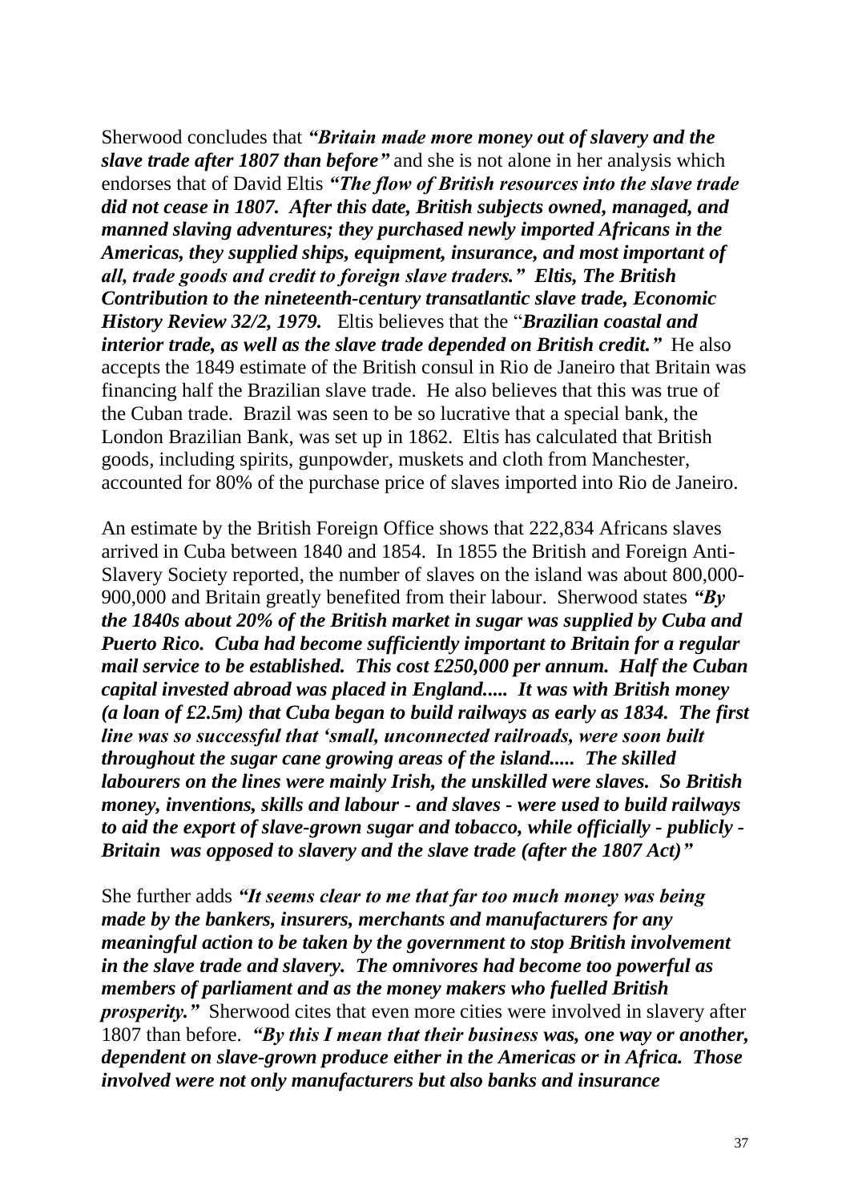Sherwood concludes that ***"Britain made more money out of slavery and the slave trade after 1807 than before"*** and she is not alone in her analysis which endorses that of David Eltis ***"The flow of British resources into the slave trade did not cease in 1807. After this date, British subjects owned, managed, and manned slaving adventures; they purchased newly imported Africans in the Americas, they supplied ships, equipment, insurance, and most important of all, trade goods and credit to foreign slave traders." Eltis, The British Contribution to the nineteenth-century transatlantic slave trade, Economic History Review 32/2, 1979.*** Eltis believes that the "***Brazilian coastal and interior trade, as well as the slave trade depended on British credit."*** He also accepts the 1849 estimate of the British consul in Rio de Janeiro that Britain was financing half the Brazilian slave trade. He also believes that this was true of the Cuban trade. Brazil was seen to be so lucrative that a special bank, the London Brazilian Bank, was set up in 1862. Eltis has calculated that British goods, including spirits, gunpowder, muskets and cloth from Manchester, accounted for 80% of the purchase price of slaves imported into Rio de Janeiro.

An estimate by the British Foreign Office shows that 222,834 Africans slaves arrived in Cuba between 1840 and 1854. In 1855 the British and Foreign Anti-Slavery Society reported, the number of slaves on the island was about 800,000-900,000 and Britain greatly benefited from their labour. Sherwood states ***"By the 1840s about 20% of the British market in sugar was supplied by Cuba and Puerto Rico. Cuba had become sufficiently important to Britain for a regular mail service to be established. This cost £250,000 per annum. Half the Cuban capital invested abroad was placed in England..... It was with British money (a loan of £2.5m) that Cuba began to build railways as early as 1834. The first line was so successful that 'small, unconnected railroads, were soon built throughout the sugar cane growing areas of the island..... The skilled labourers on the lines were mainly Irish, the unskilled were slaves. So British money, inventions, skills and labour - and slaves - were used to build railways to aid the export of slave-grown sugar and tobacco, while officially - publicly - Britain was opposed to slavery and the slave trade (after the 1807 Act)"***

She further adds ***"It seems clear to me that far too much money was being made by the bankers, insurers, merchants and manufacturers for any meaningful action to be taken by the government to stop British involvement in the slave trade and slavery. The omnivores had become too powerful as members of parliament and as the money makers who fuelled British prosperity."*** Sherwood cites that even more cities were involved in slavery after 1807 than before. ***"By this I mean that their business was, one way or another, dependent on slave-grown produce either in the Americas or in Africa. Those involved were not only manufacturers but also banks and insurance***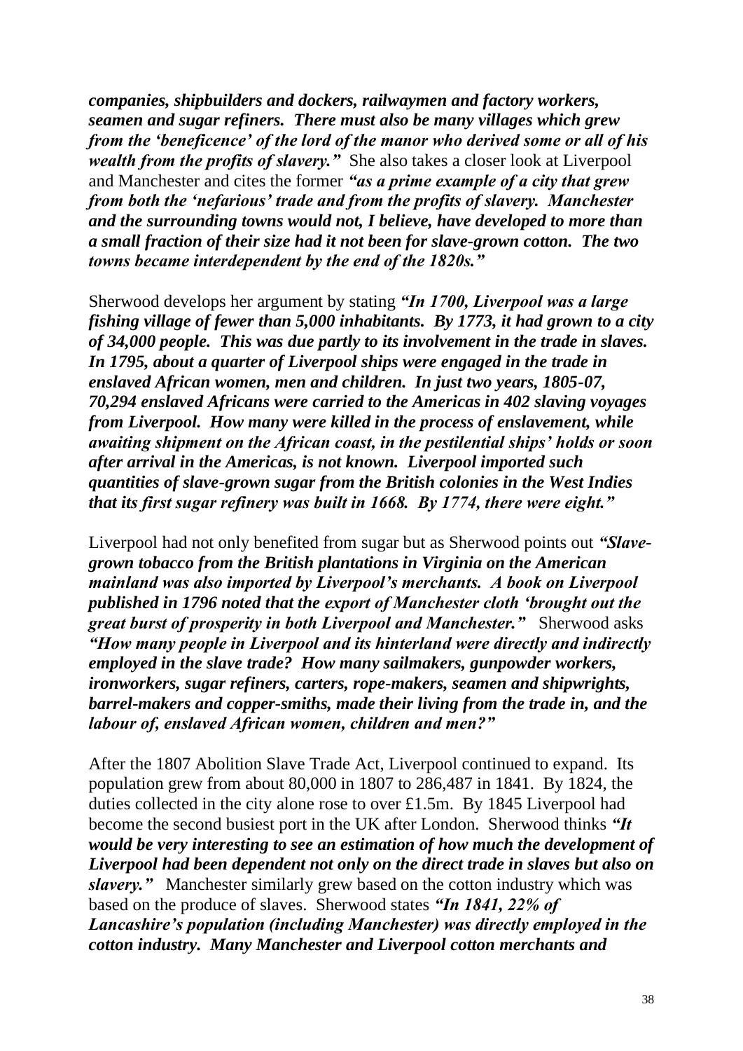***companies, shipbuilders and dockers, railwaymen and factory workers, seamen and sugar refiners. There must also be many villages which grew from the 'beneficence' of the lord of the manor who derived some or all of his wealth from the profits of slavery."*** She also takes a closer look at Liverpool and Manchester and cites the former ***"as a prime example of a city that grew from both the 'nefarious' trade and from the profits of slavery. Manchester and the surrounding towns would not, I believe, have developed to more than a small fraction of their size had it not been for slave-grown cotton. The two towns became interdependent by the end of the 1820s."***

Sherwood develops her argument by stating ***"In 1700, Liverpool was a large fishing village of fewer than 5,000 inhabitants. By 1773, it had grown to a city of 34,000 people. This was due partly to its involvement in the trade in slaves. In 1795, about a quarter of Liverpool ships were engaged in the trade in enslaved African women, men and children. In just two years, 1805-07, 70,294 enslaved Africans were carried to the Americas in 402 slaving voyages from Liverpool. How many were killed in the process of enslavement, while awaiting shipment on the African coast, in the pestilential ships' holds or soon after arrival in the Americas, is not known. Liverpool imported such quantities of slave-grown sugar from the British colonies in the West Indies that its first sugar refinery was built in 1668. By 1774, there were eight."***

Liverpool had not only benefited from sugar but as Sherwood points out ***"Slave-grown tobacco from the British plantations in Virginia on the American mainland was also imported by Liverpool's merchants. A book on Liverpool published in 1796 noted that the export of Manchester cloth 'brought out the great burst of prosperity in both Liverpool and Manchester."*** Sherwood asks ***"How many people in Liverpool and its hinterland were directly and indirectly employed in the slave trade? How many sailmakers, gunpowder workers, ironworkers, sugar refiners, carters, rope-makers, seamen and shipwrights, barrel-makers and copper-smiths, made their living from the trade in, and the labour of, enslaved African women, children and men?"***

After the 1807 Abolition Slave Trade Act, Liverpool continued to expand. Its population grew from about 80,000 in 1807 to 286,487 in 1841. By 1824, the duties collected in the city alone rose to over £1.5m. By 1845 Liverpool had become the second busiest port in the UK after London. Sherwood thinks ***"It would be very interesting to see an estimation of how much the development of Liverpool had been dependent not only on the direct trade in slaves but also on slavery."*** Manchester similarly grew based on the cotton industry which was based on the produce of slaves. Sherwood states ***"In 1841, 22% of Lancashire's population (including Manchester) was directly employed in the cotton industry. Many Manchester and Liverpool cotton merchants and***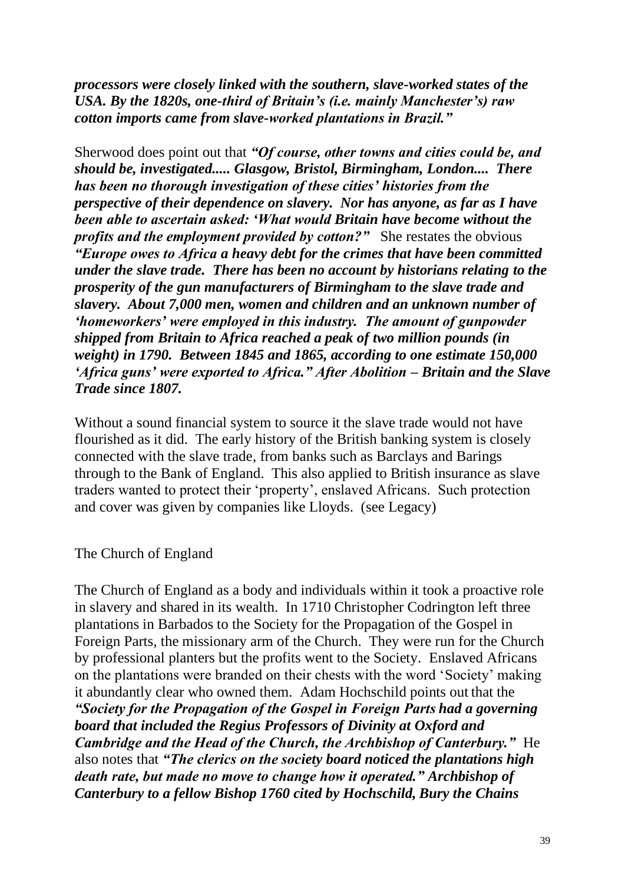***processors were closely linked with the southern, slave-worked states of the USA. By the 1820s, one-third of Britain's (i.e. mainly Manchester's) raw cotton imports came from slave-worked plantations in Brazil."***

Sherwood does point out that ***"Of course, other towns and cities could be, and should be, investigated..... Glasgow, Bristol, Birmingham, London.... There has been no thorough investigation of these cities' histories from the perspective of their dependence on slavery. Nor has anyone, as far as I have been able to ascertain asked: 'What would Britain have become without the profits and the employment provided by cotton?"*** She restates the obvious ***"Europe owes to Africa a heavy debt for the crimes that have been committed under the slave trade. There has been no account by historians relating to the prosperity of the gun manufacturers of Birmingham to the slave trade and slavery. About 7,000 men, women and children and an unknown number of 'homeworkers' were employed in this industry. The amount of gunpowder shipped from Britain to Africa reached a peak of two million pounds (in weight) in 1790. Between 1845 and 1865, according to one estimate 150,000 'Africa guns' were exported to Africa." After Abolition – Britain and the Slave Trade since 1807.***

Without a sound financial system to source it the slave trade would not have flourished as it did. The early history of the British banking system is closely connected with the slave trade, from banks such as Barclays and Barings through to the Bank of England. This also applied to British insurance as slave traders wanted to protect their 'property', enslaved Africans. Such protection and cover was given by companies like Lloyds. (see Legacy)

The Church of England

The Church of England as a body and individuals within it took a proactive role in slavery and shared in its wealth. In 1710 Christopher Codrington left three plantations in Barbados to the Society for the Propagation of the Gospel in Foreign Parts, the missionary arm of the Church. They were run for the Church by professional planters but the profits went to the Society. Enslaved Africans on the plantations were branded on their chests with the word 'Society' making it abundantly clear who owned them. Adam Hochschild points out that the ***"Society for the Propagation of the Gospel in Foreign Parts had a governing board that included the Regius Professors of Divinity at Oxford and Cambridge and the Head of the Church, the Archbishop of Canterbury."*** He also notes that ***"The clerics on the society board noticed the plantations high death rate, but made no move to change how it operated." Archbishop of Canterbury to a fellow Bishop 1760 cited by Hochschild, Bury the Chains***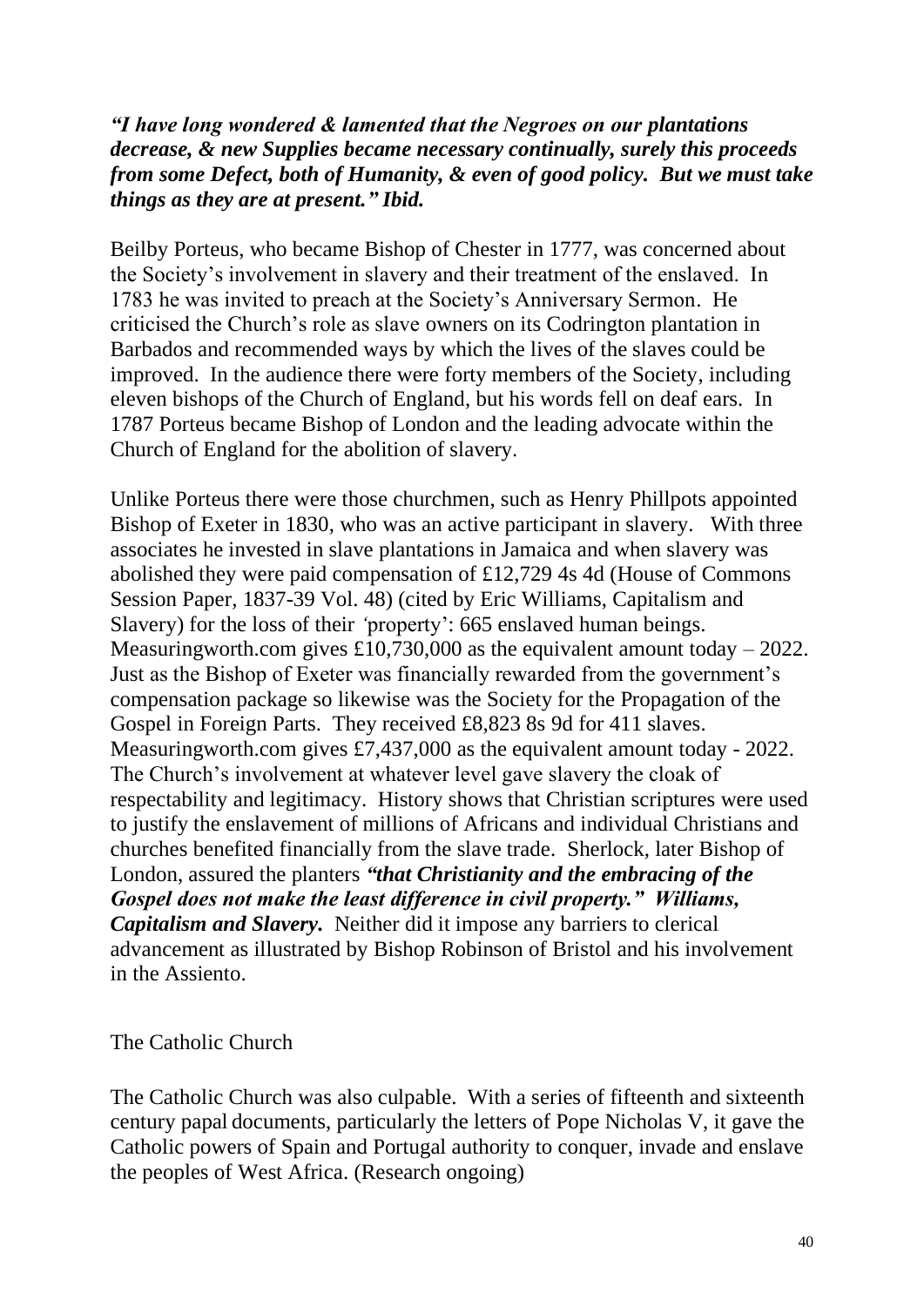***"I have long wondered & lamented that the Negroes on our plantations decrease, & new Supplies became necessary continually, surely this proceeds from some Defect, both of Humanity, & even of good policy. But we must take things as they are at present." Ibid.***

Beilby Porteus, who became Bishop of Chester in 1777, was concerned about the Society's involvement in slavery and their treatment of the enslaved. In 1783 he was invited to preach at the Society's Anniversary Sermon. He criticised the Church's role as slave owners on its Codrington plantation in Barbados and recommended ways by which the lives of the slaves could be improved. In the audience there were forty members of the Society, including eleven bishops of the Church of England, but his words fell on deaf ears. In 1787 Porteus became Bishop of London and the leading advocate within the Church of England for the abolition of slavery.

Unlike Porteus there were those churchmen, such as Henry Phillpots appointed Bishop of Exeter in 1830, who was an active participant in slavery. With three associates he invested in slave plantations in Jamaica and when slavery was abolished they were paid compensation of £12,729 4s 4d (House of Commons Session Paper, 1837-39 Vol. 48) (cited by Eric Williams, Capitalism and Slavery) for the loss of their 'property': 665 enslaved human beings. Measuringworth.com gives £10,730,000 as the equivalent amount today – 2022. Just as the Bishop of Exeter was financially rewarded from the government's compensation package so likewise was the Society for the Propagation of the Gospel in Foreign Parts. They received £8,823 8s 9d for 411 slaves. Measuringworth.com gives £7,437,000 as the equivalent amount today - 2022. The Church's involvement at whatever level gave slavery the cloak of respectability and legitimacy. History shows that Christian scriptures were used to justify the enslavement of millions of Africans and individual Christians and churches benefited financially from the slave trade. Sherlock, later Bishop of London, assured the planters ***"that Christianity and the embracing of the Gospel does not make the least difference in civil property." Williams, Capitalism and Slavery.*** Neither did it impose any barriers to clerical advancement as illustrated by Bishop Robinson of Bristol and his involvement in the Assiento.

## The Catholic Church

The Catholic Church was also culpable. With a series of fifteenth and sixteenth century papal documents, particularly the letters of Pope Nicholas V, it gave the Catholic powers of Spain and Portugal authority to conquer, invade and enslave the peoples of West Africa. (Research ongoing)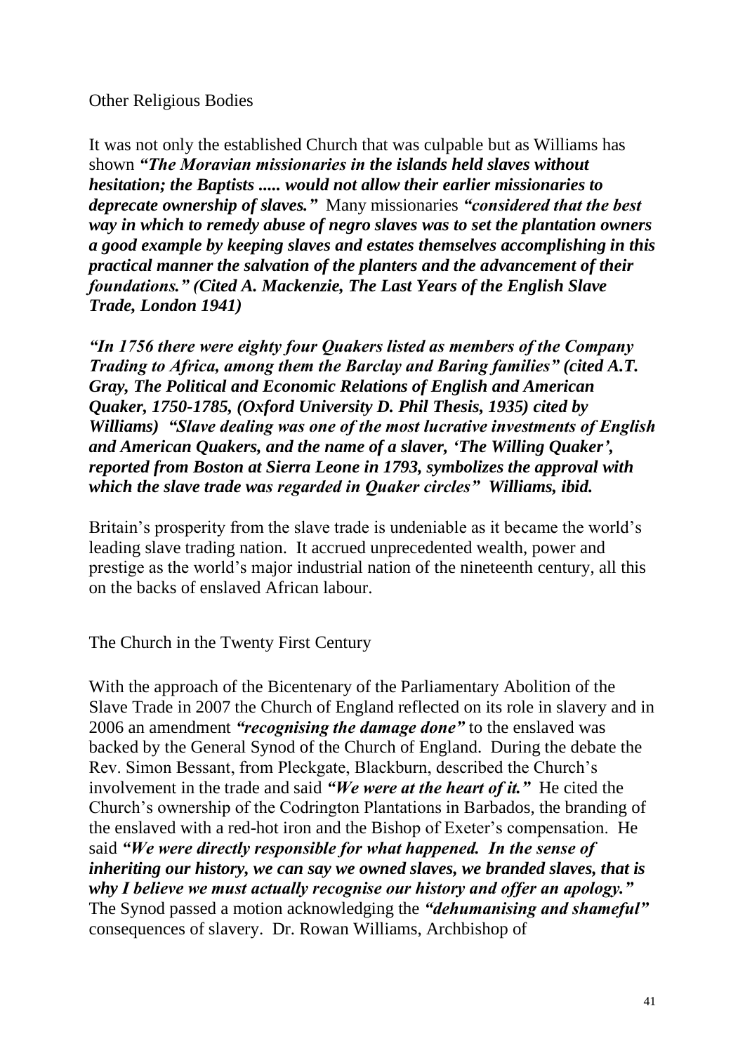## Other Religious Bodies

It was not only the established Church that was culpable but as Williams has shown ***"The Moravian missionaries in the islands held slaves without hesitation; the Baptists ..... would not allow their earlier missionaries to deprecate ownership of slaves."*** Many missionaries ***"considered that the best way in which to remedy abuse of negro slaves was to set the plantation owners a good example by keeping slaves and estates themselves accomplishing in this practical manner the salvation of the planters and the advancement of their foundations." (Cited A. Mackenzie, The Last Years of the English Slave Trade, London 1941)***

***"In 1756 there were eighty four Quakers listed as members of the Company Trading to Africa, among them the Barclay and Baring families" (cited A.T. Gray, The Political and Economic Relations of English and American Quaker, 1750-1785, (Oxford University D. Phil Thesis, 1935) cited by Williams) "Slave dealing was one of the most lucrative investments of English and American Quakers, and the name of a slaver, 'The Willing Quaker', reported from Boston at Sierra Leone in 1793, symbolizes the approval with which the slave trade was regarded in Quaker circles" Williams, ibid.***

Britain's prosperity from the slave trade is undeniable as it became the world's leading slave trading nation. It accrued unprecedented wealth, power and prestige as the world's major industrial nation of the nineteenth century, all this on the backs of enslaved African labour.

## The Church in the Twenty First Century

With the approach of the Bicentenary of the Parliamentary Abolition of the Slave Trade in 2007 the Church of England reflected on its role in slavery and in 2006 an amendment ***"recognising the damage done"*** to the enslaved was backed by the General Synod of the Church of England. During the debate the Rev. Simon Bessant, from Pleckgate, Blackburn, described the Church's involvement in the trade and said ***"We were at the heart of it."*** He cited the Church's ownership of the Codrington Plantations in Barbados, the branding of the enslaved with a red-hot iron and the Bishop of Exeter's compensation. He said ***"We were directly responsible for what happened. In the sense of inheriting our history, we can say we owned slaves, we branded slaves, that is why I believe we must actually recognise our history and offer an apology."*** The Synod passed a motion acknowledging the ***"dehumanising and shameful"*** consequences of slavery. Dr. Rowan Williams, Archbishop of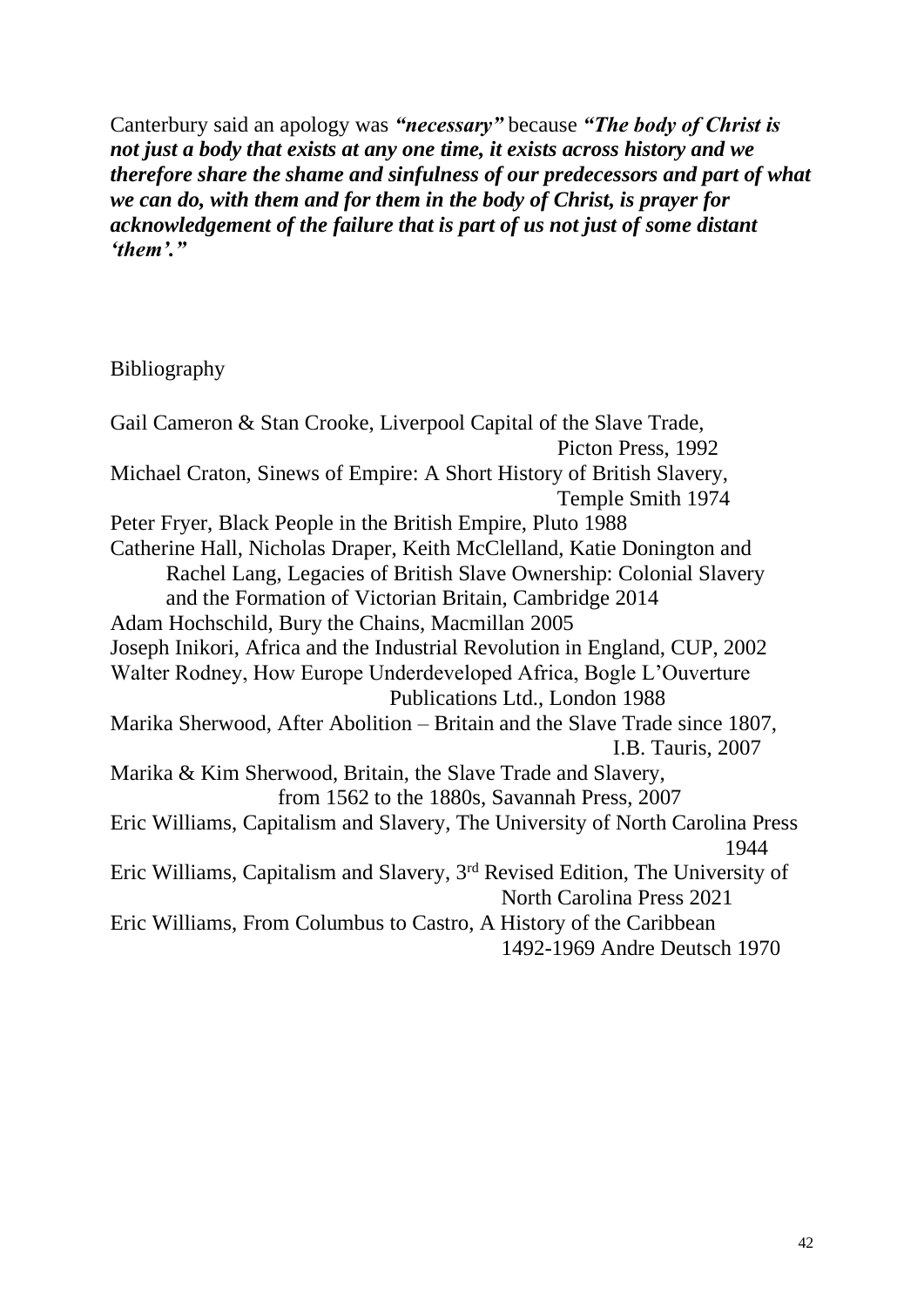Canterbury said an apology was ***"necessary"*** because ***"The body of Christ is not just a body that exists at any one time, it exists across history and we therefore share the shame and sinfulness of our predecessors and part of what we can do, with them and for them in the body of Christ, is prayer for acknowledgement of the failure that is part of us not just of some distant 'them'."***

## Bibliography

Gail Cameron & Stan Crooke, Liverpool Capital of the Slave Trade, Picton Press, 1992

Michael Craton, Sinews of Empire: A Short History of British Slavery, Temple Smith 1974

Peter Fryer, Black People in the British Empire, Pluto 1988

Catherine Hall, Nicholas Draper, Keith McClelland, Katie Donington and Rachel Lang, Legacies of British Slave Ownership: Colonial Slavery and the Formation of Victorian Britain, Cambridge 2014

Adam Hochschild, Bury the Chains, Macmillan 2005

Joseph Inikori, Africa and the Industrial Revolution in England, CUP, 2002

Walter Rodney, How Europe Underdeveloped Africa, Bogle L'Ouverture Publications Ltd., London 1988

Marika Sherwood, After Abolition – Britain and the Slave Trade since 1807, I.B. Tauris, 2007

Marika & Kim Sherwood, Britain, the Slave Trade and Slavery, from 1562 to the 1880s, Savannah Press, 2007

Eric Williams, Capitalism and Slavery, The University of North Carolina Press 1944

Eric Williams, Capitalism and Slavery, 3rd Revised Edition, The University of North Carolina Press 2021

Eric Williams, From Columbus to Castro, A History of the Caribbean 1492-1969 Andre Deutsch 1970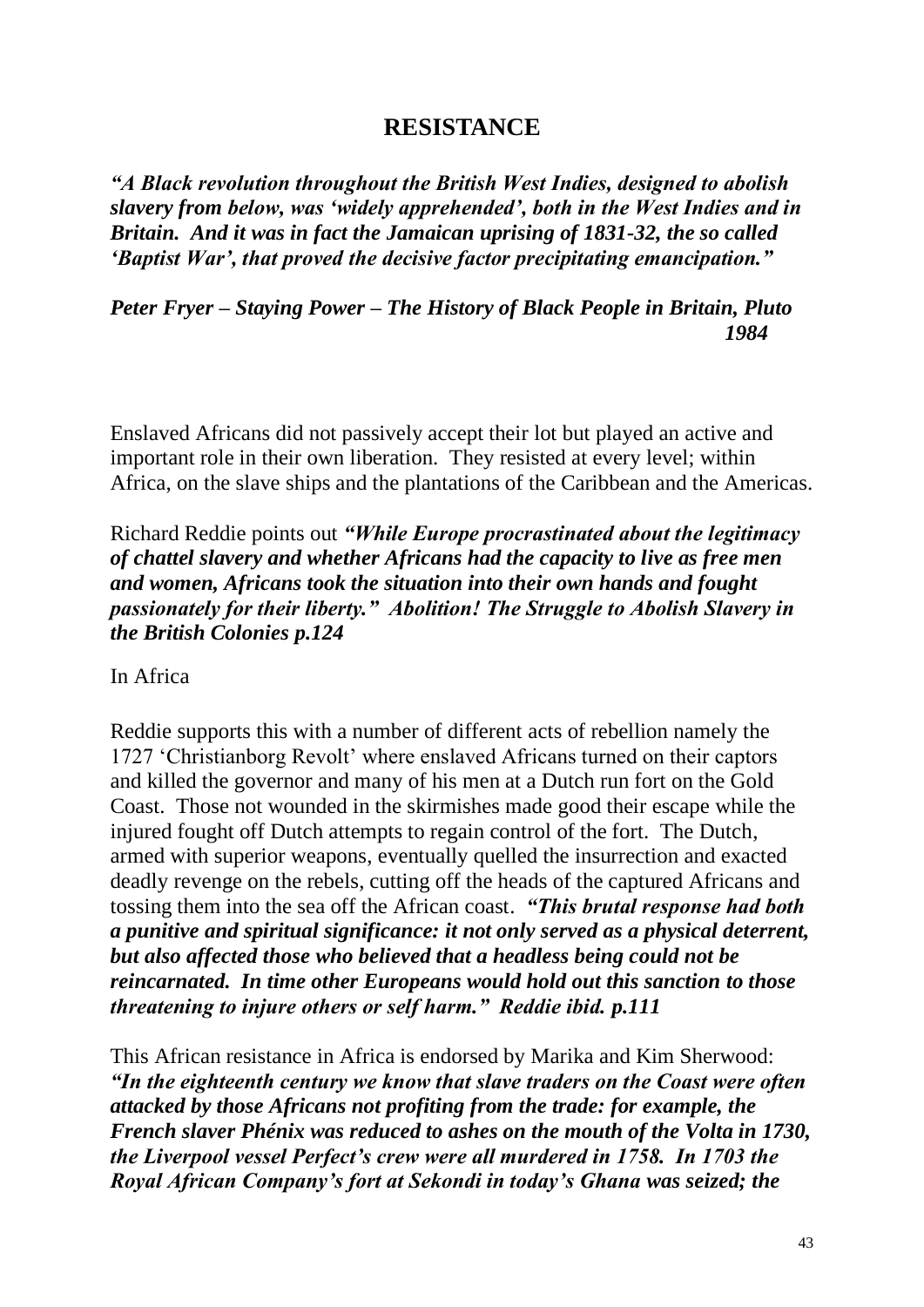# RESISTANCE

***"A Black revolution throughout the British West Indies, designed to abolish slavery from below, was 'widely apprehended', both in the West Indies and in Britain. And it was in fact the Jamaican uprising of 1831-32, the so called 'Baptist War', that proved the decisive factor precipitating emancipation."***

***Peter Fryer – Staying Power – The History of Black People in Britain, Pluto 1984***

Enslaved Africans did not passively accept their lot but played an active and important role in their own liberation. They resisted at every level; within Africa, on the slave ships and the plantations of the Caribbean and the Americas.

Richard Reddie points out ***"While Europe procrastinated about the legitimacy of chattel slavery and whether Africans had the capacity to live as free men and women, Africans took the situation into their own hands and fought passionately for their liberty." Abolition! The Struggle to Abolish Slavery in the British Colonies p.124***

In Africa

Reddie supports this with a number of different acts of rebellion namely the 1727 'Christianborg Revolt' where enslaved Africans turned on their captors and killed the governor and many of his men at a Dutch run fort on the Gold Coast. Those not wounded in the skirmishes made good their escape while the injured fought off Dutch attempts to regain control of the fort. The Dutch, armed with superior weapons, eventually quelled the insurrection and exacted deadly revenge on the rebels, cutting off the heads of the captured Africans and tossing them into the sea off the African coast. ***"This brutal response had both a punitive and spiritual significance: it not only served as a physical deterrent, but also affected those who believed that a headless being could not be reincarnated. In time other Europeans would hold out this sanction to those threatening to injure others or self harm." Reddie ibid. p.111***

This African resistance in Africa is endorsed by Marika and Kim Sherwood: ***"In the eighteenth century we know that slave traders on the Coast were often attacked by those Africans not profiting from the trade: for example, the French slaver Phénix was reduced to ashes on the mouth of the Volta in 1730, the Liverpool vessel Perfect's crew were all murdered in 1758. In 1703 the Royal African Company's fort at Sekondi in today's Ghana was seized; the***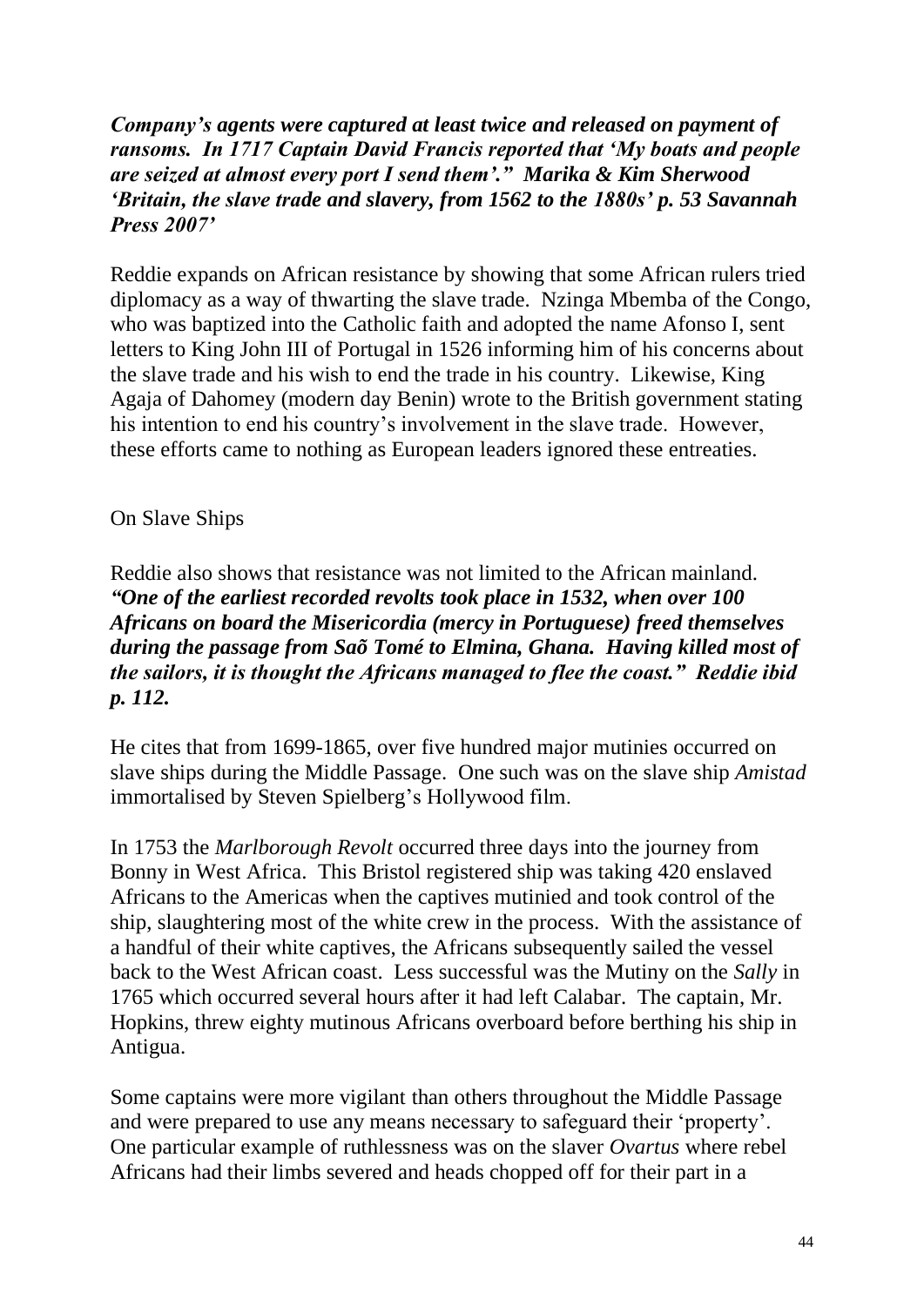***Company's agents were captured at least twice and released on payment of ransoms. In 1717 Captain David Francis reported that 'My boats and people are seized at almost every port I send them'." Marika & Kim Sherwood 'Britain, the slave trade and slavery, from 1562 to the 1880s' p. 53 Savannah Press 2007'***

Reddie expands on African resistance by showing that some African rulers tried diplomacy as a way of thwarting the slave trade. Nzinga Mbemba of the Congo, who was baptized into the Catholic faith and adopted the name Afonso I, sent letters to King John III of Portugal in 1526 informing him of his concerns about the slave trade and his wish to end the trade in his country. Likewise, King Agaja of Dahomey (modern day Benin) wrote to the British government stating his intention to end his country's involvement in the slave trade. However, these efforts came to nothing as European leaders ignored these entreaties.

On Slave Ships

Reddie also shows that resistance was not limited to the African mainland. ***"One of the earliest recorded revolts took place in 1532, when over 100 Africans on board the Misericordia (mercy in Portuguese) freed themselves during the passage from Saõ Tomé to Elmina, Ghana. Having killed most of the sailors, it is thought the Africans managed to flee the coast." Reddie ibid p. 112.***

He cites that from 1699-1865, over five hundred major mutinies occurred on slave ships during the Middle Passage. One such was on the slave ship *Amistad* immortalised by Steven Spielberg's Hollywood film.

In 1753 the *Marlborough Revolt* occurred three days into the journey from Bonny in West Africa. This Bristol registered ship was taking 420 enslaved Africans to the Americas when the captives mutinied and took control of the ship, slaughtering most of the white crew in the process. With the assistance of a handful of their white captives, the Africans subsequently sailed the vessel back to the West African coast. Less successful was the Mutiny on the *Sally* in 1765 which occurred several hours after it had left Calabar. The captain, Mr. Hopkins, threw eighty mutinous Africans overboard before berthing his ship in Antigua.

Some captains were more vigilant than others throughout the Middle Passage and were prepared to use any means necessary to safeguard their 'property'. One particular example of ruthlessness was on the slaver *Ovartus* where rebel Africans had their limbs severed and heads chopped off for their part in a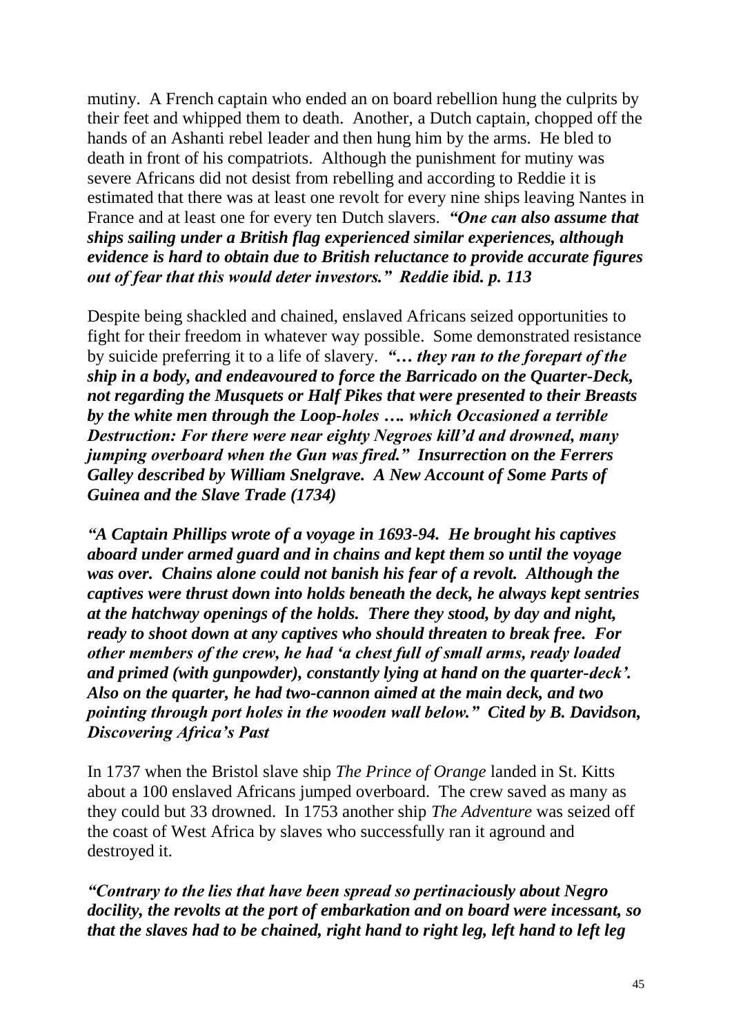mutiny. A French captain who ended an on board rebellion hung the culprits by their feet and whipped them to death. Another, a Dutch captain, chopped off the hands of an Ashanti rebel leader and then hung him by the arms. He bled to death in front of his compatriots. Although the punishment for mutiny was severe Africans did not desist from rebelling and according to Reddie it is estimated that there was at least one revolt for every nine ships leaving Nantes in France and at least one for every ten Dutch slavers. ***"One can also assume that ships sailing under a British flag experienced similar experiences, although evidence is hard to obtain due to British reluctance to provide accurate figures out of fear that this would deter investors." Reddie ibid. p. 113***

Despite being shackled and chained, enslaved Africans seized opportunities to fight for their freedom in whatever way possible. Some demonstrated resistance by suicide preferring it to a life of slavery. ***"… they ran to the forepart of the ship in a body, and endeavoured to force the Barricado on the Quarter-Deck, not regarding the Musquets or Half Pikes that were presented to their Breasts by the white men through the Loop-holes …. which Occasioned a terrible Destruction: For there were near eighty Negroes kill'd and drowned, many jumping overboard when the Gun was fired." Insurrection on the Ferrers Galley described by William Snelgrave. A New Account of Some Parts of Guinea and the Slave Trade (1734)***

***"A Captain Phillips wrote of a voyage in 1693-94. He brought his captives aboard under armed guard and in chains and kept them so until the voyage was over. Chains alone could not banish his fear of a revolt. Although the captives were thrust down into holds beneath the deck, he always kept sentries at the hatchway openings of the holds. There they stood, by day and night, ready to shoot down at any captives who should threaten to break free. For other members of the crew, he had 'a chest full of small arms, ready loaded and primed (with gunpowder), constantly lying at hand on the quarter-deck'. Also on the quarter, he had two-cannon aimed at the main deck, and two pointing through port holes in the wooden wall below." Cited by B. Davidson, Discovering Africa's Past***

In 1737 when the Bristol slave ship *The Prince of Orange* landed in St. Kitts about a 100 enslaved Africans jumped overboard. The crew saved as many as they could but 33 drowned. In 1753 another ship *The Adventure* was seized off the coast of West Africa by slaves who successfully ran it aground and destroyed it.

***"Contrary to the lies that have been spread so pertinaciously about Negro docility, the revolts at the port of embarkation and on board were incessant, so that the slaves had to be chained, right hand to right leg, left hand to left leg***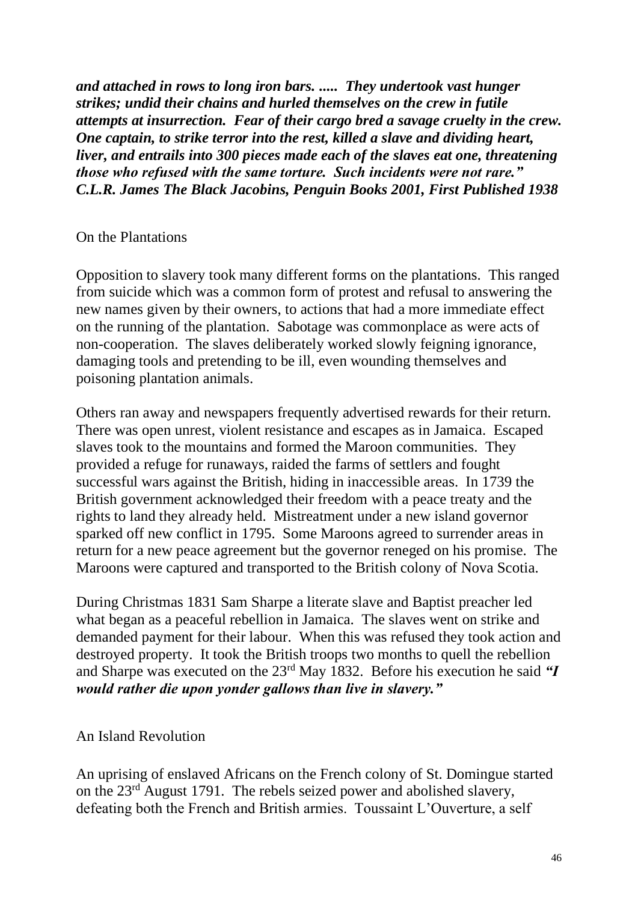***and attached in rows to long iron bars. ..... They undertook vast hunger strikes; undid their chains and hurled themselves on the crew in futile attempts at insurrection. Fear of their cargo bred a savage cruelty in the crew. One captain, to strike terror into the rest, killed a slave and dividing heart, liver, and entrails into 300 pieces made each of the slaves eat one, threatening those who refused with the same torture. Such incidents were not rare." C.L.R. James The Black Jacobins, Penguin Books 2001, First Published 1938***

On the Plantations

Opposition to slavery took many different forms on the plantations. This ranged from suicide which was a common form of protest and refusal to answering the new names given by their owners, to actions that had a more immediate effect on the running of the plantation. Sabotage was commonplace as were acts of non-cooperation. The slaves deliberately worked slowly feigning ignorance, damaging tools and pretending to be ill, even wounding themselves and poisoning plantation animals.

Others ran away and newspapers frequently advertised rewards for their return. There was open unrest, violent resistance and escapes as in Jamaica. Escaped slaves took to the mountains and formed the Maroon communities. They provided a refuge for runaways, raided the farms of settlers and fought successful wars against the British, hiding in inaccessible areas. In 1739 the British government acknowledged their freedom with a peace treaty and the rights to land they already held. Mistreatment under a new island governor sparked off new conflict in 1795. Some Maroons agreed to surrender areas in return for a new peace agreement but the governor reneged on his promise. The Maroons were captured and transported to the British colony of Nova Scotia.

During Christmas 1831 Sam Sharpe a literate slave and Baptist preacher led what began as a peaceful rebellion in Jamaica. The slaves went on strike and demanded payment for their labour. When this was refused they took action and destroyed property. It took the British troops two months to quell the rebellion and Sharpe was executed on the 23rd May 1832. Before his execution he said ***"I would rather die upon yonder gallows than live in slavery."***

An Island Revolution

An uprising of enslaved Africans on the French colony of St. Domingue started on the 23rd August 1791. The rebels seized power and abolished slavery, defeating both the French and British armies. Toussaint L'Ouverture, a self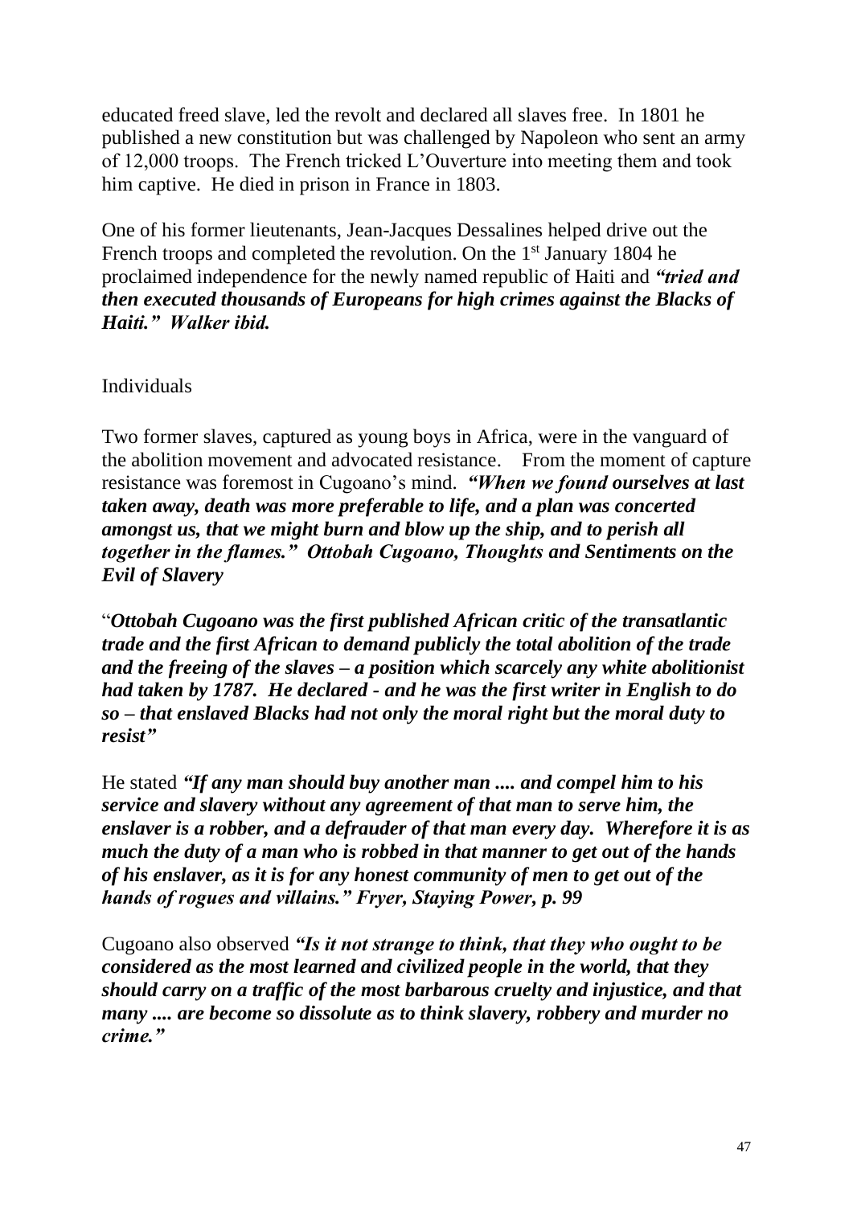educated freed slave, led the revolt and declared all slaves free. In 1801 he published a new constitution but was challenged by Napoleon who sent an army of 12,000 troops. The French tricked L'Ouverture into meeting them and took him captive. He died in prison in France in 1803.

One of his former lieutenants, Jean-Jacques Dessalines helped drive out the French troops and completed the revolution. On the 1st January 1804 he proclaimed independence for the newly named republic of Haiti and ***"tried and then executed thousands of Europeans for high crimes against the Blacks of Haiti." Walker ibid.***

Individuals

Two former slaves, captured as young boys in Africa, were in the vanguard of the abolition movement and advocated resistance. From the moment of capture resistance was foremost in Cugoano's mind. ***"When we found ourselves at last taken away, death was more preferable to life, and a plan was concerted amongst us, that we might burn and blow up the ship, and to perish all together in the flames." Ottobah Cugoano, Thoughts and Sentiments on the Evil of Slavery***

"***Ottobah Cugoano was the first published African critic of the transatlantic trade and the first African to demand publicly the total abolition of the trade and the freeing of the slaves – a position which scarcely any white abolitionist had taken by 1787. He declared - and he was the first writer in English to do so – that enslaved Blacks had not only the moral right but the moral duty to resist"***

He stated ***"If any man should buy another man .... and compel him to his service and slavery without any agreement of that man to serve him, the enslaver is a robber, and a defrauder of that man every day. Wherefore it is as much the duty of a man who is robbed in that manner to get out of the hands of his enslaver, as it is for any honest community of men to get out of the hands of rogues and villains." Fryer, Staying Power, p. 99***

Cugoano also observed ***"Is it not strange to think, that they who ought to be considered as the most learned and civilized people in the world, that they should carry on a traffic of the most barbarous cruelty and injustice, and that many .... are become so dissolute as to think slavery, robbery and murder no crime."***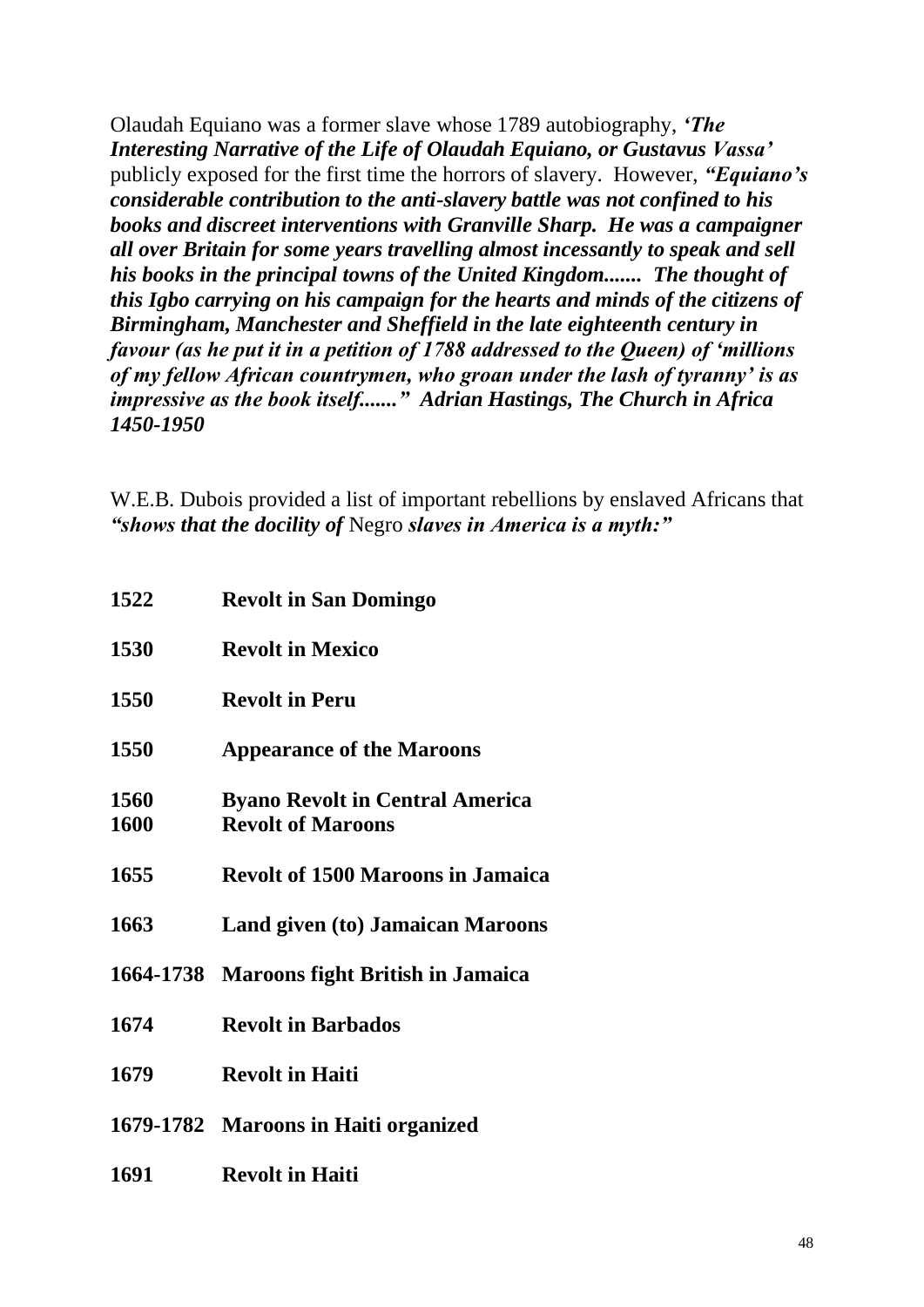Olaudah Equiano was a former slave whose 1789 autobiography, ***'The Interesting Narrative of the Life of Olaudah Equiano, or Gustavus Vassa'*** publicly exposed for the first time the horrors of slavery. However, ***"Equiano's considerable contribution to the anti-slavery battle was not confined to his books and discreet interventions with Granville Sharp. He was a campaigner all over Britain for some years travelling almost incessantly to speak and sell his books in the principal towns of the United Kingdom....... The thought of this Igbo carrying on his campaign for the hearts and minds of the citizens of Birmingham, Manchester and Sheffield in the late eighteenth century in favour (as he put it in a petition of 1788 addressed to the Queen) of 'millions of my fellow African countrymen, who groan under the lash of tyranny' is as impressive as the book itself......." Adrian Hastings, The Church in Africa 1450-1950***

W.E.B. Dubois provided a list of important rebellions by enslaved Africans that ***"shows that the docility of*** Negro ***slaves in America is a myth:"***

| | |
|---|---|
| **1522** | **Revolt in San Domingo** |
| **1530** | **Revolt in Mexico** |
| **1550** | **Revolt in Peru** |
| **1550** | **Appearance of the Maroons** |
| **1560** | **Byano Revolt in Central America** |
| **1600** | **Revolt of Maroons** |
| **1655** | **Revolt of 1500 Maroons in Jamaica** |
| **1663** | **Land given (to) Jamaican Maroons** |
| **1664-1738** | **Maroons fight British in Jamaica** |
| **1674** | **Revolt in Barbados** |
| **1679** | **Revolt in Haiti** |
| **1679-1782** | **Maroons in Haiti organized** |
| **1691** | **Revolt in Haiti** |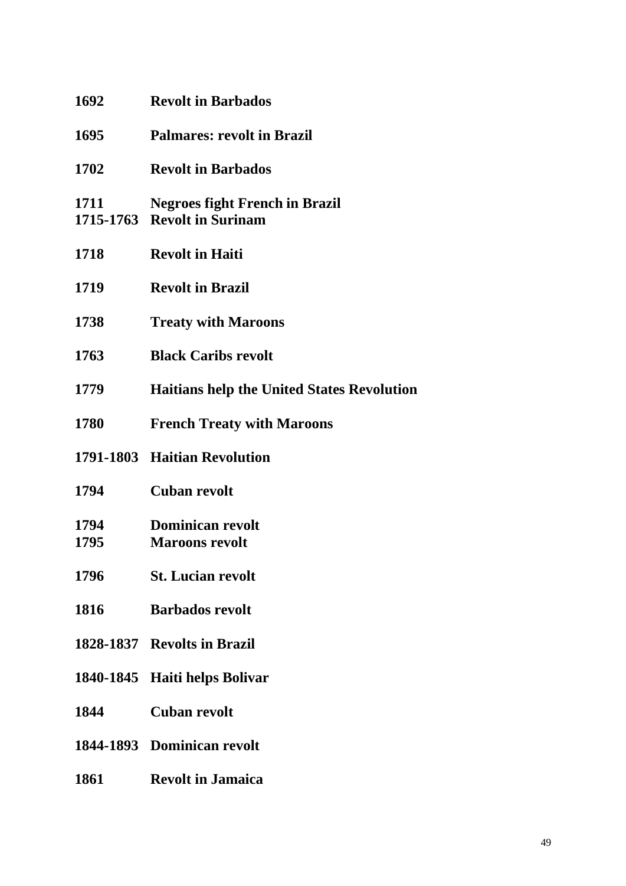**1692** **Revolt in Barbados**

**1695** **Palmares: revolt in Brazil**

**1702** **Revolt in Barbados**

**1711** **Negroes fight French in Brazil**
**1715-1763** **Revolt in Surinam**

**1718** **Revolt in Haiti**

**1719** **Revolt in Brazil**

**1738** **Treaty with Maroons**

**1763** **Black Caribs revolt**

**1779** **Haitians help the United States Revolution**

**1780** **French Treaty with Maroons**

**1791-1803** **Haitian Revolution**

**1794** **Cuban revolt**

**1794** **Dominican revolt**
**1795** **Maroons revolt**

**1796** **St. Lucian revolt**

**1816** **Barbados revolt**

**1828-1837** **Revolts in Brazil**

**1840-1845** **Haiti helps Bolivar**

**1844** **Cuban revolt**

**1844-1893** **Dominican revolt**

**1861** **Revolt in Jamaica**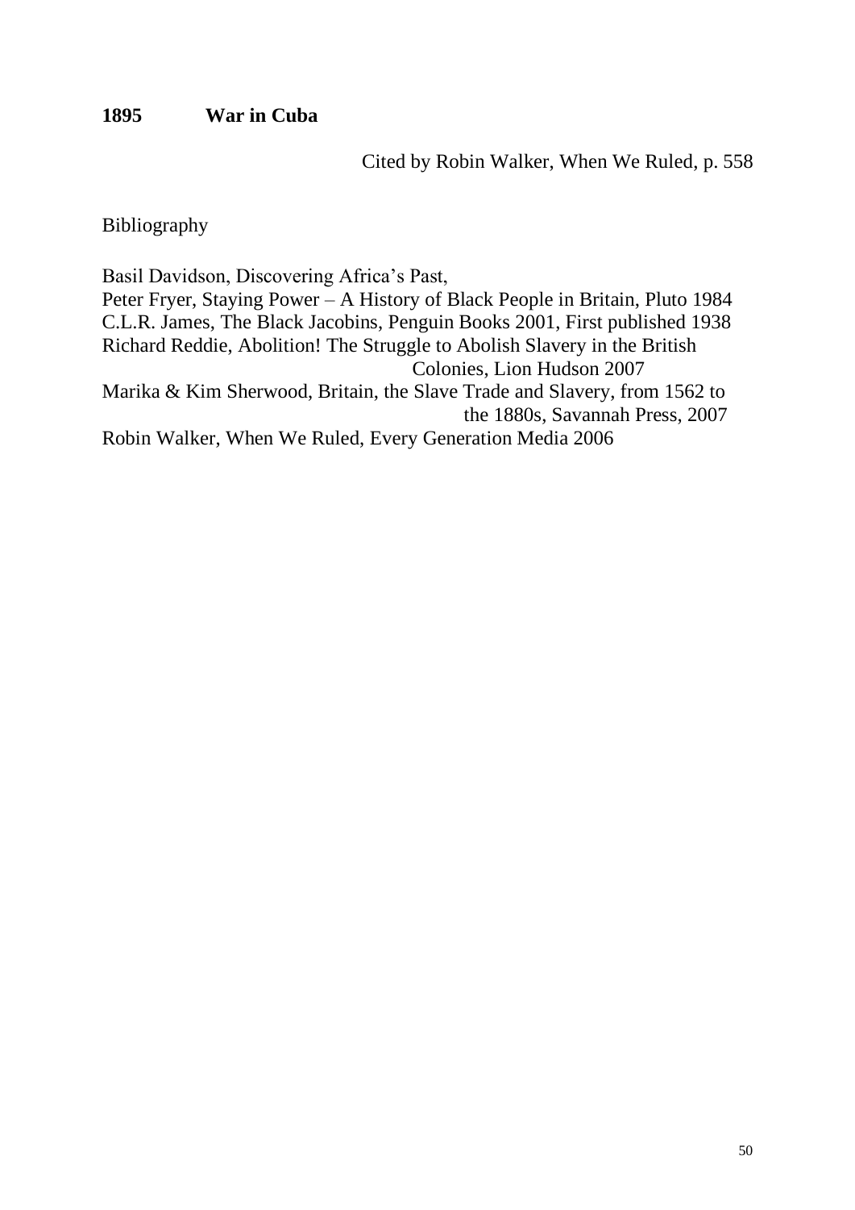**1895 War in Cuba**

Cited by Robin Walker, When We Ruled, p. 558

Bibliography

Basil Davidson, Discovering Africa's Past,
Peter Fryer, Staying Power – A History of Black People in Britain, Pluto 1984
C.L.R. James, The Black Jacobins, Penguin Books 2001, First published 1938
Richard Reddie, Abolition! The Struggle to Abolish Slavery in the British Colonies, Lion Hudson 2007
Marika & Kim Sherwood, Britain, the Slave Trade and Slavery, from 1562 to the 1880s, Savannah Press, 2007
Robin Walker, When We Ruled, Every Generation Media 2006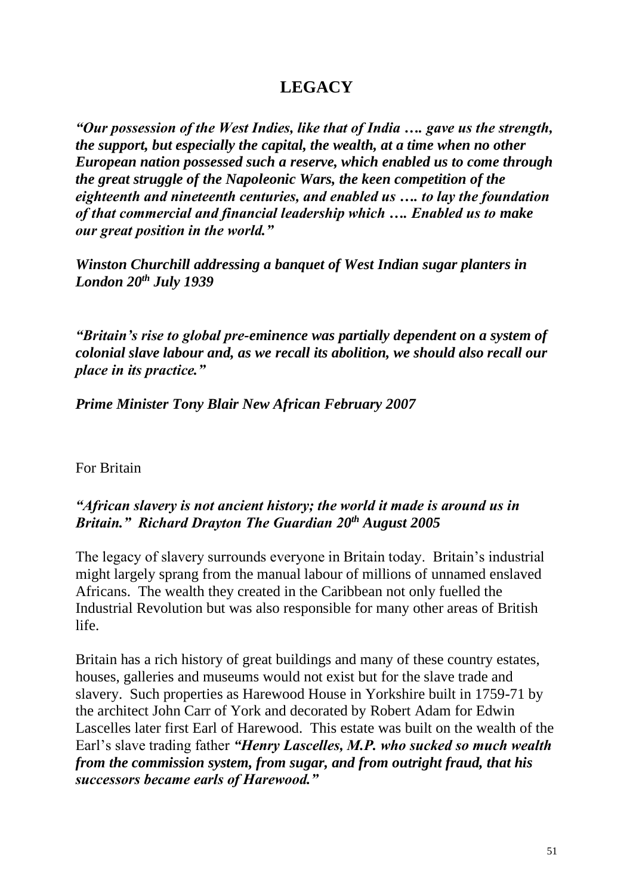# LEGACY

***"Our possession of the West Indies, like that of India …. gave us the strength, the support, but especially the capital, the wealth, at a time when no other European nation possessed such a reserve, which enabled us to come through the great struggle of the Napoleonic Wars, the keen competition of the eighteenth and nineteenth centuries, and enabled us …. to lay the foundation of that commercial and financial leadership which …. Enabled us to make our great position in the world."***

***Winston Churchill addressing a banquet of West Indian sugar planters in London 20th July 1939***

***"Britain's rise to global pre-eminence was partially dependent on a system of colonial slave labour and, as we recall its abolition, we should also recall our place in its practice."***

***Prime Minister Tony Blair New African February 2007***

For Britain

***"African slavery is not ancient history; the world it made is around us in Britain." Richard Drayton The Guardian 20th August 2005***

The legacy of slavery surrounds everyone in Britain today. Britain's industrial might largely sprang from the manual labour of millions of unnamed enslaved Africans. The wealth they created in the Caribbean not only fuelled the Industrial Revolution but was also responsible for many other areas of British life.

Britain has a rich history of great buildings and many of these country estates, houses, galleries and museums would not exist but for the slave trade and slavery. Such properties as Harewood House in Yorkshire built in 1759-71 by the architect John Carr of York and decorated by Robert Adam for Edwin Lascelles later first Earl of Harewood. This estate was built on the wealth of the Earl's slave trading father ***"Henry Lascelles, M.P. who sucked so much wealth from the commission system, from sugar, and from outright fraud, that his successors became earls of Harewood."***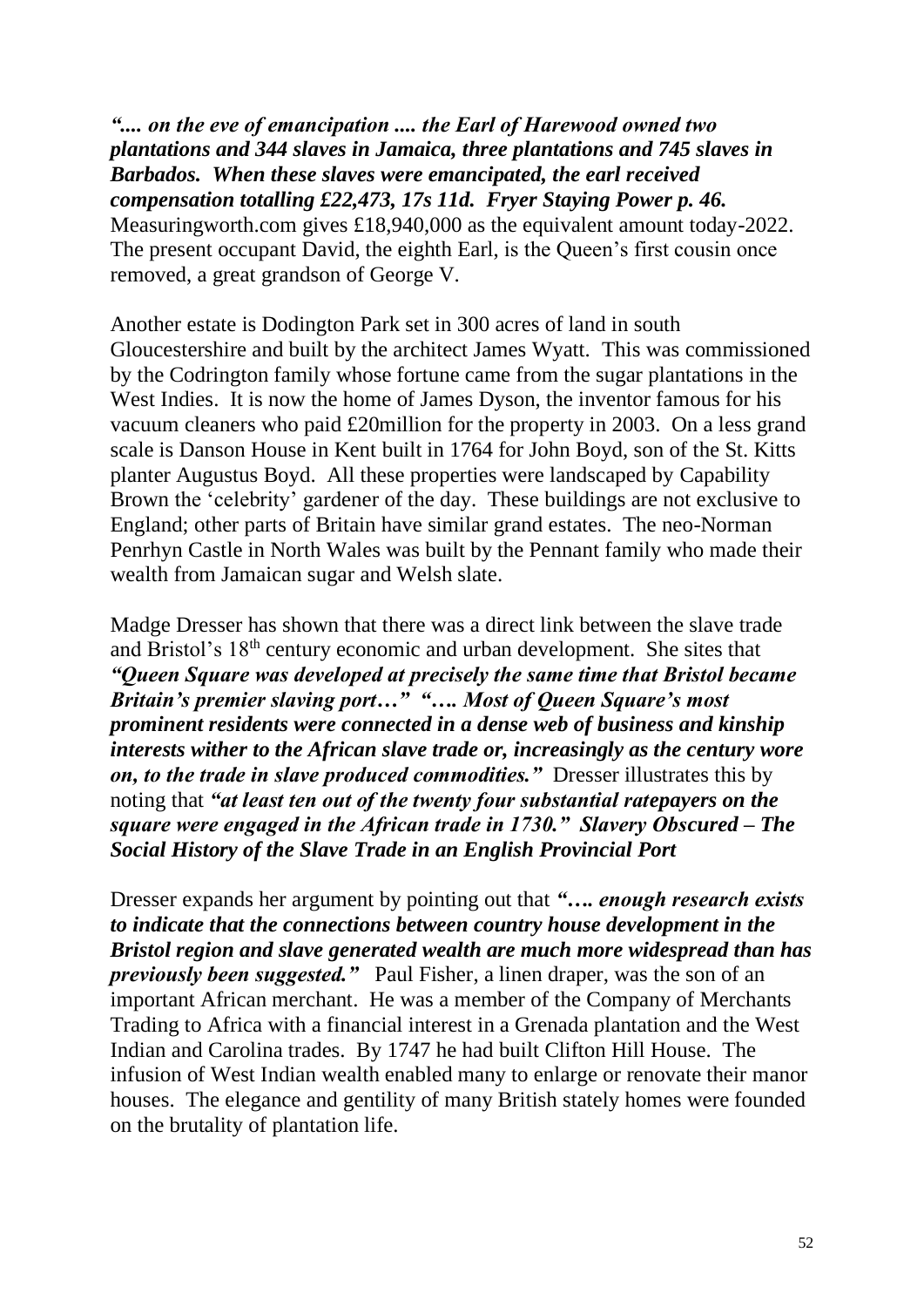***".... on the eve of emancipation .... the Earl of Harewood owned two plantations and 344 slaves in Jamaica, three plantations and 745 slaves in Barbados. When these slaves were emancipated, the earl received compensation totalling £22,473, 17s 11d. Fryer Staying Power p. 46.*** Measuringworth.com gives £18,940,000 as the equivalent amount today-2022. The present occupant David, the eighth Earl, is the Queen's first cousin once removed, a great grandson of George V.

Another estate is Dodington Park set in 300 acres of land in south Gloucestershire and built by the architect James Wyatt. This was commissioned by the Codrington family whose fortune came from the sugar plantations in the West Indies. It is now the home of James Dyson, the inventor famous for his vacuum cleaners who paid £20million for the property in 2003. On a less grand scale is Danson House in Kent built in 1764 for John Boyd, son of the St. Kitts planter Augustus Boyd. All these properties were landscaped by Capability Brown the 'celebrity' gardener of the day. These buildings are not exclusive to England; other parts of Britain have similar grand estates. The neo-Norman Penrhyn Castle in North Wales was built by the Pennant family who made their wealth from Jamaican sugar and Welsh slate.

Madge Dresser has shown that there was a direct link between the slave trade and Bristol's 18th century economic and urban development. She sites that ***"Queen Square was developed at precisely the same time that Bristol became Britain's premier slaving port…" "…. Most of Queen Square's most prominent residents were connected in a dense web of business and kinship interests wither to the African slave trade or, increasingly as the century wore on, to the trade in slave produced commodities."*** Dresser illustrates this by noting that ***"at least ten out of the twenty four substantial ratepayers on the square were engaged in the African trade in 1730." Slavery Obscured – The Social History of the Slave Trade in an English Provincial Port***

Dresser expands her argument by pointing out that ***"…. enough research exists to indicate that the connections between country house development in the Bristol region and slave generated wealth are much more widespread than has previously been suggested."*** Paul Fisher, a linen draper, was the son of an important African merchant. He was a member of the Company of Merchants Trading to Africa with a financial interest in a Grenada plantation and the West Indian and Carolina trades. By 1747 he had built Clifton Hill House. The infusion of West Indian wealth enabled many to enlarge or renovate their manor houses. The elegance and gentility of many British stately homes were founded on the brutality of plantation life.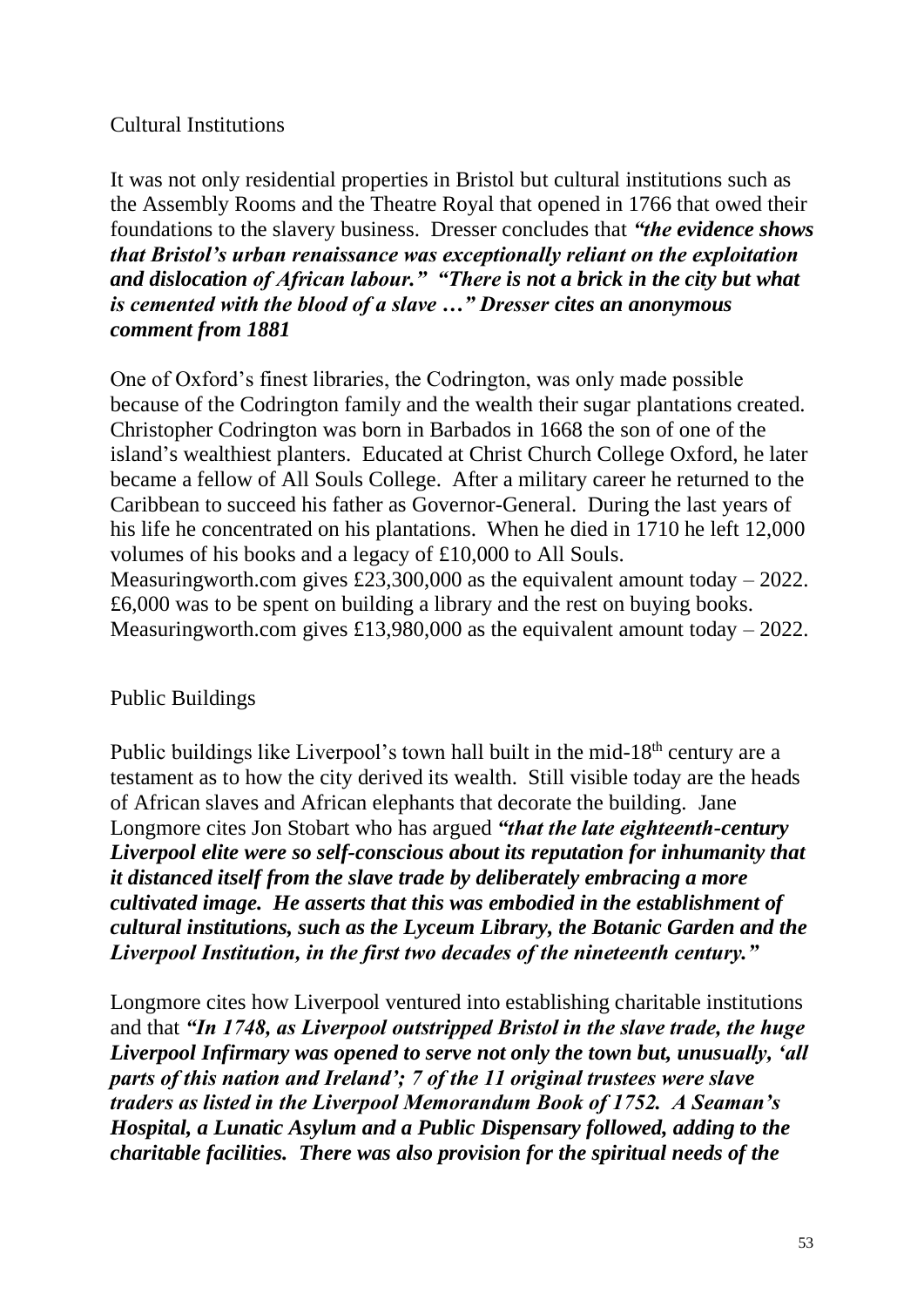## Cultural Institutions

It was not only residential properties in Bristol but cultural institutions such as the Assembly Rooms and the Theatre Royal that opened in 1766 that owed their foundations to the slavery business. Dresser concludes that ***"the evidence shows that Bristol's urban renaissance was exceptionally reliant on the exploitation and dislocation of African labour." "There is not a brick in the city but what is cemented with the blood of a slave …" Dresser cites an anonymous comment from 1881***

One of Oxford's finest libraries, the Codrington, was only made possible because of the Codrington family and the wealth their sugar plantations created. Christopher Codrington was born in Barbados in 1668 the son of one of the island's wealthiest planters. Educated at Christ Church College Oxford, he later became a fellow of All Souls College. After a military career he returned to the Caribbean to succeed his father as Governor-General. During the last years of his life he concentrated on his plantations. When he died in 1710 he left 12,000 volumes of his books and a legacy of £10,000 to All Souls. Measuringworth.com gives £23,300,000 as the equivalent amount today – 2022. £6,000 was to be spent on building a library and the rest on buying books. Measuringworth.com gives £13,980,000 as the equivalent amount today – 2022.

## Public Buildings

Public buildings like Liverpool's town hall built in the mid-18th century are a testament as to how the city derived its wealth. Still visible today are the heads of African slaves and African elephants that decorate the building. Jane Longmore cites Jon Stobart who has argued ***"that the late eighteenth-century Liverpool elite were so self-conscious about its reputation for inhumanity that it distanced itself from the slave trade by deliberately embracing a more cultivated image. He asserts that this was embodied in the establishment of cultural institutions, such as the Lyceum Library, the Botanic Garden and the Liverpool Institution, in the first two decades of the nineteenth century."***

Longmore cites how Liverpool ventured into establishing charitable institutions and that ***"In 1748, as Liverpool outstripped Bristol in the slave trade, the huge Liverpool Infirmary was opened to serve not only the town but, unusually, 'all parts of this nation and Ireland'; 7 of the 11 original trustees were slave traders as listed in the Liverpool Memorandum Book of 1752. A Seaman's Hospital, a Lunatic Asylum and a Public Dispensary followed, adding to the charitable facilities. There was also provision for the spiritual needs of the***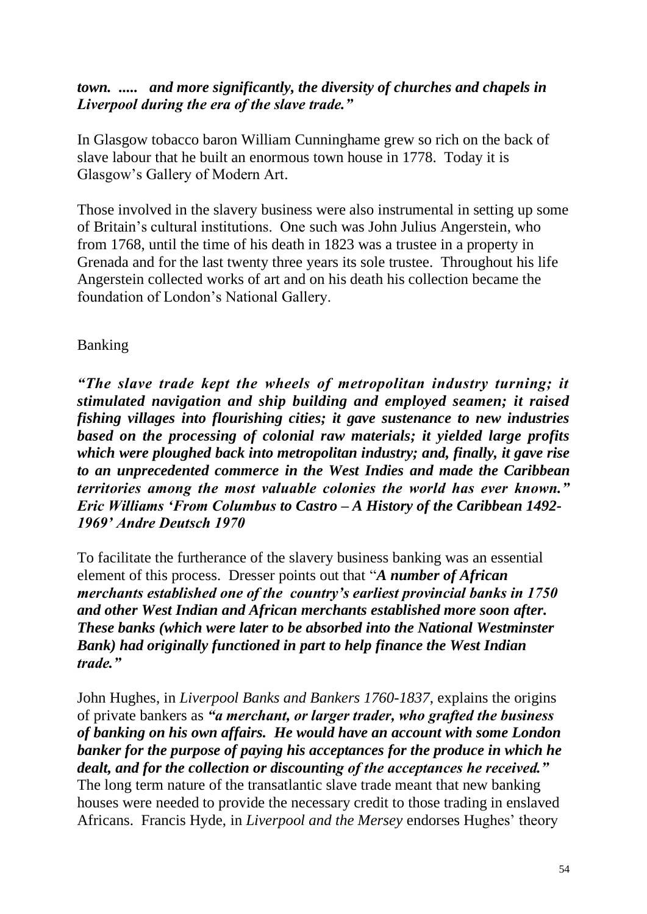***town. ..... and more significantly, the diversity of churches and chapels in Liverpool during the era of the slave trade."***

In Glasgow tobacco baron William Cunninghame grew so rich on the back of slave labour that he built an enormous town house in 1778. Today it is Glasgow's Gallery of Modern Art.

Those involved in the slavery business were also instrumental in setting up some of Britain's cultural institutions. One such was John Julius Angerstein, who from 1768, until the time of his death in 1823 was a trustee in a property in Grenada and for the last twenty three years its sole trustee. Throughout his life Angerstein collected works of art and on his death his collection became the foundation of London's National Gallery.

Banking

***"The slave trade kept the wheels of metropolitan industry turning; it stimulated navigation and ship building and employed seamen; it raised fishing villages into flourishing cities; it gave sustenance to new industries based on the processing of colonial raw materials; it yielded large profits which were ploughed back into metropolitan industry; and, finally, it gave rise to an unprecedented commerce in the West Indies and made the Caribbean territories among the most valuable colonies the world has ever known." Eric Williams 'From Columbus to Castro – A History of the Caribbean 1492-1969' Andre Deutsch 1970***

To facilitate the furtherance of the slavery business banking was an essential element of this process. Dresser points out that "***A number of African merchants established one of the country's earliest provincial banks in 1750 and other West Indian and African merchants established more soon after. These banks (which were later to be absorbed into the National Westminster Bank) had originally functioned in part to help finance the West Indian trade."***

John Hughes, in *Liverpool Banks and Bankers 1760-1837*, explains the origins of private bankers as ***"a merchant, or larger trader, who grafted the business of banking on his own affairs. He would have an account with some London banker for the purpose of paying his acceptances for the produce in which he dealt, and for the collection or discounting of the acceptances he received."*** The long term nature of the transatlantic slave trade meant that new banking houses were needed to provide the necessary credit to those trading in enslaved Africans. Francis Hyde, in *Liverpool and the Mersey* endorses Hughes' theory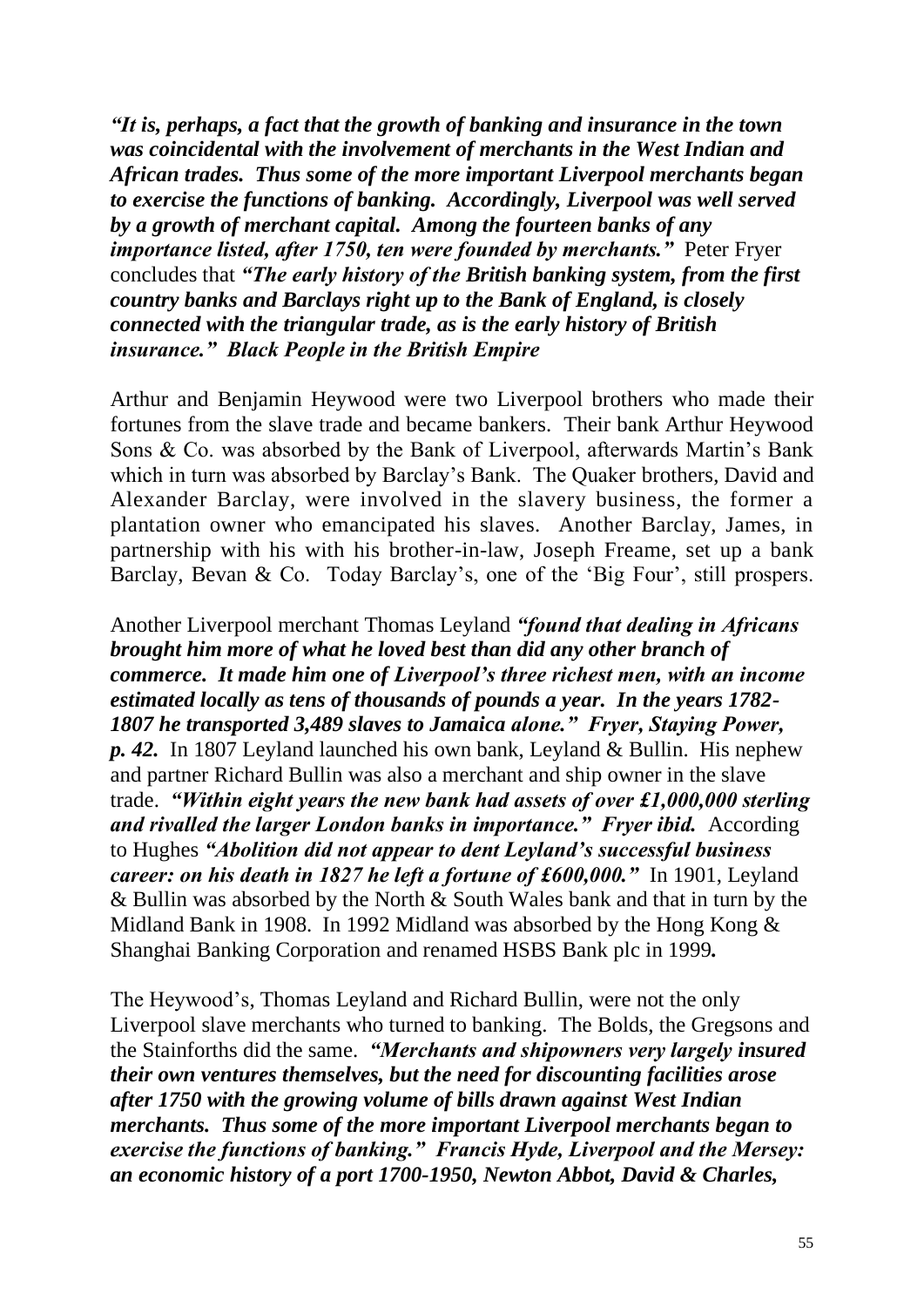***"It is, perhaps, a fact that the growth of banking and insurance in the town was coincidental with the involvement of merchants in the West Indian and African trades. Thus some of the more important Liverpool merchants began to exercise the functions of banking. Accordingly, Liverpool was well served by a growth of merchant capital. Among the fourteen banks of any importance listed, after 1750, ten were founded by merchants."*** Peter Fryer concludes that ***"The early history of the British banking system, from the first country banks and Barclays right up to the Bank of England, is closely connected with the triangular trade, as is the early history of British insurance." Black People in the British Empire***

Arthur and Benjamin Heywood were two Liverpool brothers who made their fortunes from the slave trade and became bankers. Their bank Arthur Heywood Sons & Co. was absorbed by the Bank of Liverpool, afterwards Martin's Bank which in turn was absorbed by Barclay's Bank. The Quaker brothers, David and Alexander Barclay, were involved in the slavery business, the former a plantation owner who emancipated his slaves. Another Barclay, James, in partnership with his with his brother-in-law, Joseph Freame, set up a bank Barclay, Bevan & Co. Today Barclay's, one of the 'Big Four', still prospers.

Another Liverpool merchant Thomas Leyland ***"found that dealing in Africans brought him more of what he loved best than did any other branch of commerce. It made him one of Liverpool's three richest men, with an income estimated locally as tens of thousands of pounds a year. In the years 1782-1807 he transported 3,489 slaves to Jamaica alone." Fryer, Staying Power, p. 42.*** In 1807 Leyland launched his own bank, Leyland & Bullin. His nephew and partner Richard Bullin was also a merchant and ship owner in the slave trade. ***"Within eight years the new bank had assets of over £1,000,000 sterling and rivalled the larger London banks in importance." Fryer ibid.*** According to Hughes ***"Abolition did not appear to dent Leyland's successful business career: on his death in 1827 he left a fortune of £600,000."*** In 1901, Leyland & Bullin was absorbed by the North & South Wales bank and that in turn by the Midland Bank in 1908. In 1992 Midland was absorbed by the Hong Kong & Shanghai Banking Corporation and renamed HSBS Bank plc in 1999**.**

The Heywood's, Thomas Leyland and Richard Bullin, were not the only Liverpool slave merchants who turned to banking. The Bolds, the Gregsons and the Stainforths did the same. ***"Merchants and shipowners very largely insured their own ventures themselves, but the need for discounting facilities arose after 1750 with the growing volume of bills drawn against West Indian merchants. Thus some of the more important Liverpool merchants began to exercise the functions of banking." Francis Hyde, Liverpool and the Mersey: an economic history of a port 1700-1950, Newton Abbot, David & Charles,***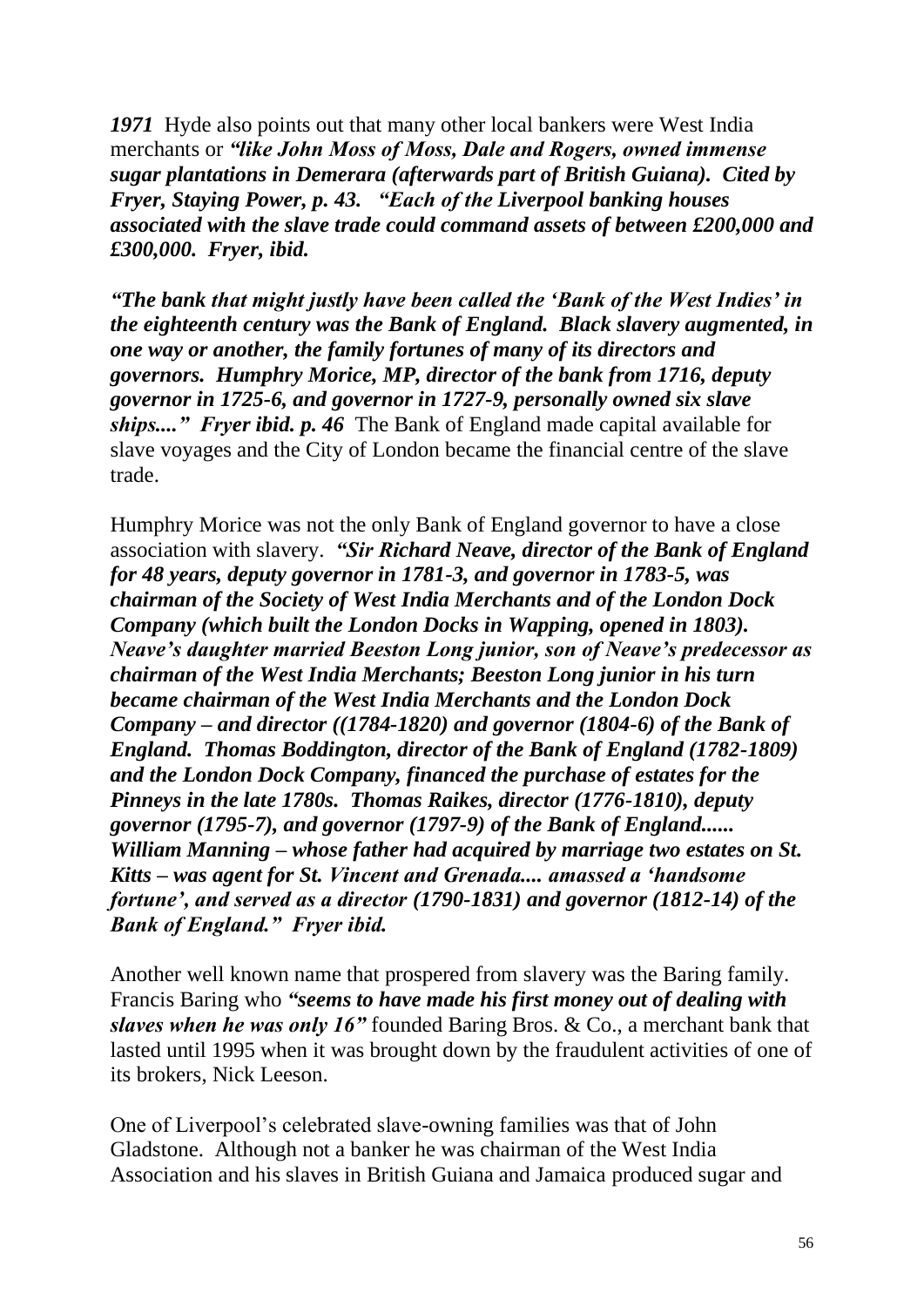***1971*** Hyde also points out that many other local bankers were West India merchants or ***"like John Moss of Moss, Dale and Rogers, owned immense sugar plantations in Demerara (afterwards part of British Guiana). Cited by Fryer, Staying Power, p. 43. "Each of the Liverpool banking houses associated with the slave trade could command assets of between £200,000 and £300,000. Fryer, ibid.***

***"The bank that might justly have been called the 'Bank of the West Indies' in the eighteenth century was the Bank of England. Black slavery augmented, in one way or another, the family fortunes of many of its directors and governors. Humphry Morice, MP, director of the bank from 1716, deputy governor in 1725-6, and governor in 1727-9, personally owned six slave ships...." Fryer ibid. p. 46*** The Bank of England made capital available for slave voyages and the City of London became the financial centre of the slave trade.

Humphry Morice was not the only Bank of England governor to have a close association with slavery. ***"Sir Richard Neave, director of the Bank of England for 48 years, deputy governor in 1781-3, and governor in 1783-5, was chairman of the Society of West India Merchants and of the London Dock Company (which built the London Docks in Wapping, opened in 1803). Neave's daughter married Beeston Long junior, son of Neave's predecessor as chairman of the West India Merchants; Beeston Long junior in his turn became chairman of the West India Merchants and the London Dock Company – and director ((1784-1820) and governor (1804-6) of the Bank of England. Thomas Boddington, director of the Bank of England (1782-1809) and the London Dock Company, financed the purchase of estates for the Pinneys in the late 1780s. Thomas Raikes, director (1776-1810), deputy governor (1795-7), and governor (1797-9) of the Bank of England...... William Manning – whose father had acquired by marriage two estates on St. Kitts – was agent for St. Vincent and Grenada.... amassed a 'handsome fortune', and served as a director (1790-1831) and governor (1812-14) of the Bank of England." Fryer ibid.***

Another well known name that prospered from slavery was the Baring family. Francis Baring who ***"seems to have made his first money out of dealing with slaves when he was only 16"*** founded Baring Bros. & Co., a merchant bank that lasted until 1995 when it was brought down by the fraudulent activities of one of its brokers, Nick Leeson.

One of Liverpool's celebrated slave-owning families was that of John Gladstone. Although not a banker he was chairman of the West India Association and his slaves in British Guiana and Jamaica produced sugar and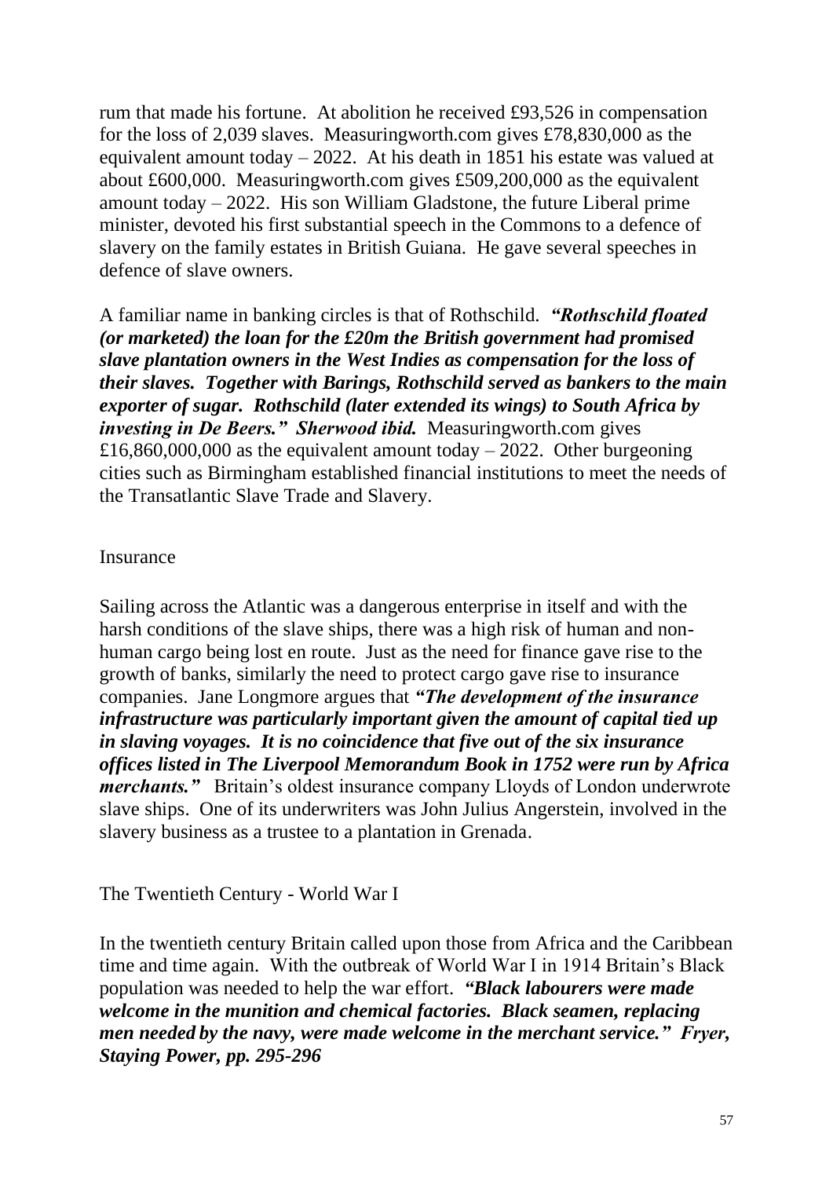rum that made his fortune. At abolition he received £93,526 in compensation for the loss of 2,039 slaves. Measuringworth.com gives £78,830,000 as the equivalent amount today – 2022. At his death in 1851 his estate was valued at about £600,000. Measuringworth.com gives £509,200,000 as the equivalent amount today – 2022. His son William Gladstone, the future Liberal prime minister, devoted his first substantial speech in the Commons to a defence of slavery on the family estates in British Guiana. He gave several speeches in defence of slave owners.

A familiar name in banking circles is that of Rothschild. ***"Rothschild floated (or marketed) the loan for the £20m the British government had promised slave plantation owners in the West Indies as compensation for the loss of their slaves. Together with Barings, Rothschild served as bankers to the main exporter of sugar. Rothschild (later extended its wings) to South Africa by investing in De Beers." Sherwood ibid.*** Measuringworth.com gives £16,860,000,000 as the equivalent amount today – 2022. Other burgeoning cities such as Birmingham established financial institutions to meet the needs of the Transatlantic Slave Trade and Slavery.

## Insurance

Sailing across the Atlantic was a dangerous enterprise in itself and with the harsh conditions of the slave ships, there was a high risk of human and non-human cargo being lost en route. Just as the need for finance gave rise to the growth of banks, similarly the need to protect cargo gave rise to insurance companies. Jane Longmore argues that ***"The development of the insurance infrastructure was particularly important given the amount of capital tied up in slaving voyages. It is no coincidence that five out of the six insurance offices listed in The Liverpool Memorandum Book in 1752 were run by Africa merchants."*** Britain's oldest insurance company Lloyds of London underwrote slave ships. One of its underwriters was John Julius Angerstein, involved in the slavery business as a trustee to a plantation in Grenada.

## The Twentieth Century - World War I

In the twentieth century Britain called upon those from Africa and the Caribbean time and time again. With the outbreak of World War I in 1914 Britain's Black population was needed to help the war effort. ***"Black labourers were made welcome in the munition and chemical factories. Black seamen, replacing men needed by the navy, were made welcome in the merchant service." Fryer, Staying Power, pp. 295-296***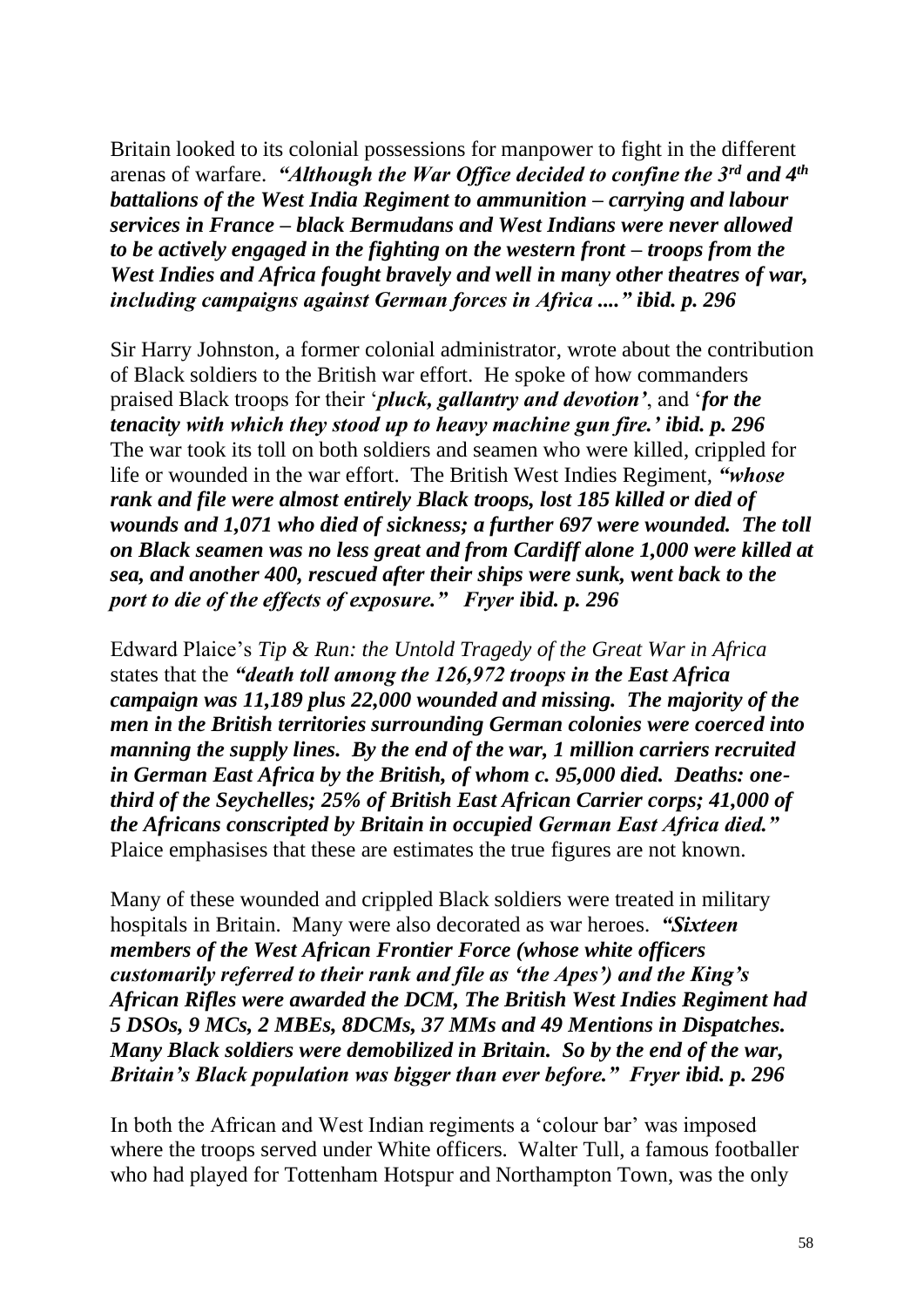Britain looked to its colonial possessions for manpower to fight in the different arenas of warfare. ***"Although the War Office decided to confine the 3rd and 4th battalions of the West India Regiment to ammunition – carrying and labour services in France – black Bermudans and West Indians were never allowed to be actively engaged in the fighting on the western front – troops from the West Indies and Africa fought bravely and well in many other theatres of war, including campaigns against German forces in Africa ...." ibid. p. 296***

Sir Harry Johnston, a former colonial administrator, wrote about the contribution of Black soldiers to the British war effort. He spoke of how commanders praised Black troops for their '***pluck, gallantry and devotion'***, and '***for the tenacity with which they stood up to heavy machine gun fire.' ibid. p. 296*** The war took its toll on both soldiers and seamen who were killed, crippled for life or wounded in the war effort. The British West Indies Regiment, ***"whose rank and file were almost entirely Black troops, lost 185 killed or died of wounds and 1,071 who died of sickness; a further 697 were wounded. The toll on Black seamen was no less great and from Cardiff alone 1,000 were killed at sea, and another 400, rescued after their ships were sunk, went back to the port to die of the effects of exposure." Fryer ibid. p. 296***

Edward Plaice's *Tip & Run: the Untold Tragedy of the Great War in Africa* states that the ***"death toll among the 126,972 troops in the East Africa campaign was 11,189 plus 22,000 wounded and missing. The majority of the men in the British territories surrounding German colonies were coerced into manning the supply lines. By the end of the war, 1 million carriers recruited in German East Africa by the British, of whom c. 95,000 died. Deaths: one-third of the Seychelles; 25% of British East African Carrier corps; 41,000 of the Africans conscripted by Britain in occupied German East Africa died."*** Plaice emphasises that these are estimates the true figures are not known.

Many of these wounded and crippled Black soldiers were treated in military hospitals in Britain. Many were also decorated as war heroes. ***"Sixteen members of the West African Frontier Force (whose white officers customarily referred to their rank and file as 'the Apes') and the King's African Rifles were awarded the DCM, The British West Indies Regiment had 5 DSOs, 9 MCs, 2 MBEs, 8DCMs, 37 MMs and 49 Mentions in Dispatches. Many Black soldiers were demobilized in Britain. So by the end of the war, Britain's Black population was bigger than ever before." Fryer ibid. p. 296***

In both the African and West Indian regiments a 'colour bar' was imposed where the troops served under White officers. Walter Tull, a famous footballer who had played for Tottenham Hotspur and Northampton Town, was the only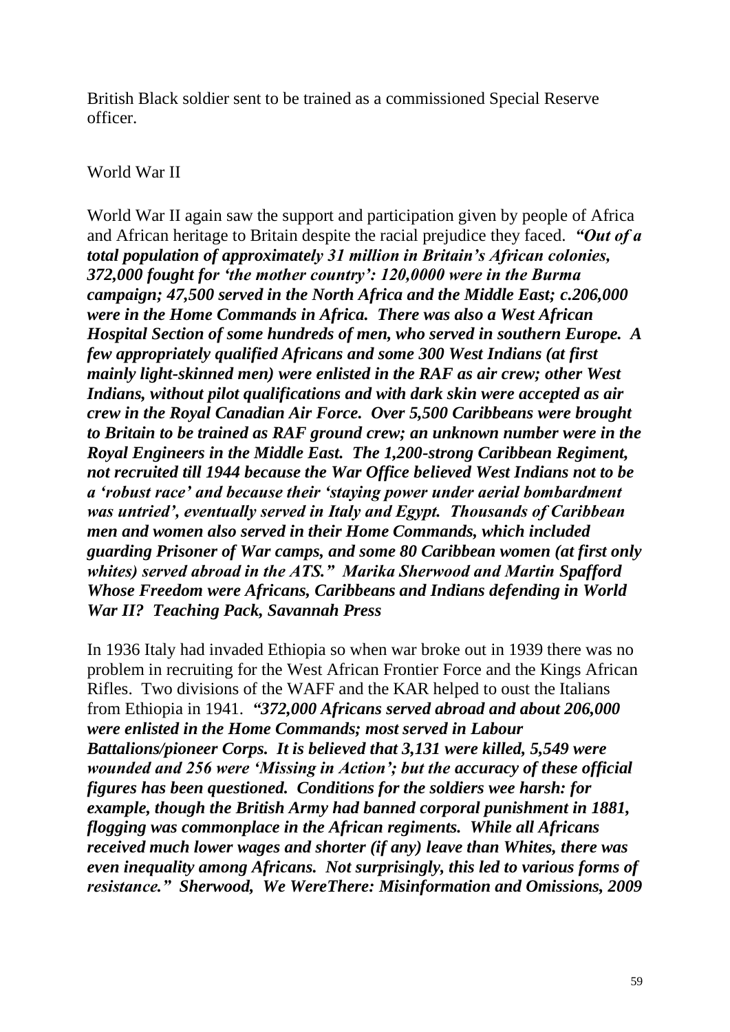British Black soldier sent to be trained as a commissioned Special Reserve officer.

## World War II

World War II again saw the support and participation given by people of Africa and African heritage to Britain despite the racial prejudice they faced. ***"Out of a total population of approximately 31 million in Britain's African colonies, 372,000 fought for 'the mother country': 120,0000 were in the Burma campaign; 47,500 served in the North Africa and the Middle East; c.206,000 were in the Home Commands in Africa. There was also a West African Hospital Section of some hundreds of men, who served in southern Europe. A few appropriately qualified Africans and some 300 West Indians (at first mainly light-skinned men) were enlisted in the RAF as air crew; other West Indians, without pilot qualifications and with dark skin were accepted as air crew in the Royal Canadian Air Force. Over 5,500 Caribbeans were brought to Britain to be trained as RAF ground crew; an unknown number were in the Royal Engineers in the Middle East. The 1,200-strong Caribbean Regiment, not recruited till 1944 because the War Office believed West Indians not to be a 'robust race' and because their 'staying power under aerial bombardment was untried', eventually served in Italy and Egypt. Thousands of Caribbean men and women also served in their Home Commands, which included guarding Prisoner of War camps, and some 80 Caribbean women (at first only whites) served abroad in the ATS." Marika Sherwood and Martin Spafford Whose Freedom were Africans, Caribbeans and Indians defending in World War II? Teaching Pack, Savannah Press***

In 1936 Italy had invaded Ethiopia so when war broke out in 1939 there was no problem in recruiting for the West African Frontier Force and the Kings African Rifles. Two divisions of the WAFF and the KAR helped to oust the Italians from Ethiopia in 1941. ***"372,000 Africans served abroad and about 206,000 were enlisted in the Home Commands; most served in Labour Battalions/pioneer Corps. It is believed that 3,131 were killed, 5,549 were wounded and 256 were 'Missing in Action'; but the accuracy of these official figures has been questioned. Conditions for the soldiers wee harsh: for example, though the British Army had banned corporal punishment in 1881, flogging was commonplace in the African regiments. While all Africans received much lower wages and shorter (if any) leave than Whites, there was even inequality among Africans. Not surprisingly, this led to various forms of resistance." Sherwood, We WereThere: Misinformation and Omissions, 2009***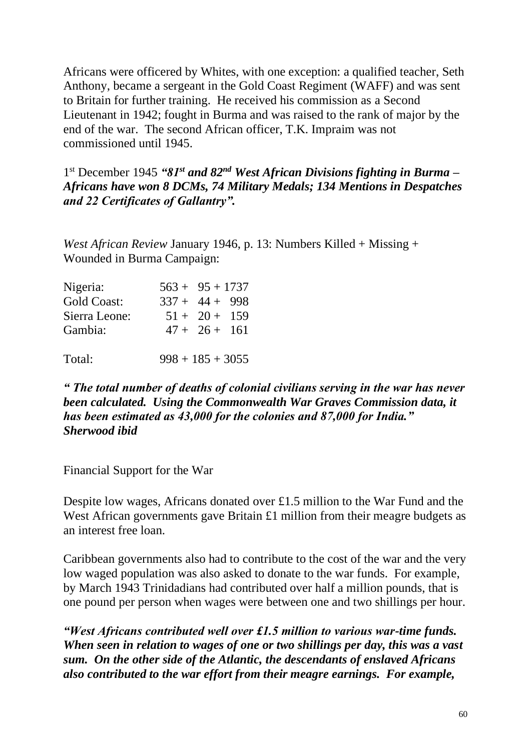Africans were officered by Whites, with one exception: a qualified teacher, Seth Anthony, became a sergeant in the Gold Coast Regiment (WAFF) and was sent to Britain for further training. He received his commission as a Second Lieutenant in 1942; fought in Burma and was raised to the rank of major by the end of the war. The second African officer, T.K. Impraim was not commissioned until 1945.

1st December 1945 ***"81st and 82nd West African Divisions fighting in Burma – Africans have won 8 DCMs, 74 Military Medals; 134 Mentions in Despatches and 22 Certificates of Gallantry".***

*West African Review* January 1946, p. 13: Numbers Killed + Missing + Wounded in Burma Campaign:

| | |
|---|---|
| Nigeria: | 563 + 95 + 1737 |
| Gold Coast: | 337 + 44 + 998 |
| Sierra Leone: | 51 + 20 + 159 |
| Gambia: | 47 + 26 + 161 |
| Total: | 998 + 185 + 3055 |

***" The total number of deaths of colonial civilians serving in the war has never been calculated. Using the Commonwealth War Graves Commission data, it has been estimated as 43,000 for the colonies and 87,000 for India." Sherwood ibid***

Financial Support for the War

Despite low wages, Africans donated over £1.5 million to the War Fund and the West African governments gave Britain £1 million from their meagre budgets as an interest free loan.

Caribbean governments also had to contribute to the cost of the war and the very low waged population was also asked to donate to the war funds. For example, by March 1943 Trinidadians had contributed over half a million pounds, that is one pound per person when wages were between one and two shillings per hour.

***"West Africans contributed well over £1.5 million to various war-time funds. When seen in relation to wages of one or two shillings per day, this was a vast sum. On the other side of the Atlantic, the descendants of enslaved Africans also contributed to the war effort from their meagre earnings. For example,***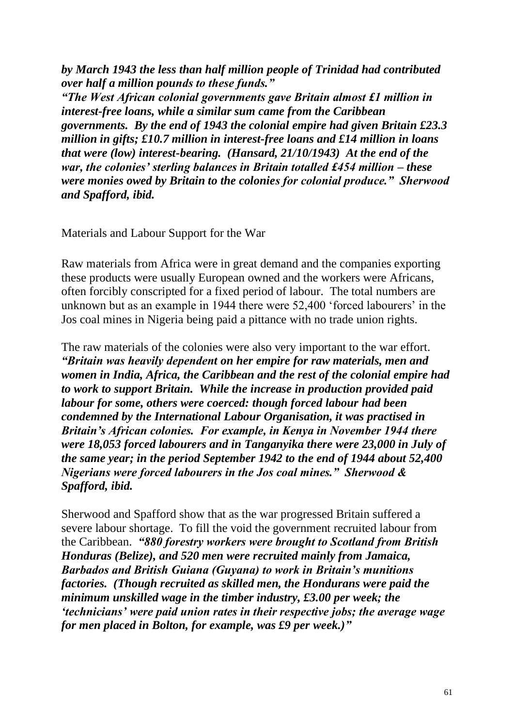***by March 1943 the less than half million people of Trinidad had contributed over half a million pounds to these funds."***

***"The West African colonial governments gave Britain almost ₤1 million in interest-free loans, while a similar sum came from the Caribbean governments. By the end of 1943 the colonial empire had given Britain £23.3 million in gifts; £10.7 million in interest-free loans and £14 million in loans that were (low) interest-bearing. (Hansard, 21/10/1943) At the end of the war, the colonies' sterling balances in Britain totalled £454 million – these were monies owed by Britain to the colonies for colonial produce." Sherwood and Spafford, ibid.***

Materials and Labour Support for the War

Raw materials from Africa were in great demand and the companies exporting these products were usually European owned and the workers were Africans, often forcibly conscripted for a fixed period of labour. The total numbers are unknown but as an example in 1944 there were 52,400 'forced labourers' in the Jos coal mines in Nigeria being paid a pittance with no trade union rights.

The raw materials of the colonies were also very important to the war effort. ***"Britain was heavily dependent on her empire for raw materials, men and women in India, Africa, the Caribbean and the rest of the colonial empire had to work to support Britain. While the increase in production provided paid labour for some, others were coerced: though forced labour had been condemned by the International Labour Organisation, it was practised in Britain's African colonies. For example, in Kenya in November 1944 there were 18,053 forced labourers and in Tanganyika there were 23,000 in July of the same year; in the period September 1942 to the end of 1944 about 52,400 Nigerians were forced labourers in the Jos coal mines." Sherwood & Spafford, ibid.***

Sherwood and Spafford show that as the war progressed Britain suffered a severe labour shortage. To fill the void the government recruited labour from the Caribbean. ***"880 forestry workers were brought to Scotland from British Honduras (Belize), and 520 men were recruited mainly from Jamaica, Barbados and British Guiana (Guyana) to work in Britain's munitions factories. (Though recruited as skilled men, the Hondurans were paid the minimum unskilled wage in the timber industry, £3.00 per week; the 'technicians' were paid union rates in their respective jobs; the average wage for men placed in Bolton, for example, was £9 per week.)"***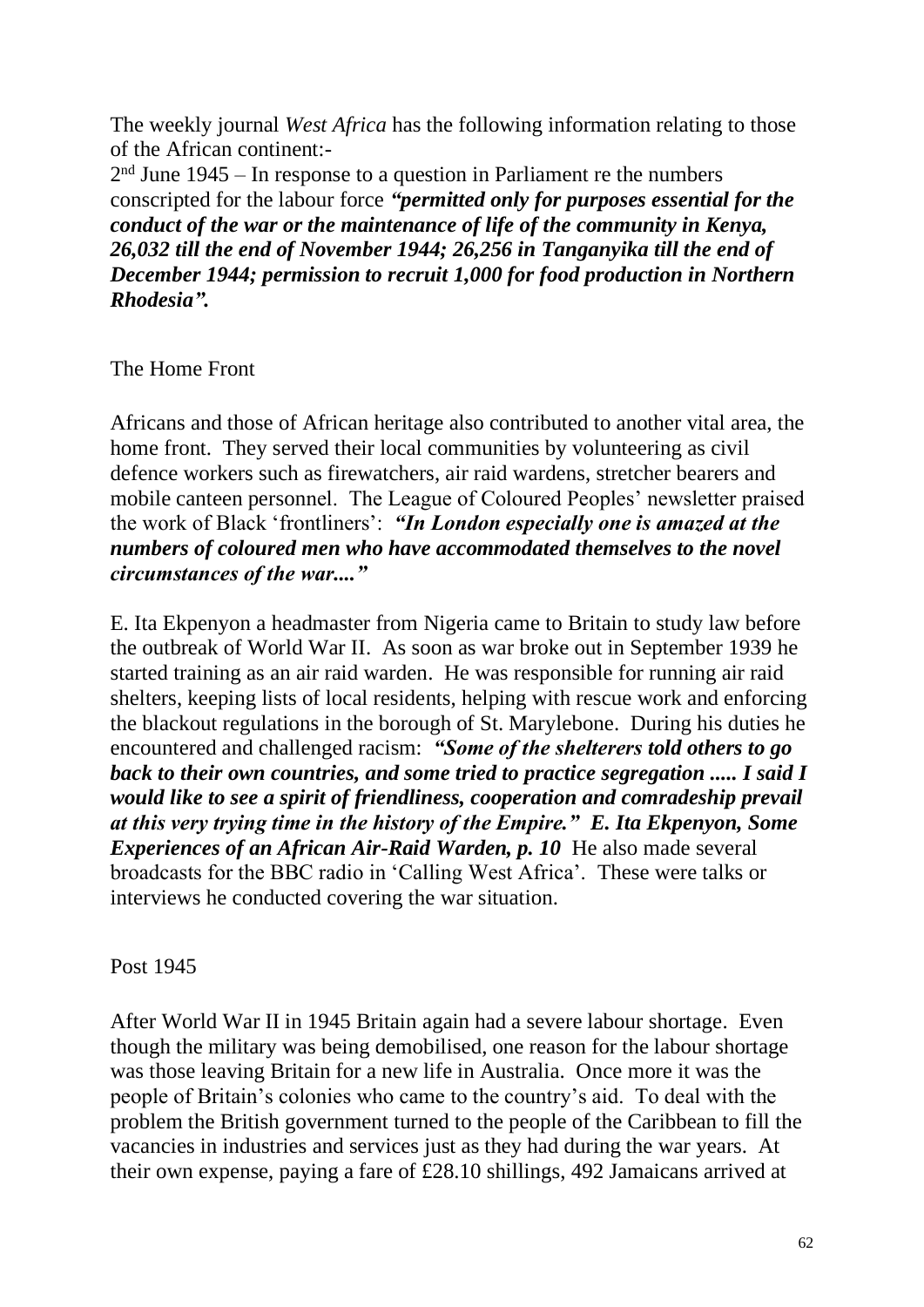The weekly journal *West Africa* has the following information relating to those of the African continent:-

2nd June 1945 – In response to a question in Parliament re the numbers conscripted for the labour force ***"permitted only for purposes essential for the conduct of the war or the maintenance of life of the community in Kenya, 26,032 till the end of November 1944; 26,256 in Tanganyika till the end of December 1944; permission to recruit 1,000 for food production in Northern Rhodesia".***

## The Home Front

Africans and those of African heritage also contributed to another vital area, the home front. They served their local communities by volunteering as civil defence workers such as firewatchers, air raid wardens, stretcher bearers and mobile canteen personnel. The League of Coloured Peoples' newsletter praised the work of Black 'frontliners': ***"In London especially one is amazed at the numbers of coloured men who have accommodated themselves to the novel circumstances of the war...."***

E. Ita Ekpenyon a headmaster from Nigeria came to Britain to study law before the outbreak of World War II. As soon as war broke out in September 1939 he started training as an air raid warden. He was responsible for running air raid shelters, keeping lists of local residents, helping with rescue work and enforcing the blackout regulations in the borough of St. Marylebone. During his duties he encountered and challenged racism: ***"Some of the shelterers told others to go back to their own countries, and some tried to practice segregation ..... I said I would like to see a spirit of friendliness, cooperation and comradeship prevail at this very trying time in the history of the Empire." E. Ita Ekpenyon, Some Experiences of an African Air-Raid Warden, p. 10*** He also made several broadcasts for the BBC radio in 'Calling West Africa'. These were talks or interviews he conducted covering the war situation.

## Post 1945

After World War II in 1945 Britain again had a severe labour shortage. Even though the military was being demobilised, one reason for the labour shortage was those leaving Britain for a new life in Australia. Once more it was the people of Britain's colonies who came to the country's aid. To deal with the problem the British government turned to the people of the Caribbean to fill the vacancies in industries and services just as they had during the war years. At their own expense, paying a fare of £28.10 shillings, 492 Jamaicans arrived at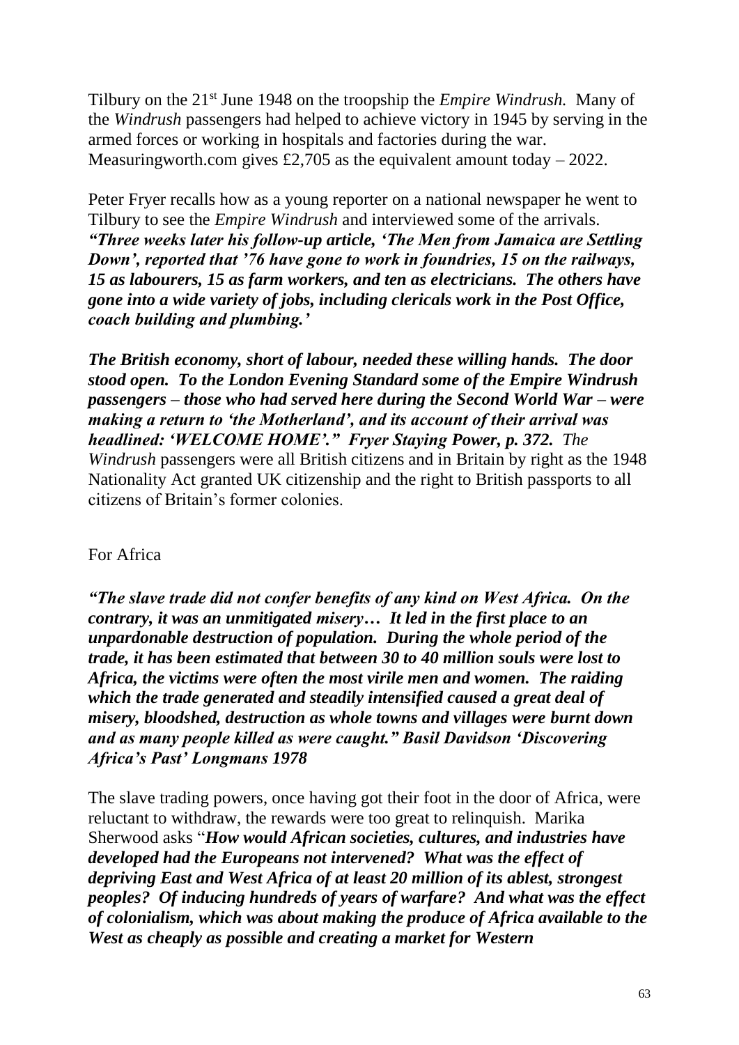Tilbury on the 21st June 1948 on the troopship the *Empire Windrush.* Many of the *Windrush* passengers had helped to achieve victory in 1945 by serving in the armed forces or working in hospitals and factories during the war. Measuringworth.com gives £2,705 as the equivalent amount today – 2022.

Peter Fryer recalls how as a young reporter on a national newspaper he went to Tilbury to see the *Empire Windrush* and interviewed some of the arrivals. ***"Three weeks later his follow-up article, 'The Men from Jamaica are Settling Down', reported that '76 have gone to work in foundries, 15 on the railways, 15 as labourers, 15 as farm workers, and ten as electricians. The others have gone into a wide variety of jobs, including clericals work in the Post Office, coach building and plumbing.'***

***The British economy, short of labour, needed these willing hands. The door stood open. To the London Evening Standard some of the Empire Windrush passengers – those who had served here during the Second World War – were making a return to 'the Motherland', and its account of their arrival was headlined: 'WELCOME HOME'." Fryer Staying Power, p. 372.*** *The Windrush* passengers were all British citizens and in Britain by right as the 1948 Nationality Act granted UK citizenship and the right to British passports to all citizens of Britain's former colonies.

For Africa

***"The slave trade did not confer benefits of any kind on West Africa. On the contrary, it was an unmitigated misery… It led in the first place to an unpardonable destruction of population. During the whole period of the trade, it has been estimated that between 30 to 40 million souls were lost to Africa, the victims were often the most virile men and women. The raiding which the trade generated and steadily intensified caused a great deal of misery, bloodshed, destruction as whole towns and villages were burnt down and as many people killed as were caught." Basil Davidson 'Discovering Africa's Past' Longmans 1978***

The slave trading powers, once having got their foot in the door of Africa, were reluctant to withdraw, the rewards were too great to relinquish. Marika Sherwood asks "***How would African societies, cultures, and industries have developed had the Europeans not intervened? What was the effect of depriving East and West Africa of at least 20 million of its ablest, strongest peoples? Of inducing hundreds of years of warfare? And what was the effect of colonialism, which was about making the produce of Africa available to the West as cheaply as possible and creating a market for Western***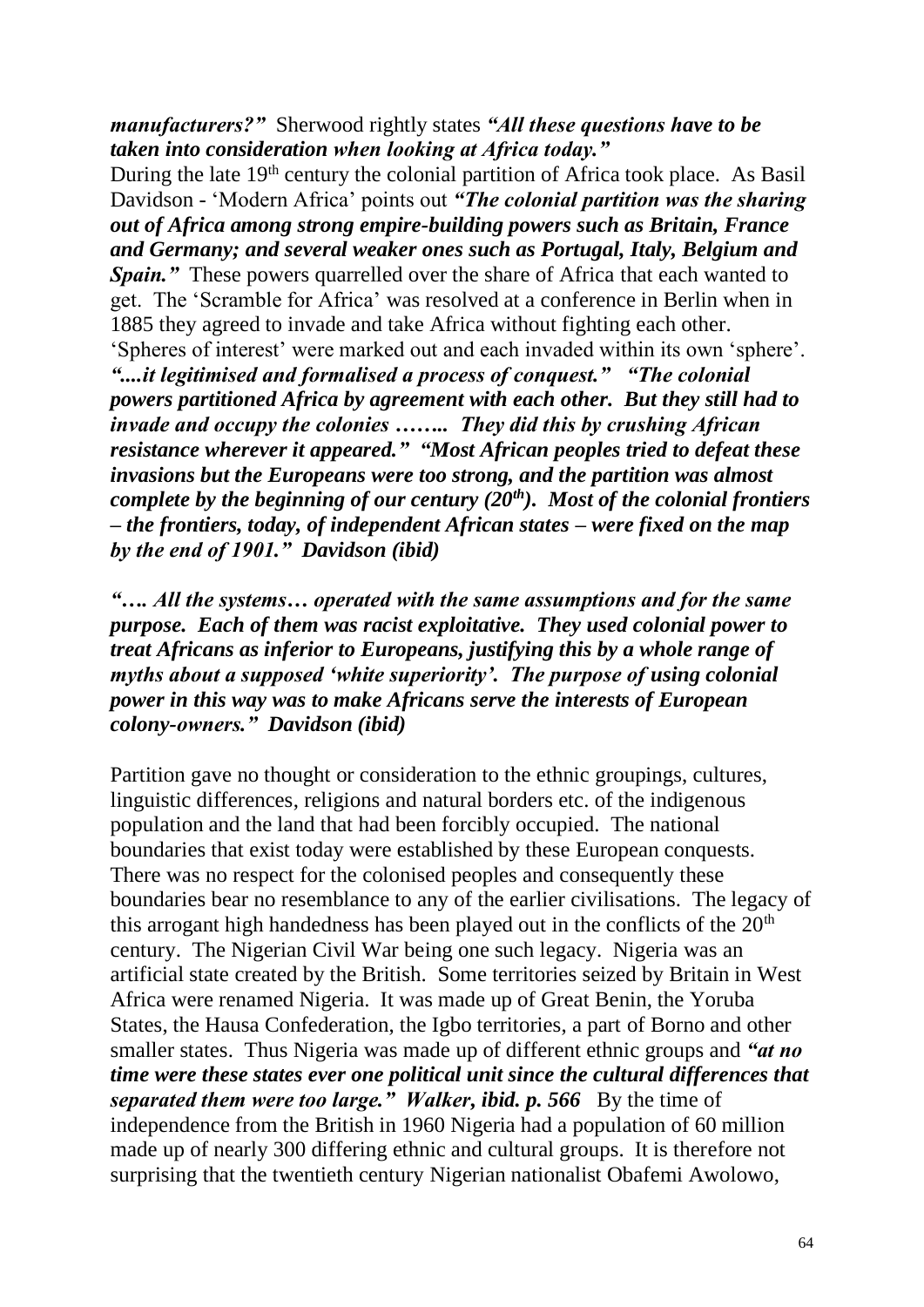***manufacturers?"*** Sherwood rightly states ***"All these questions have to be taken into consideration when looking at Africa today."***

During the late 19th century the colonial partition of Africa took place. As Basil Davidson - 'Modern Africa' points out ***"The colonial partition was the sharing out of Africa among strong empire-building powers such as Britain, France and Germany; and several weaker ones such as Portugal, Italy, Belgium and Spain."*** These powers quarrelled over the share of Africa that each wanted to get. The 'Scramble for Africa' was resolved at a conference in Berlin when in 1885 they agreed to invade and take Africa without fighting each other. 'Spheres of interest' were marked out and each invaded within its own 'sphere'. ***"....it legitimised and formalised a process of conquest." "The colonial powers partitioned Africa by agreement with each other. But they still had to invade and occupy the colonies …….. They did this by crushing African resistance wherever it appeared." "Most African peoples tried to defeat these invasions but the Europeans were too strong, and the partition was almost complete by the beginning of our century (20th). Most of the colonial frontiers – the frontiers, today, of independent African states – were fixed on the map by the end of 1901." Davidson (ibid)***

***"…. All the systems… operated with the same assumptions and for the same purpose. Each of them was racist exploitative. They used colonial power to treat Africans as inferior to Europeans, justifying this by a whole range of myths about a supposed 'white superiority'. The purpose of using colonial power in this way was to make Africans serve the interests of European colony-owners." Davidson (ibid)***

Partition gave no thought or consideration to the ethnic groupings, cultures, linguistic differences, religions and natural borders etc. of the indigenous population and the land that had been forcibly occupied. The national boundaries that exist today were established by these European conquests. There was no respect for the colonised peoples and consequently these boundaries bear no resemblance to any of the earlier civilisations. The legacy of this arrogant high handedness has been played out in the conflicts of the 20th century. The Nigerian Civil War being one such legacy. Nigeria was an artificial state created by the British. Some territories seized by Britain in West Africa were renamed Nigeria. It was made up of Great Benin, the Yoruba States, the Hausa Confederation, the Igbo territories, a part of Borno and other smaller states. Thus Nigeria was made up of different ethnic groups and ***"at no time were these states ever one political unit since the cultural differences that separated them were too large." Walker, ibid. p. 566*** By the time of independence from the British in 1960 Nigeria had a population of 60 million made up of nearly 300 differing ethnic and cultural groups. It is therefore not surprising that the twentieth century Nigerian nationalist Obafemi Awolowo,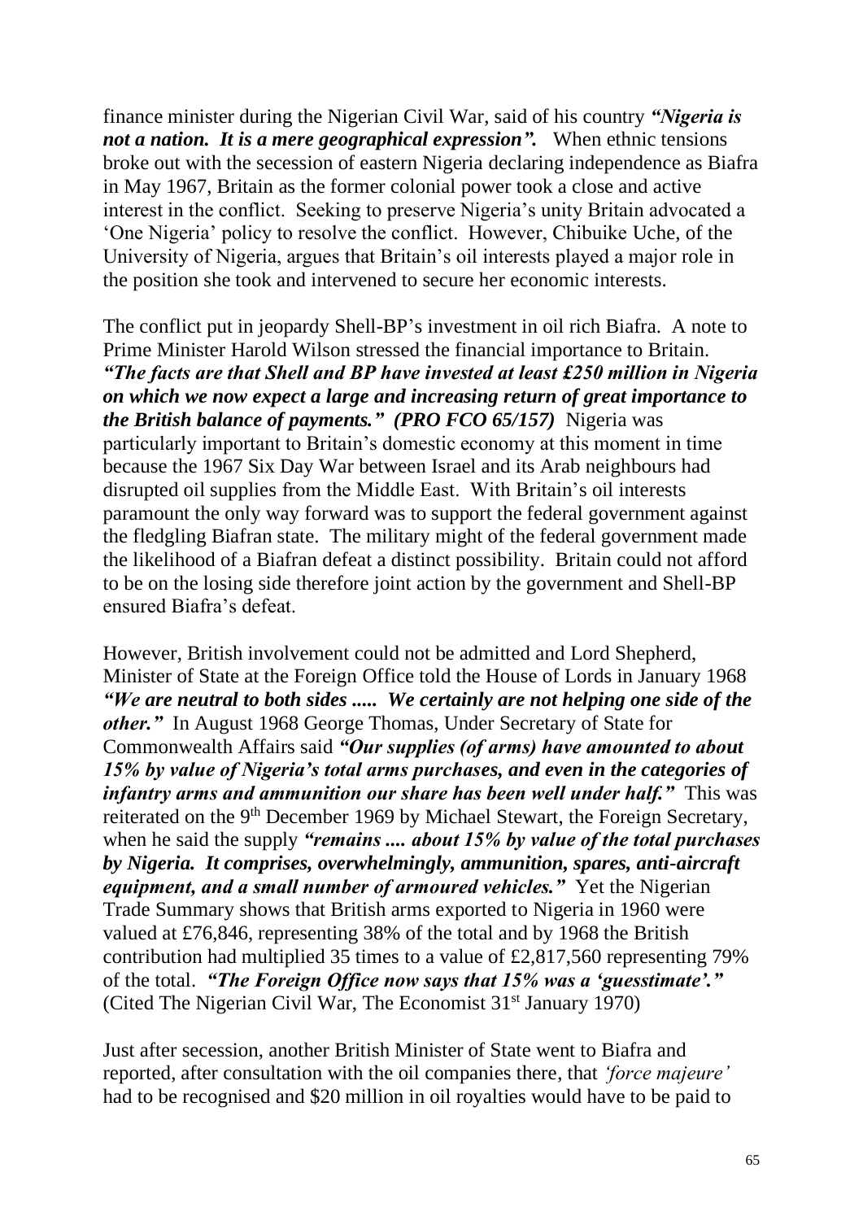finance minister during the Nigerian Civil War, said of his country ***"Nigeria is not a nation. It is a mere geographical expression".*** When ethnic tensions broke out with the secession of eastern Nigeria declaring independence as Biafra in May 1967, Britain as the former colonial power took a close and active interest in the conflict. Seeking to preserve Nigeria's unity Britain advocated a 'One Nigeria' policy to resolve the conflict. However, Chibuike Uche, of the University of Nigeria, argues that Britain's oil interests played a major role in the position she took and intervened to secure her economic interests.

The conflict put in jeopardy Shell-BP's investment in oil rich Biafra. A note to Prime Minister Harold Wilson stressed the financial importance to Britain. ***"The facts are that Shell and BP have invested at least £250 million in Nigeria on which we now expect a large and increasing return of great importance to the British balance of payments." (PRO FCO 65/157)*** Nigeria was particularly important to Britain's domestic economy at this moment in time because the 1967 Six Day War between Israel and its Arab neighbours had disrupted oil supplies from the Middle East. With Britain's oil interests paramount the only way forward was to support the federal government against the fledgling Biafran state. The military might of the federal government made the likelihood of a Biafran defeat a distinct possibility. Britain could not afford to be on the losing side therefore joint action by the government and Shell-BP ensured Biafra's defeat.

However, British involvement could not be admitted and Lord Shepherd, Minister of State at the Foreign Office told the House of Lords in January 1968 ***"We are neutral to both sides ..... We certainly are not helping one side of the other."*** In August 1968 George Thomas, Under Secretary of State for Commonwealth Affairs said ***"Our supplies (of arms) have amounted to about 15% by value of Nigeria's total arms purchases, and even in the categories of infantry arms and ammunition our share has been well under half."*** This was reiterated on the 9th December 1969 by Michael Stewart, the Foreign Secretary, when he said the supply ***"remains .... about 15% by value of the total purchases by Nigeria. It comprises, overwhelmingly, ammunition, spares, anti-aircraft equipment, and a small number of armoured vehicles."*** Yet the Nigerian Trade Summary shows that British arms exported to Nigeria in 1960 were valued at £76,846, representing 38% of the total and by 1968 the British contribution had multiplied 35 times to a value of £2,817,560 representing 79% of the total. ***"The Foreign Office now says that 15% was a 'guesstimate'."*** (Cited The Nigerian Civil War, The Economist 31st January 1970)

Just after secession, another British Minister of State went to Biafra and reported, after consultation with the oil companies there, that *'force majeure'* had to be recognised and $20 million in oil royalties would have to be paid to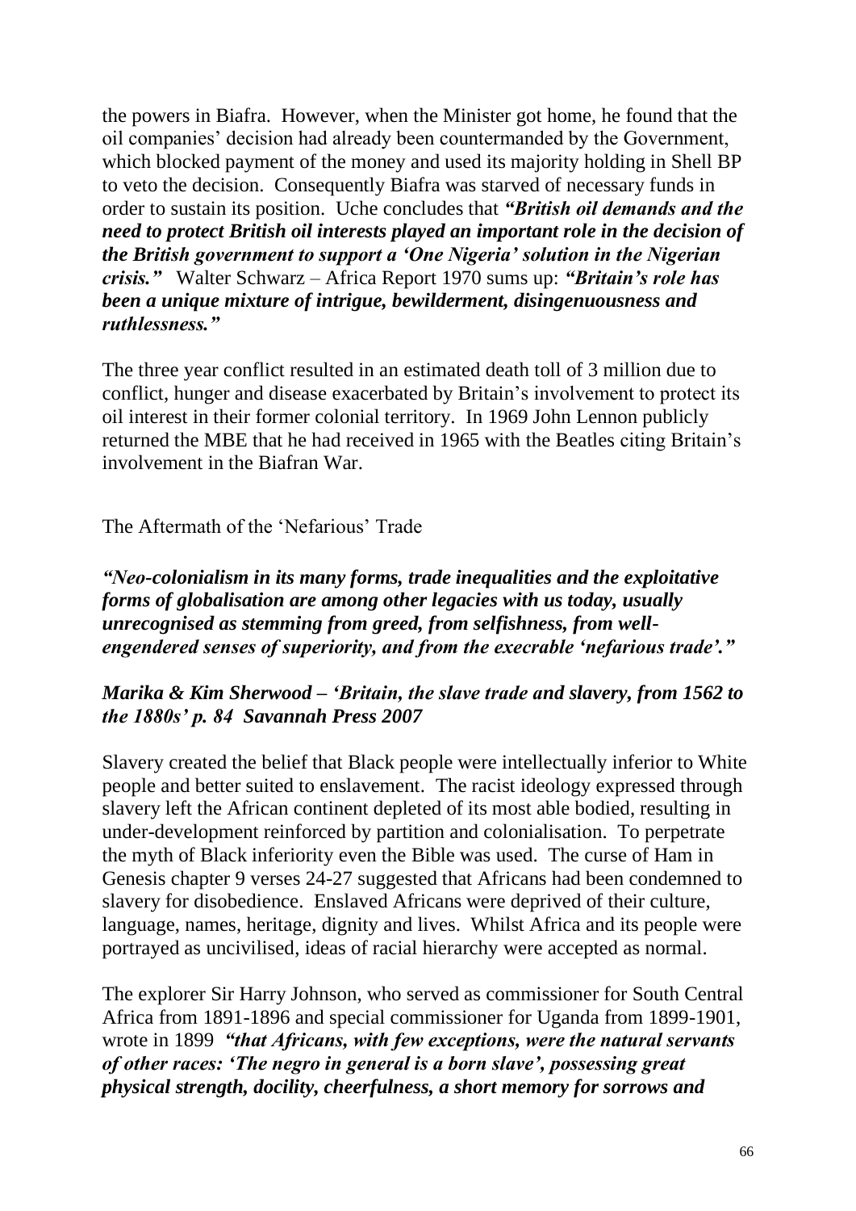the powers in Biafra. However, when the Minister got home, he found that the oil companies' decision had already been countermanded by the Government, which blocked payment of the money and used its majority holding in Shell BP to veto the decision. Consequently Biafra was starved of necessary funds in order to sustain its position. Uche concludes that ***"British oil demands and the need to protect British oil interests played an important role in the decision of the British government to support a 'One Nigeria' solution in the Nigerian crisis."*** Walter Schwarz – Africa Report 1970 sums up: ***"Britain's role has been a unique mixture of intrigue, bewilderment, disingenuousness and ruthlessness."***

The three year conflict resulted in an estimated death toll of 3 million due to conflict, hunger and disease exacerbated by Britain's involvement to protect its oil interest in their former colonial territory. In 1969 John Lennon publicly returned the MBE that he had received in 1965 with the Beatles citing Britain's involvement in the Biafran War.

## The Aftermath of the 'Nefarious' Trade

***"Neo-colonialism in its many forms, trade inequalities and the exploitative forms of globalisation are among other legacies with us today, usually unrecognised as stemming from greed, from selfishness, from well-engendered senses of superiority, and from the execrable 'nefarious trade'."***

***Marika & Kim Sherwood – 'Britain, the slave trade and slavery, from 1562 to the 1880s' p. 84 Savannah Press 2007***

Slavery created the belief that Black people were intellectually inferior to White people and better suited to enslavement. The racist ideology expressed through slavery left the African continent depleted of its most able bodied, resulting in under-development reinforced by partition and colonialisation. To perpetrate the myth of Black inferiority even the Bible was used. The curse of Ham in Genesis chapter 9 verses 24-27 suggested that Africans had been condemned to slavery for disobedience. Enslaved Africans were deprived of their culture, language, names, heritage, dignity and lives. Whilst Africa and its people were portrayed as uncivilised, ideas of racial hierarchy were accepted as normal.

The explorer Sir Harry Johnson, who served as commissioner for South Central Africa from 1891-1896 and special commissioner for Uganda from 1899-1901, wrote in 1899 ***"that Africans, with few exceptions, were the natural servants of other races: 'The negro in general is a born slave', possessing great physical strength, docility, cheerfulness, a short memory for sorrows and***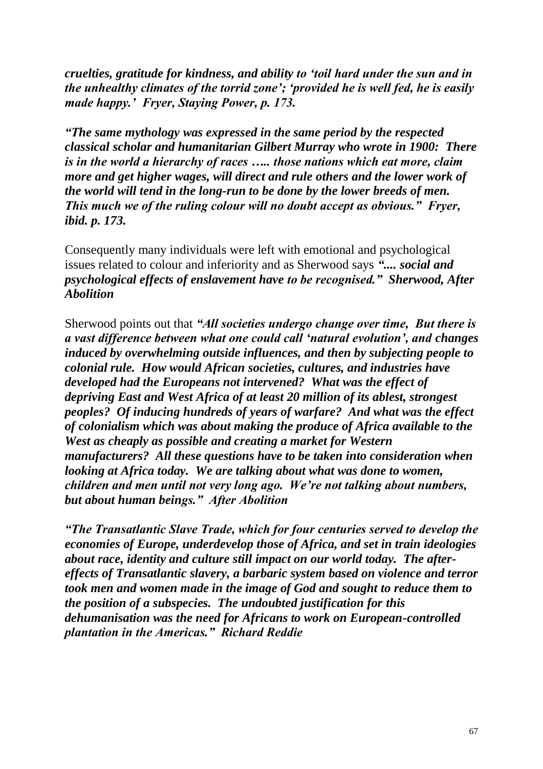***cruelties, gratitude for kindness, and ability to 'toil hard under the sun and in the unhealthy climates of the torrid zone'; 'provided he is well fed, he is easily made happy.' Fryer, Staying Power, p. 173.***

***"The same mythology was expressed in the same period by the respected classical scholar and humanitarian Gilbert Murray who wrote in 1900: There is in the world a hierarchy of races ….. those nations which eat more, claim more and get higher wages, will direct and rule others and the lower work of the world will tend in the long-run to be done by the lower breeds of men. This much we of the ruling colour will no doubt accept as obvious." Fryer, ibid. p. 173.***

Consequently many individuals were left with emotional and psychological issues related to colour and inferiority and as Sherwood says ***".... social and psychological effects of enslavement have to be recognised." Sherwood, After Abolition***

Sherwood points out that ***"All societies undergo change over time, But there is a vast difference between what one could call 'natural evolution', and changes induced by overwhelming outside influences, and then by subjecting people to colonial rule. How would African societies, cultures, and industries have developed had the Europeans not intervened? What was the effect of depriving East and West Africa of at least 20 million of its ablest, strongest peoples? Of inducing hundreds of years of warfare? And what was the effect of colonialism which was about making the produce of Africa available to the West as cheaply as possible and creating a market for Western manufacturers? All these questions have to be taken into consideration when looking at Africa today. We are talking about what was done to women, children and men until not very long ago. We're not talking about numbers, but about human beings." After Abolition***

***"The Transatlantic Slave Trade, which for four centuries served to develop the economies of Europe, underdevelop those of Africa, and set in train ideologies about race, identity and culture still impact on our world today. The after-effects of Transatlantic slavery, a barbaric system based on violence and terror took men and women made in the image of God and sought to reduce them to the position of a subspecies. The undoubted justification for this dehumanisation was the need for Africans to work on European-controlled plantation in the Americas." Richard Reddie***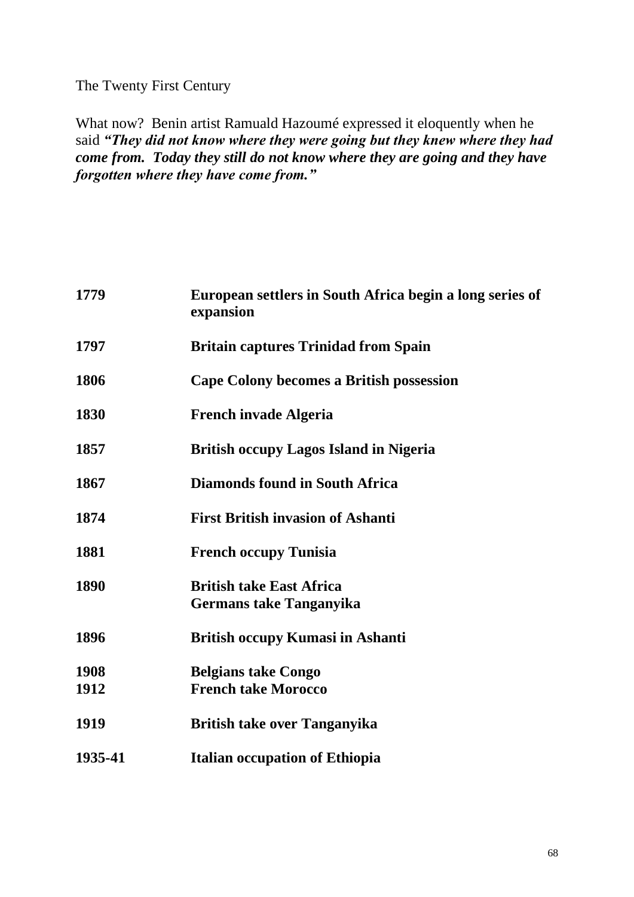The Twenty First Century

What now? Benin artist Ramuald Hazoumé expressed it eloquently when he said ***"They did not know where they were going but they knew where they had come from. Today they still do not know where they are going and they have forgotten where they have come from."***

| | |
|---|---|
| **1779** | **European settlers in South Africa begin a long series of expansion** |
| **1797** | **Britain captures Trinidad from Spain** |
| **1806** | **Cape Colony becomes a British possession** |
| **1830** | **French invade Algeria** |
| **1857** | **British occupy Lagos Island in Nigeria** |
| **1867** | **Diamonds found in South Africa** |
| **1874** | **First British invasion of Ashanti** |
| **1881** | **French occupy Tunisia** |
| **1890** | **British take East Africa** |
| | **Germans take Tanganyika** |
| **1896** | **British occupy Kumasi in Ashanti** |
| **1908** | **Belgians take Congo** |
| **1912** | **French take Morocco** |
| **1919** | **British take over Tanganyika** |
| **1935-41** | **Italian occupation of Ethiopia** |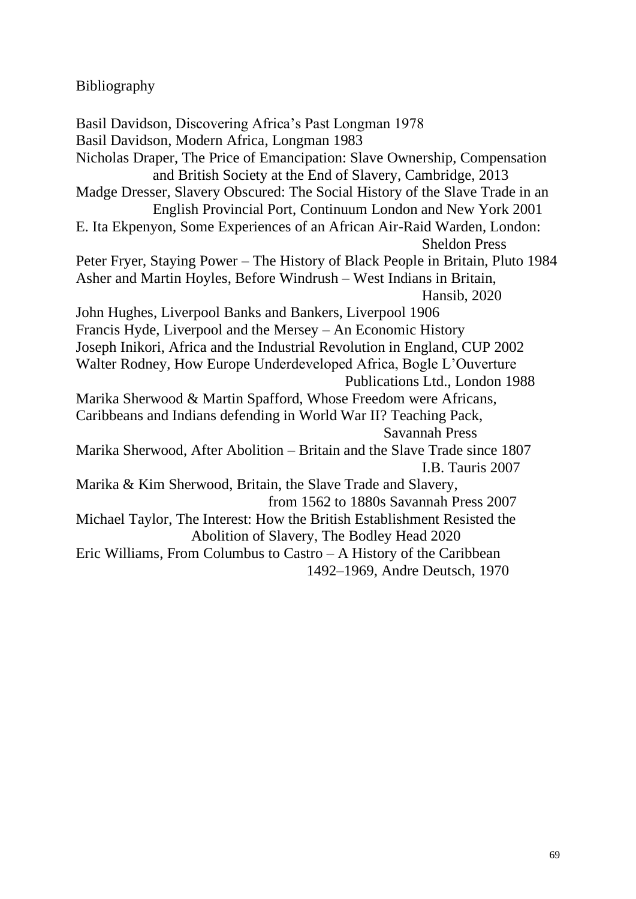# Bibliography

Basil Davidson, Discovering Africa's Past Longman 1978

Basil Davidson, Modern Africa, Longman 1983

Nicholas Draper, The Price of Emancipation: Slave Ownership, Compensation and British Society at the End of Slavery, Cambridge, 2013

Madge Dresser, Slavery Obscured: The Social History of the Slave Trade in an English Provincial Port, Continuum London and New York 2001

E. Ita Ekpenyon, Some Experiences of an African Air-Raid Warden, London: Sheldon Press

Peter Fryer, Staying Power – The History of Black People in Britain, Pluto 1984

Asher and Martin Hoyles, Before Windrush – West Indians in Britain, Hansib, 2020

John Hughes, Liverpool Banks and Bankers, Liverpool 1906

Francis Hyde, Liverpool and the Mersey – An Economic History

Joseph Inikori, Africa and the Industrial Revolution in England, CUP 2002

Walter Rodney, How Europe Underdeveloped Africa, Bogle L'Ouverture Publications Ltd., London 1988

Marika Sherwood & Martin Spafford, Whose Freedom were Africans, Caribbeans and Indians defending in World War II? Teaching Pack, Savannah Press

Marika Sherwood, After Abolition – Britain and the Slave Trade since 1807 I.B. Tauris 2007

Marika & Kim Sherwood, Britain, the Slave Trade and Slavery, from 1562 to 1880s Savannah Press 2007

Michael Taylor, The Interest: How the British Establishment Resisted the Abolition of Slavery, The Bodley Head 2020

Eric Williams, From Columbus to Castro – A History of the Caribbean 1492–1969, Andre Deutsch, 1970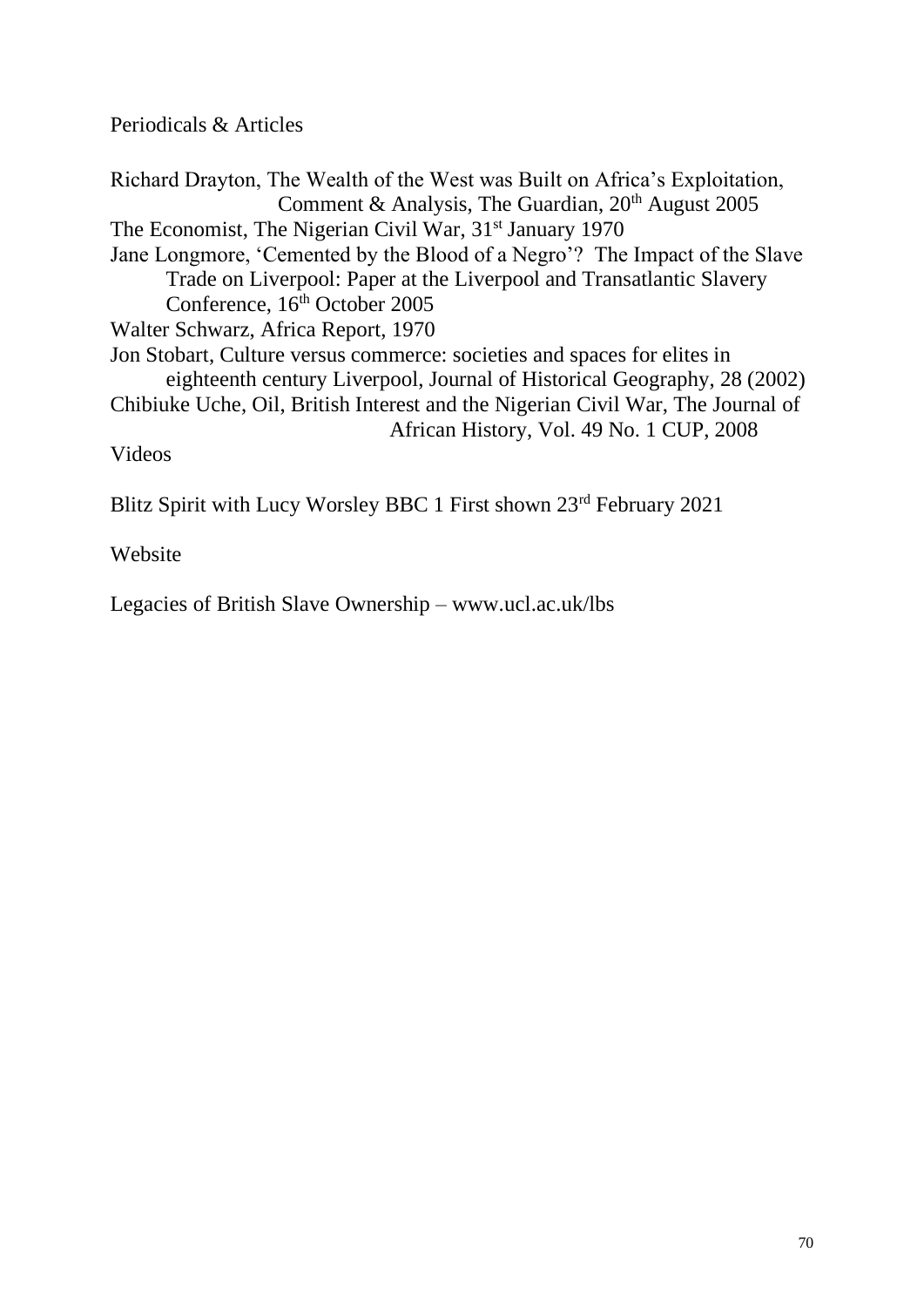Periodicals & Articles

Richard Drayton, The Wealth of the West was Built on Africa's Exploitation, Comment & Analysis, The Guardian, 20th August 2005

The Economist, The Nigerian Civil War, 31st January 1970

Jane Longmore, 'Cemented by the Blood of a Negro'? The Impact of the Slave Trade on Liverpool: Paper at the Liverpool and Transatlantic Slavery Conference, 16th October 2005

Walter Schwarz, Africa Report, 1970

Jon Stobart, Culture versus commerce: societies and spaces for elites in eighteenth century Liverpool, Journal of Historical Geography, 28 (2002)

Chibiuke Uche, Oil, British Interest and the Nigerian Civil War, The Journal of African History, Vol. 49 No. 1 CUP, 2008

Videos

Blitz Spirit with Lucy Worsley BBC 1 First shown 23rd February 2021

Website

Legacies of British Slave Ownership – www.ucl.ac.uk/lbs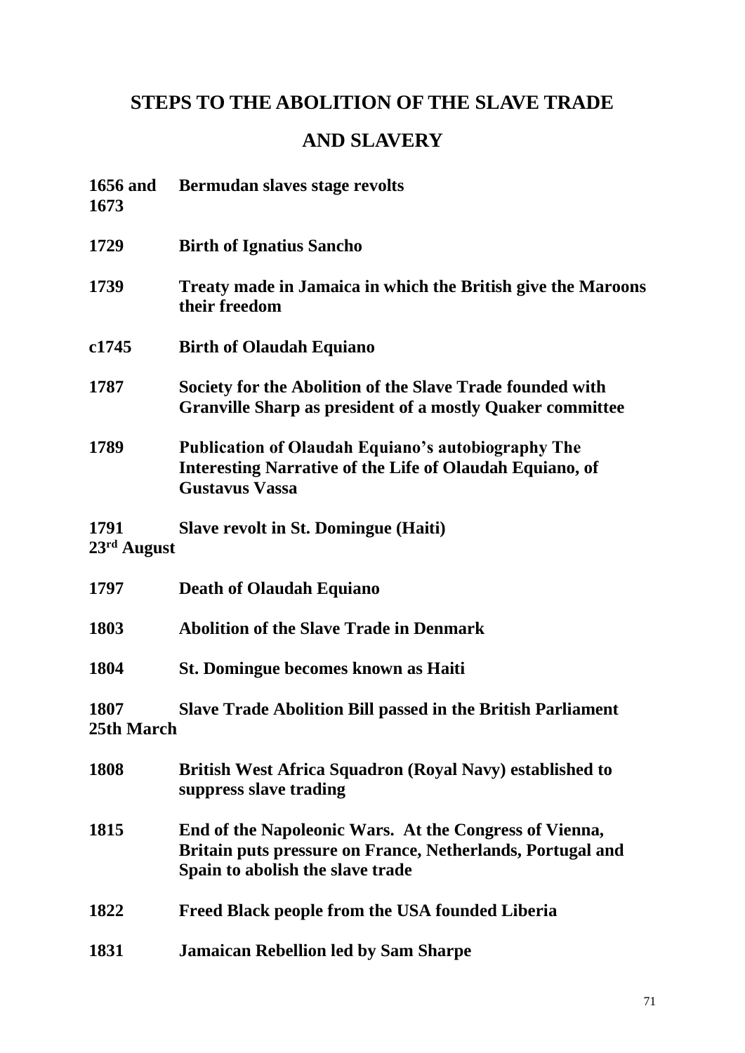# STEPS TO THE ABOLITION OF THE SLAVE TRADE AND SLAVERY

| | |
|---|---|
| **1656 and 1673** | **Bermudan slaves stage revolts** |
| **1729** | **Birth of Ignatius Sancho** |
| **1739** | **Treaty made in Jamaica in which the British give the Maroons their freedom** |
| **c1745** | **Birth of Olaudah Equiano** |
| **1787** | **Society for the Abolition of the Slave Trade founded with Granville Sharp as president of a mostly Quaker committee** |
| **1789** | **Publication of Olaudah Equiano's autobiography The Interesting Narrative of the Life of Olaudah Equiano, of Gustavus Vassa** |
| **1791 23rd August** | **Slave revolt in St. Domingue (Haiti)** |
| **1797** | **Death of Olaudah Equiano** |
| **1803** | **Abolition of the Slave Trade in Denmark** |
| **1804** | **St. Domingue becomes known as Haiti** |
| **1807 25th March** | **Slave Trade Abolition Bill passed in the British Parliament** |
| **1808** | **British West Africa Squadron (Royal Navy) established to suppress slave trading** |
| **1815** | **End of the Napoleonic Wars. At the Congress of Vienna, Britain puts pressure on France, Netherlands, Portugal and Spain to abolish the slave trade** |
| **1822** | **Freed Black people from the USA founded Liberia** |
| **1831** | **Jamaican Rebellion led by Sam Sharpe** |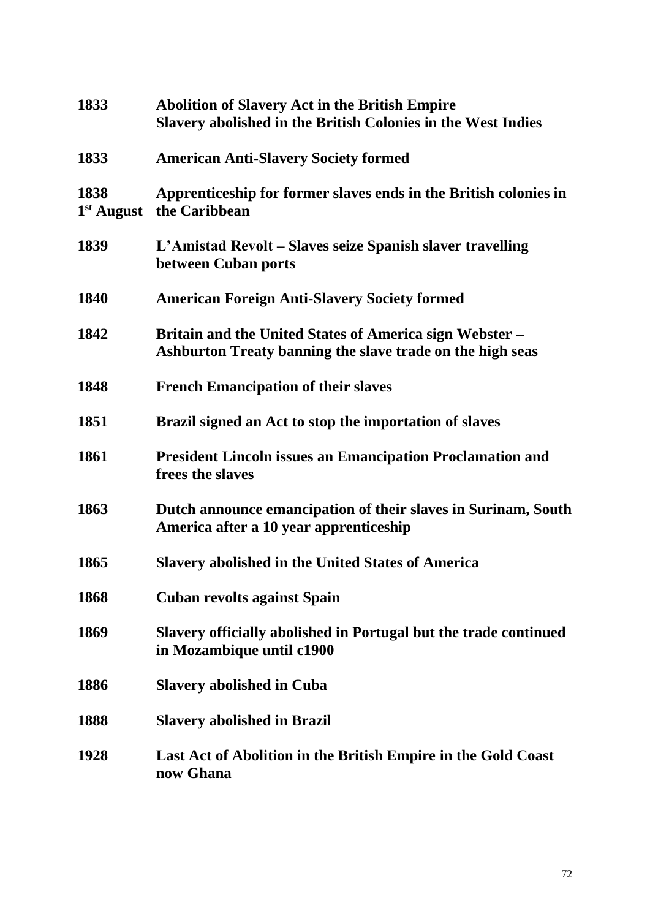| | |
|---|---|
| **1833** | **Abolition of Slavery Act in the British Empire**<br>**Slavery abolished in the British Colonies in the West Indies** |
| **1833** | **American Anti-Slavery Society formed** |
| **1838**<br>**1st August** | **Apprenticeship for former slaves ends in the British colonies in the Caribbean** |
| **1839** | **L'Amistad Revolt – Slaves seize Spanish slaver travelling between Cuban ports** |
| **1840** | **American Foreign Anti-Slavery Society formed** |
| **1842** | **Britain and the United States of America sign Webster – Ashburton Treaty banning the slave trade on the high seas** |
| **1848** | **French Emancipation of their slaves** |
| **1851** | **Brazil signed an Act to stop the importation of slaves** |
| **1861** | **President Lincoln issues an Emancipation Proclamation and frees the slaves** |
| **1863** | **Dutch announce emancipation of their slaves in Surinam, South America after a 10 year apprenticeship** |
| **1865** | **Slavery abolished in the United States of America** |
| **1868** | **Cuban revolts against Spain** |
| **1869** | **Slavery officially abolished in Portugal but the trade continued in Mozambique until c1900** |
| **1886** | **Slavery abolished in Cuba** |
| **1888** | **Slavery abolished in Brazil** |
| **1928** | **Last Act of Abolition in the British Empire in the Gold Coast now Ghana** |